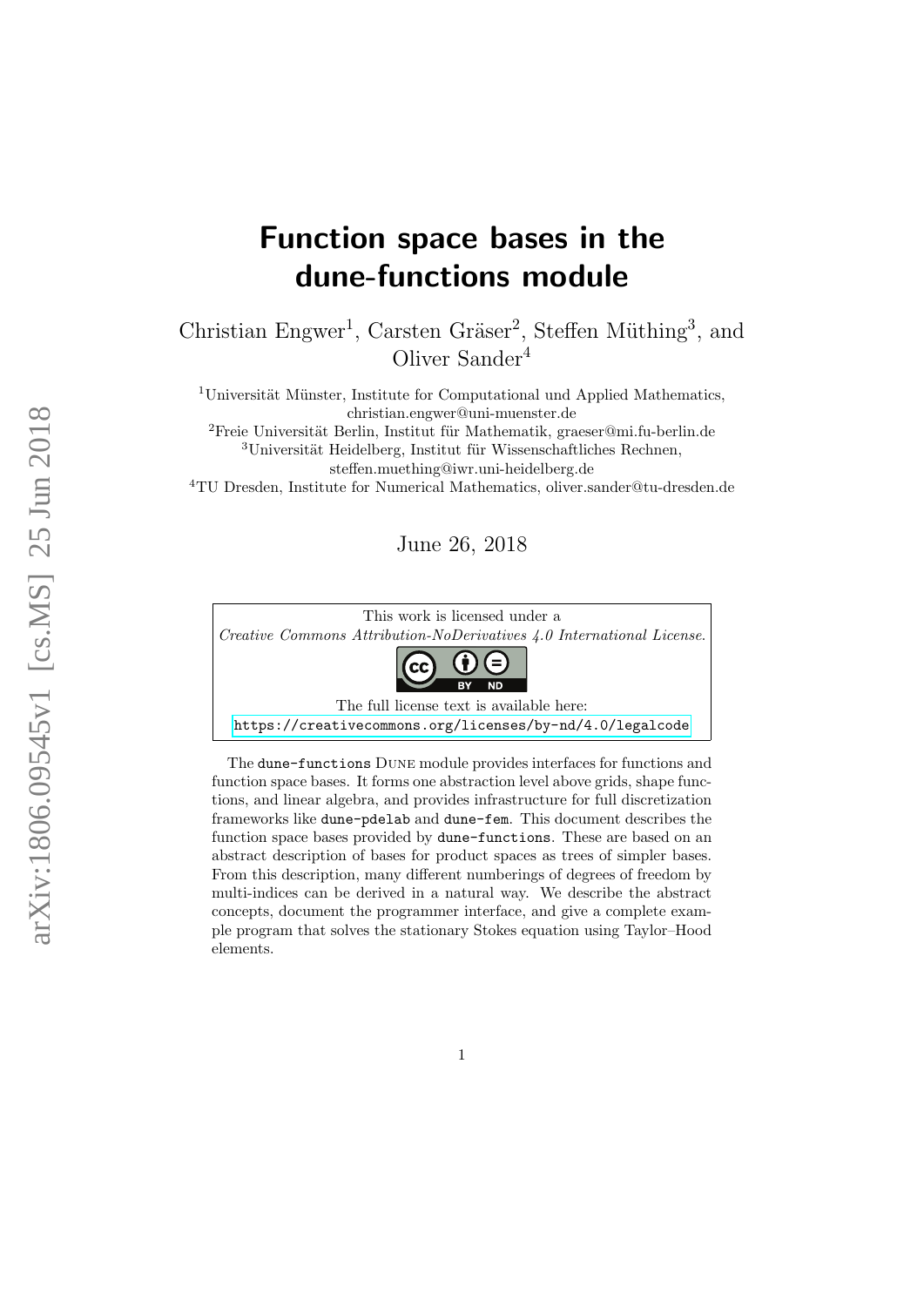# Function space bases in the dune-functions module

Christian Engwer[1], Carsten Gräser[2], Steffen Müthing[3], and Oliver Sander[4]

[1]Universität Münster, Institute for Computational und Applied Mathematics, christian.engwer@uni-muenster.de

[2]Freie Universität Berlin, Institut für Mathematik, graeser@mi.fu-berlin.de

[3]Universität Heidelberg, Institut für Wissenschaftliches Rechnen, steffen.muething@iwr.uni-heidelberg.de

[4]TU Dresden, Institute for Numerical Mathematics, oliver.sander@tu-dresden.de

June 26, 2018

This work is licensed under a
*Creative Commons Attribution-NoDerivatives 4.0 International License.*
The full license text is available here:
`https://creativecommons.org/licenses/by-nd/4.0/legalcode`

The `dune-functions` DUNE module provides interfaces for functions and function space bases. It forms one abstraction level above grids, shape functions, and linear algebra, and provides infrastructure for full discretization frameworks like `dune-pdelab` and `dune-fem`. This document describes the function space bases provided by `dune-functions`. These are based on an abstract description of bases for product spaces as trees of simpler bases. From this description, many different numberings of degrees of freedom by multi-indices can be derived in a natural way. We describe the abstract concepts, document the programmer interface, and give a complete example program that solves the stationary Stokes equation using Taylor–Hood elements.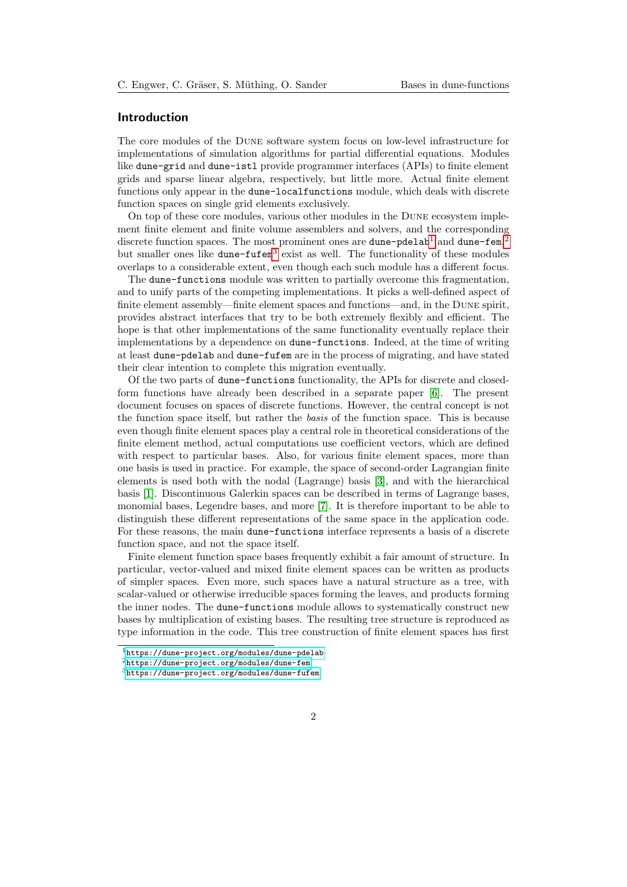## Introduction

The core modules of the DUNE software system focus on low-level infrastructure for implementations of simulation algorithms for partial differential equations. Modules like `dune-grid` and `dune-istl` provide programmer interfaces (APIs) to finite element grids and sparse linear algebra, respectively, but little more. Actual finite element functions only appear in the `dune-localfunctions` module, which deals with discrete function spaces on single grid elements exclusively.

On top of these core modules, various other modules in the DUNE ecosystem implement finite element and finite volume assemblers and solvers, and the corresponding discrete function spaces. The most prominent ones are `dune-pdelab`[1] and `dune-fem`,[2] but smaller ones like `dune-fufem`[3] exist as well. The functionality of these modules overlaps to a considerable extent, even though each such module has a different focus.

The `dune-functions` module was written to partially overcome this fragmentation, and to unify parts of the competing implementations. It picks a well-defined aspect of finite element assembly—finite element spaces and functions—and, in the DUNE spirit, provides abstract interfaces that try to be both extremely flexibly and efficient. The hope is that other implementations of the same functionality eventually replace their implementations by a dependence on `dune-functions`. Indeed, at the time of writing at least `dune-pdelab` and `dune-fufem` are in the process of migrating, and have stated their clear intention to complete this migration eventually.

Of the two parts of `dune-functions` functionality, the APIs for discrete and closed-form functions have already been described in a separate paper [6]. The present document focuses on spaces of discrete functions. However, the central concept is not the function space itself, but rather the *basis* of the function space. This is because even though finite element spaces play a central role in theoretical considerations of the finite element method, actual computations use coefficient vectors, which are defined with respect to particular bases. Also, for various finite element spaces, more than one basis is used in practice. For example, the space of second-order Lagrangian finite elements is used both with the nodal (Lagrange) basis [3], and with the hierarchical basis [1]. Discontinuous Galerkin spaces can be described in terms of Lagrange bases, monomial bases, Legendre bases, and more [7]. It is therefore important to be able to distinguish these different representations of the same space in the application code. For these reasons, the main `dune-functions` interface represents a basis of a discrete function space, and not the space itself.

Finite element function space bases frequently exhibit a fair amount of structure. In particular, vector-valued and mixed finite element spaces can be written as products of simpler spaces. Even more, such spaces have a natural structure as a tree, with scalar-valued or otherwise irreducible spaces forming the leaves, and products forming the inner nodes. The `dune-functions` module allows to systematically construct new bases by multiplication of existing bases. The resulting tree structure is reproduced as type information in the code. This tree construction of finite element spaces has first

[1] https://dune-project.org/modules/dune-pdelab

[2] https://dune-project.org/modules/dune-fem

[3] https://dune-project.org/modules/dune-fufem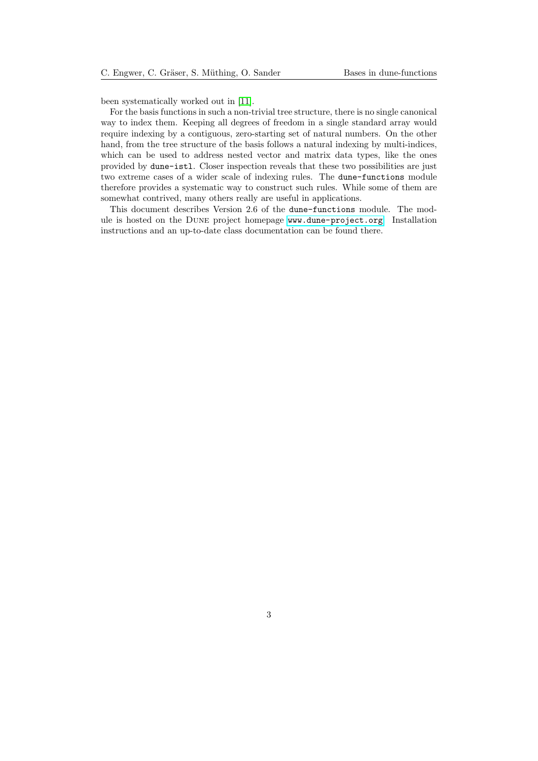been systematically worked out in [11].

For the basis functions in such a non-trivial tree structure, there is no single canonical way to index them. Keeping all degrees of freedom in a single standard array would require indexing by a contiguous, zero-starting set of natural numbers. On the other hand, from the tree structure of the basis follows a natural indexing by multi-indices, which can be used to address nested vector and matrix data types, like the ones provided by `dune-istl`. Closer inspection reveals that these two possibilities are just two extreme cases of a wider scale of indexing rules. The `dune-functions` module therefore provides a systematic way to construct such rules. While some of them are somewhat contrived, many others really are useful in applications.

This document describes Version 2.6 of the `dune-functions` module. The module is hosted on the Dune project homepage `www.dune-project.org`. Installation instructions and an up-to-date class documentation can be found there.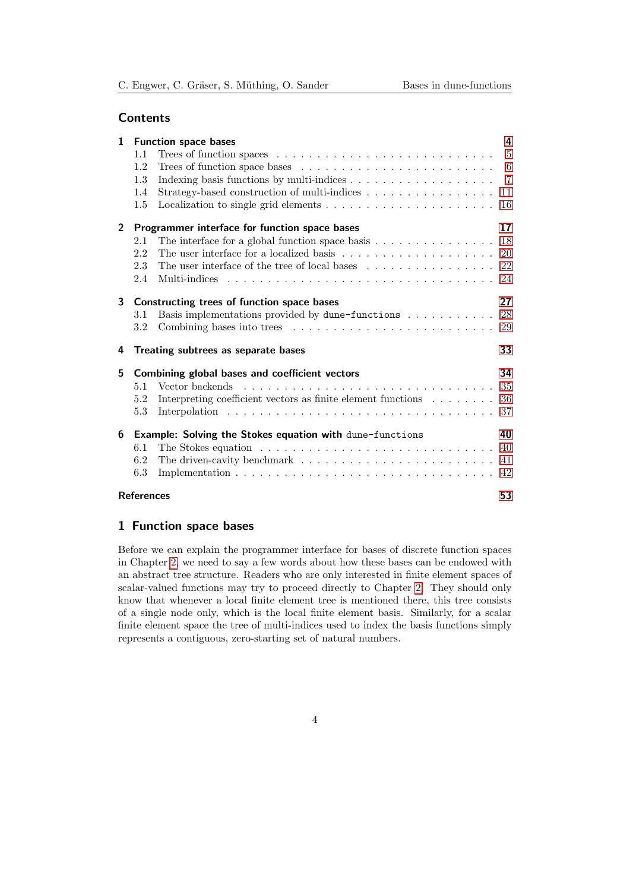## Contents

| | |
|---|---|
| **1 Function space bases** | **4** |
| 1.1 Trees of function spaces | 5 |
| 1.2 Trees of function space bases | 6 |
| 1.3 Indexing basis functions by multi-indices | 7 |
| 1.4 Strategy-based construction of multi-indices | 11 |
| 1.5 Localization to single grid elements | 16 |
| **2 Programmer interface for function space bases** | **17** |
| 2.1 The interface for a global function space basis | 18 |
| 2.2 The user interface for a localized basis | 20 |
| 2.3 The user interface of the tree of local bases | 22 |
| 2.4 Multi-indices | 24 |
| **3 Constructing trees of function space bases** | **27** |
| 3.1 Basis implementations provided by `dune-functions` | 28 |
| 3.2 Combining bases into trees | 29 |
| **4 Treating subtrees as separate bases** | **33** |
| **5 Combining global bases and coefficient vectors** | **34** |
| 5.1 Vector backends | 35 |
| 5.2 Interpreting coefficient vectors as finite element functions | 36 |
| 5.3 Interpolation | 37 |
| **6 Example: Solving the Stokes equation with `dune-functions`** | **40** |
| 6.1 The Stokes equation | 40 |
| 6.2 The driven-cavity benchmark | 41 |
| 6.3 Implementation | 42 |
| **References** | **53** |

# 1 Function space bases

Before we can explain the programmer interface for bases of discrete function spaces in Chapter 2, we need to say a few words about how these bases can be endowed with an abstract tree structure. Readers who are only interested in finite element spaces of scalar-valued functions may try to proceed directly to Chapter 2. They should only know that whenever a local finite element tree is mentioned there, this tree consists of a single node only, which is the local finite element basis. Similarly, for a scalar finite element space the tree of multi-indices used to index the basis functions simply represents a contiguous, zero-starting set of natural numbers.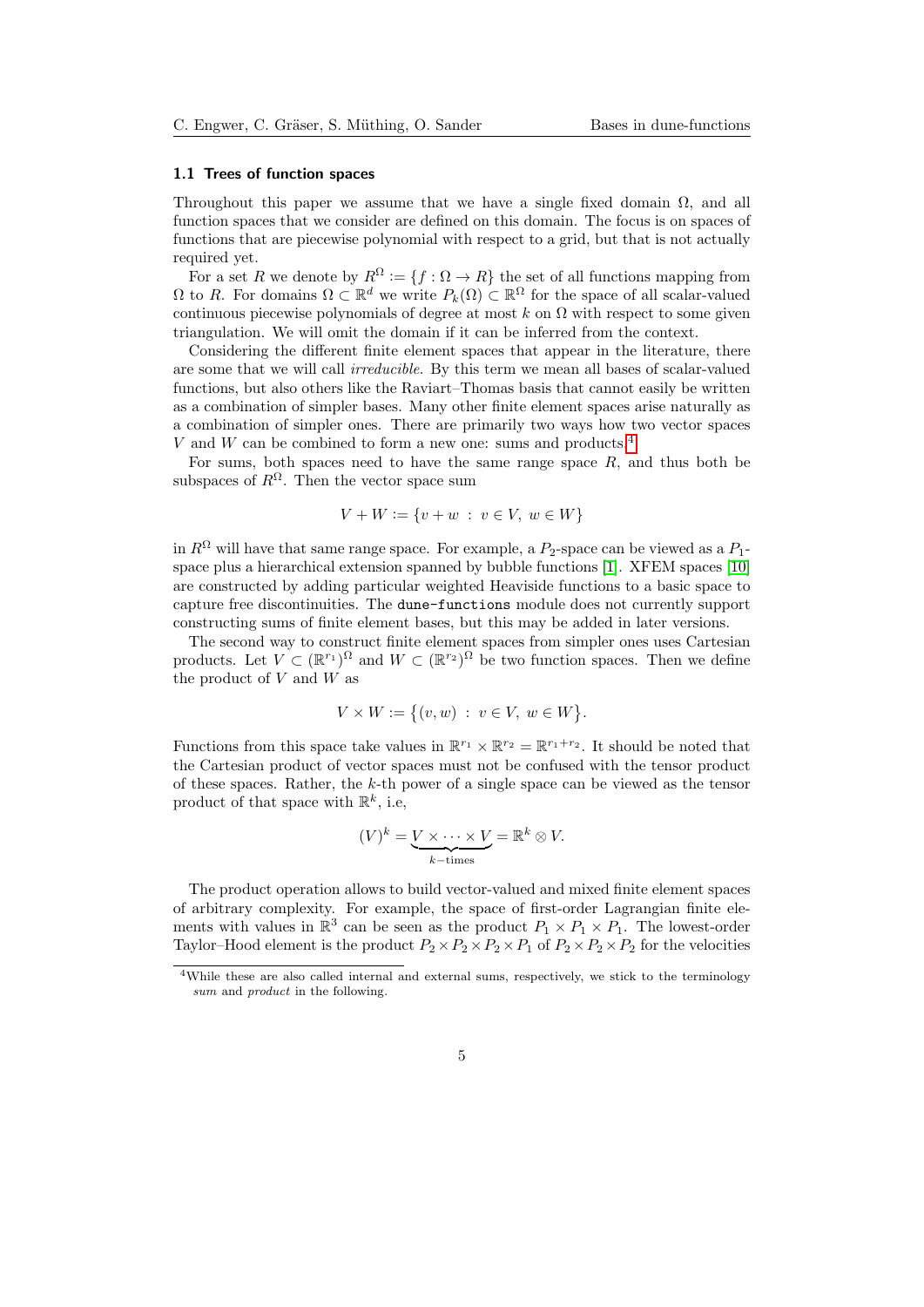### 1.1 Trees of function spaces

Throughout this paper we assume that we have a single fixed domain $\Omega$, and all function spaces that we consider are defined on this domain. The focus is on spaces of functions that are piecewise polynomial with respect to a grid, but that is not actually required yet.

For a set $R$ we denote by $R^\Omega := \{f : \Omega \to R\}$ the set of all functions mapping from $\Omega$ to $R$. For domains $\Omega \subset \mathbb{R}^d$ we write $P_k(\Omega) \subset \mathbb{R}^\Omega$ for the space of all scalar-valued continuous piecewise polynomials of degree at most $k$ on $\Omega$ with respect to some given triangulation. We will omit the domain if it can be inferred from the context.

Considering the different finite element spaces that appear in the literature, there are some that we will call *irreducible*. By this term we mean all bases of scalar-valued functions, but also others like the Raviart–Thomas basis that cannot easily be written as a combination of simpler bases. Many other finite element spaces arise naturally as a combination of simpler ones. There are primarily two ways how two vector spaces $V$ and $W$ can be combined to form a new one: sums and products.[4]

For sums, both spaces need to have the same range space $R$, and thus both be subspaces of $R^\Omega$. Then the vector space sum

$$V + W := \{v + w \;:\; v \in V,\; w \in W\}$$

in $R^\Omega$ will have that same range space. For example, a $P_2$-space can be viewed as a $P_1$-space plus a hierarchical extension spanned by bubble functions [1]. XFEM spaces [10] are constructed by adding particular weighted Heaviside functions to a basic space to capture free discontinuities. The `dune-functions` module does not currently support constructing sums of finite element bases, but this may be added in later versions.

The second way to construct finite element spaces from simpler ones uses Cartesian products. Let $V \subset (\mathbb{R}^{r_1})^\Omega$ and $W \subset (\mathbb{R}^{r_2})^\Omega$ be two function spaces. Then we define the product of $V$ and $W$ as

$$V \times W := \big\{(v, w) \;:\; v \in V,\; w \in W\big\}.$$

Functions from this space take values in $\mathbb{R}^{r_1} \times \mathbb{R}^{r_2} = \mathbb{R}^{r_1+r_2}$. It should be noted that the Cartesian product of vector spaces must not be confused with the tensor product of these spaces. Rather, the $k$-th power of a single space can be viewed as the tensor product of that space with $\mathbb{R}^k$, i.e,

$$(V)^k = \underbrace{V \times \cdots \times V}_{k-\text{times}} = \mathbb{R}^k \otimes V.$$

The product operation allows to build vector-valued and mixed finite element spaces of arbitrary complexity. For example, the space of first-order Lagrangian finite elements with values in $\mathbb{R}^3$ can be seen as the product $P_1 \times P_1 \times P_1$. The lowest-order Taylor–Hood element is the product $P_2 \times P_2 \times P_2 \times P_1$ of $P_2 \times P_2 \times P_2$ for the velocities

[4] While these are also called internal and external sums, respectively, we stick to the terminology *sum* and *product* in the following.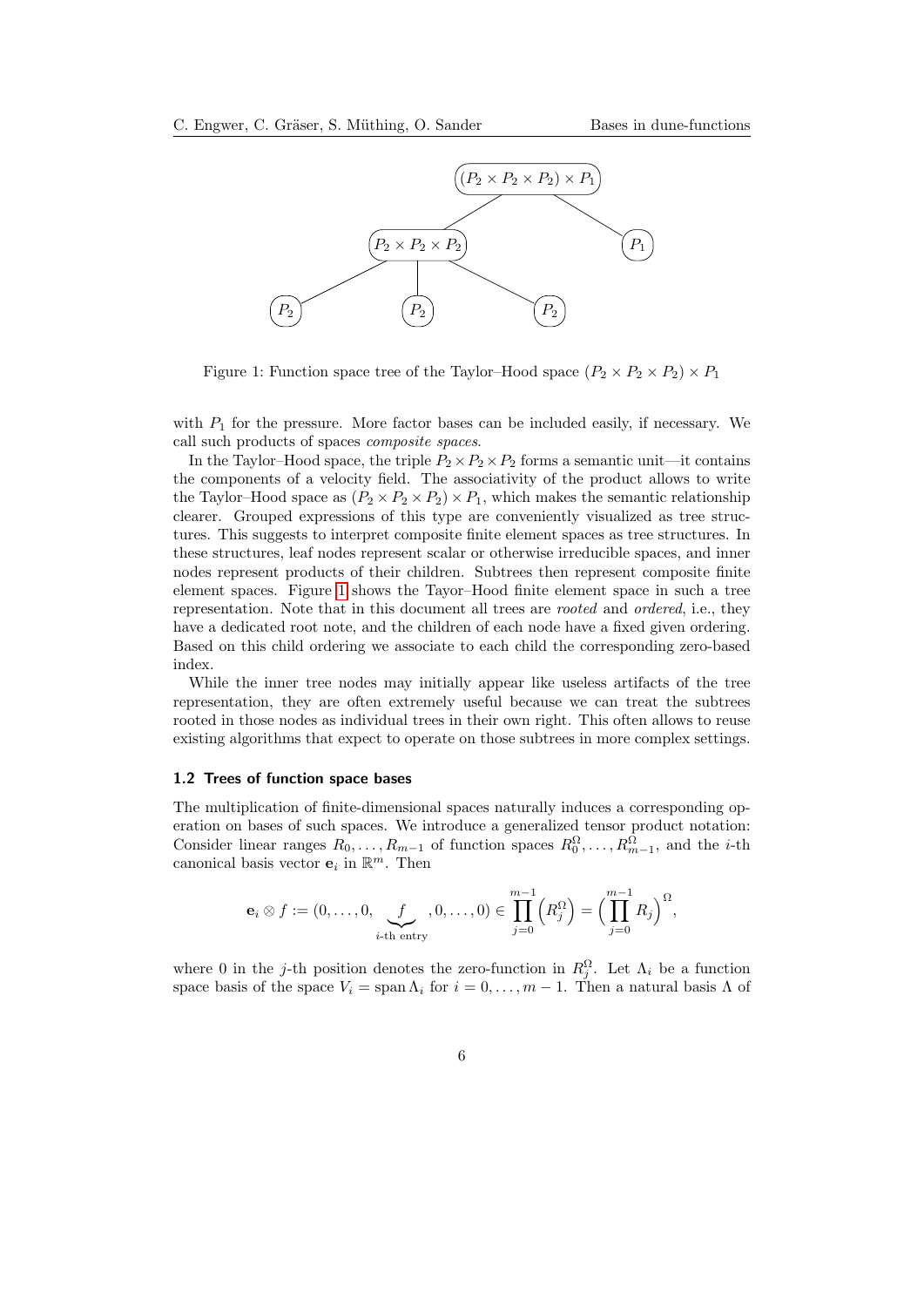Figure 1: Function space tree of the Taylor–Hood space $(P_2 \times P_2 \times P_2) \times P_1$

with $P_1$ for the pressure. More factor bases can be included easily, if necessary. We call such products of spaces *composite spaces*.

In the Taylor–Hood space, the triple $P_2 \times P_2 \times P_2$ forms a semantic unit—it contains the components of a velocity field. The associativity of the product allows to write the Taylor–Hood space as $(P_2 \times P_2 \times P_2) \times P_1$, which makes the semantic relationship clearer. Grouped expressions of this type are conveniently visualized as tree structures. This suggests to interpret composite finite element spaces as tree structures. In these structures, leaf nodes represent scalar or otherwise irreducible spaces, and inner nodes represent products of their children. Subtrees then represent composite finite element spaces. Figure 1 shows the Tayor–Hood finite element space in such a tree representation. Note that in this document all trees are *rooted* and *ordered*, i.e., they have a dedicated root note, and the children of each node have a fixed given ordering. Based on this child ordering we associate to each child the corresponding zero-based index.

While the inner tree nodes may initially appear like useless artifacts of the tree representation, they are often extremely useful because we can treat the subtrees rooted in those nodes as individual trees in their own right. This often allows to reuse existing algorithms that expect to operate on those subtrees in more complex settings.

### 1.2 Trees of function space bases

The multiplication of finite-dimensional spaces naturally induces a corresponding operation on bases of such spaces. We introduce a generalized tensor product notation: Consider linear ranges $R_0, \dots, R_{m-1}$ of function spaces $R_0^\Omega, \dots, R_{m-1}^\Omega$, and the $i$-th canonical basis vector $\mathbf{e}_i$ in $\mathbb{R}^m$. Then

$$\mathbf{e}_i \otimes f := (0, \dots, 0, \underbrace{f}_{i\text{-th entry}}, 0, \dots, 0) \in \prod_{j=0}^{m-1} \left(R_j^\Omega\right) = \Big(\prod_{j=0}^{m-1} R_j\Big)^\Omega,$$

where 0 in the $j$-th position denotes the zero-function in $R_j^\Omega$. Let $\Lambda_i$ be a function space basis of the space $V_i = \operatorname{span} \Lambda_i$ for $i = 0, \dots, m-1$. Then a natural basis $\Lambda$ of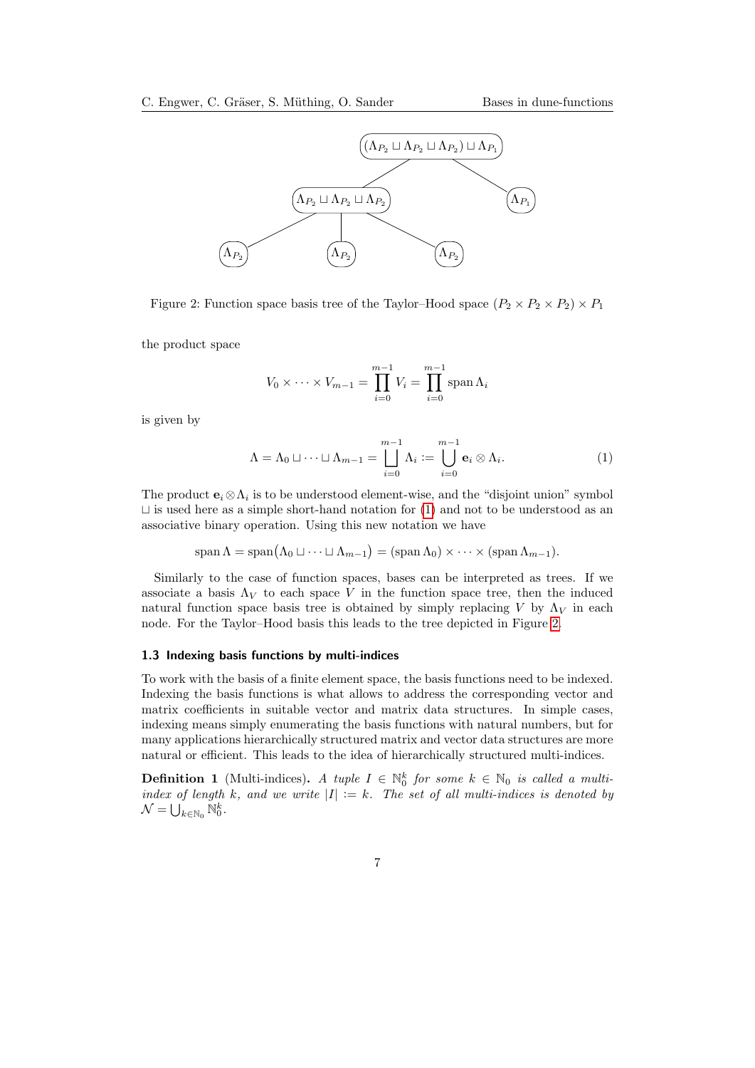Figure 2: Function space basis tree of the Taylor–Hood space $(P_2 \times P_2 \times P_2) \times P_1$

the product space

$$V_0 \times \cdots \times V_{m-1} = \prod_{i=0}^{m-1} V_i = \prod_{i=0}^{m-1} \operatorname{span} \Lambda_i$$

is given by

$$\Lambda = \Lambda_0 \sqcup \cdots \sqcup \Lambda_{m-1} = \bigsqcup_{i=0}^{m-1} \Lambda_i := \bigcup_{i=0}^{m-1} \mathbf{e}_i \otimes \Lambda_i. \tag{1}$$

The product $\mathbf{e}_i \otimes \Lambda_i$ is to be understood element-wise, and the "disjoint union" symbol $\sqcup$ is used here as a simple short-hand notation for (1) and not to be understood as an associative binary operation. Using this new notation we have

$$\operatorname{span} \Lambda = \operatorname{span}\big(\Lambda_0 \sqcup \cdots \sqcup \Lambda_{m-1}\big) = (\operatorname{span} \Lambda_0) \times \cdots \times (\operatorname{span} \Lambda_{m-1}).$$

Similarly to the case of function spaces, bases can be interpreted as trees. If we associate a basis $\Lambda_V$ to each space $V$ in the function space tree, then the induced natural function space basis tree is obtained by simply replacing $V$ by $\Lambda_V$ in each node. For the Taylor–Hood basis this leads to the tree depicted in Figure 2.

### 1.3 Indexing basis functions by multi-indices

To work with the basis of a finite element space, the basis functions need to be indexed. Indexing the basis functions is what allows to address the corresponding vector and matrix coefficients in suitable vector and matrix data structures. In simple cases, indexing means simply enumerating the basis functions with natural numbers, but for many applications hierarchically structured matrix and vector data structures are more natural or efficient. This leads to the idea of hierarchically structured multi-indices.

**Definition 1** (Multi-indices)**.** *A tuple $I \in \mathbb{N}_0^k$ for some $k \in \mathbb{N}_0$ is called a multi-index of length $k$, and we write $|I| := k$. The set of all multi-indices is denoted by $\mathcal{N} = \bigcup_{k \in \mathbb{N}_0} \mathbb{N}_0^k$.*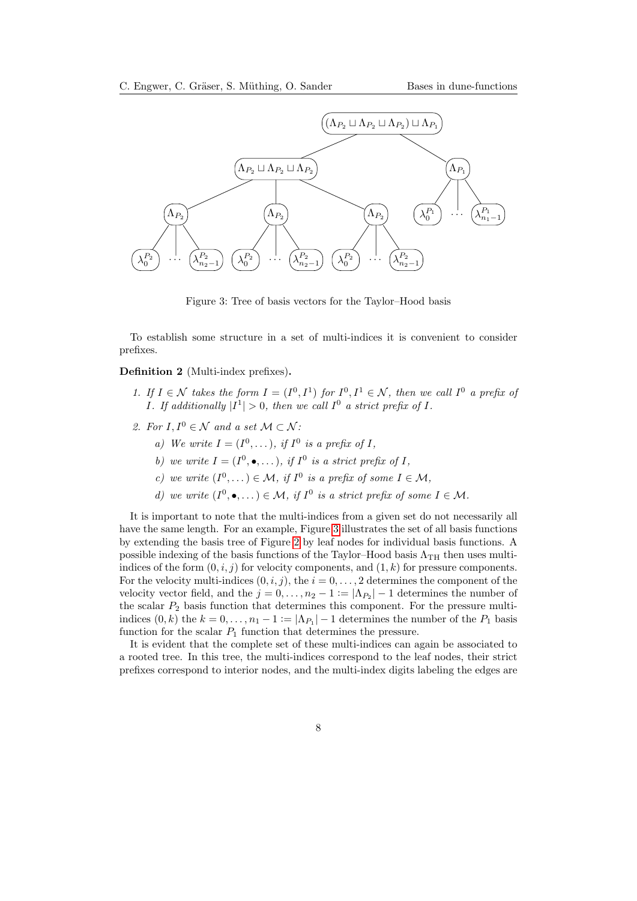Figure 3: Tree of basis vectors for the Taylor–Hood basis

To establish some structure in a set of multi-indices it is convenient to consider prefixes.

**Definition 2** (Multi-index prefixes)**.**

1. *If $I \in \mathcal{N}$ takes the form $I = (I^0, I^1)$ for $I^0, I^1 \in \mathcal{N}$, then we call $I^0$ a prefix of $I$. If additionally $|I^1| > 0$, then we call $I^0$ a strict prefix of $I$.*
2. *For $I, I^0 \in \mathcal{N}$ and a set $\mathcal{M} \subset \mathcal{N}$:*
   a) *We write $I = (I^0, \dots)$, if $I^0$ is a prefix of $I$,*
   b) *we write $I = (I^0, \bullet, \dots)$, if $I^0$ is a strict prefix of $I$,*
   c) *we write $(I^0, \dots) \in \mathcal{M}$, if $I^0$ is a prefix of some $I \in \mathcal{M}$,*
   d) *we write $(I^0, \bullet, \dots) \in \mathcal{M}$, if $I^0$ is a strict prefix of some $I \in \mathcal{M}$.*

It is important to note that the multi-indices from a given set do not necessarily all have the same length. For an example, Figure 3 illustrates the set of all basis functions by extending the basis tree of Figure 2 by leaf nodes for individual basis functions. A possible indexing of the basis functions of the Taylor–Hood basis $\Lambda_{\text{TH}}$ then uses multi-indices of the form $(0, i, j)$ for velocity components, and $(1, k)$ for pressure components. For the velocity multi-indices $(0, i, j)$, the $i = 0, \dots, 2$ determines the component of the velocity vector field, and the $j = 0, \dots, n_2 - 1 := |\Lambda_{P_2}| - 1$ determines the number of the scalar $P_2$ basis function that determines this component. For the pressure multi-indices $(0, k)$ the $k = 0, \dots, n_1 - 1 := |\Lambda_{P_1}| - 1$ determines the number of the $P_1$ basis function for the scalar $P_1$ function that determines the pressure.

It is evident that the complete set of these multi-indices can again be associated to a rooted tree. In this tree, the multi-indices correspond to the leaf nodes, their strict prefixes correspond to interior nodes, and the multi-index digits labeling the edges are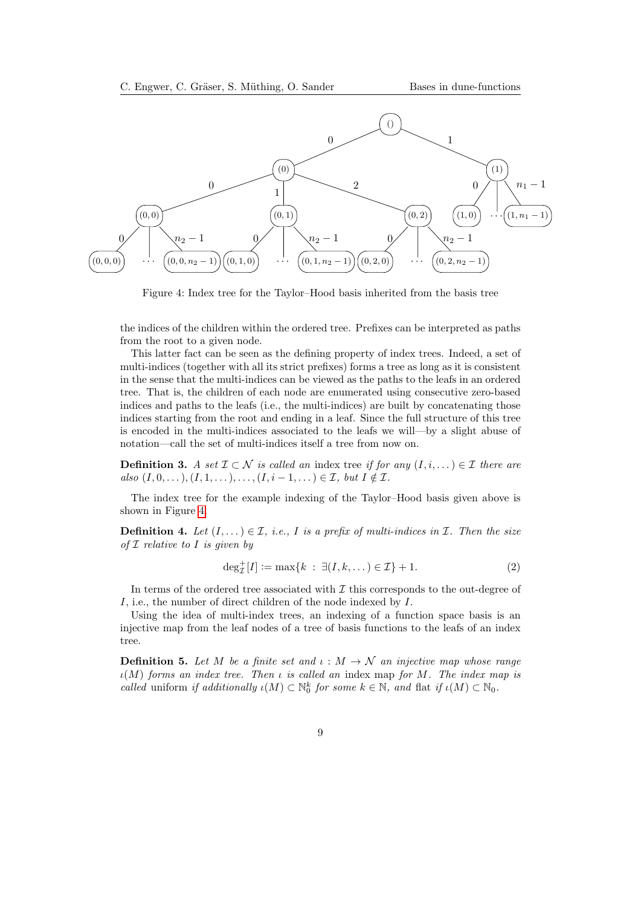Figure 4: Index tree for the Taylor–Hood basis inherited from the basis tree

the indices of the children within the ordered tree. Prefixes can be interpreted as paths from the root to a given node.

This latter fact can be seen as the defining property of index trees. Indeed, a set of multi-indices (together with all its strict prefixes) forms a tree as long as it is consistent in the sense that the multi-indices can be viewed as the paths to the leafs in an ordered tree. That is, the children of each node are enumerated using consecutive zero-based indices and paths to the leafs (i.e., the multi-indices) are built by concatenating those indices starting from the root and ending in a leaf. Since the full structure of this tree is encoded in the multi-indices associated to the leafs we will—by a slight abuse of notation—call the set of multi-indices itself a tree from now on.

**Definition 3.** *A set $\mathcal{I} \subset \mathcal{N}$ is called an* index tree *if for any $(I, i, \dots) \in \mathcal{I}$ there are also $(I, 0, \dots), (I, 1, \dots), \dots, (I, i-1, \dots) \in \mathcal{I}$, but $I \notin \mathcal{I}$.*

The index tree for the example indexing of the Taylor–Hood basis given above is shown in Figure 4.

**Definition 4.** *Let $(I, \dots) \in \mathcal{I}$, i.e., $I$ is a prefix of multi-indices in $\mathcal{I}$. Then the size of $\mathcal{I}$ relative to $I$ is given by*

$$\deg^+_{\mathcal{I}}[I] := \max\{k \ : \ \exists (I, k, \dots) \in \mathcal{I}\} + 1. \tag{2}$$

In terms of the ordered tree associated with $\mathcal{I}$ this corresponds to the out-degree of $I$, i.e., the number of direct children of the node indexed by $I$.

Using the idea of multi-index trees, an indexing of a function space basis is an injective map from the leaf nodes of a tree of basis functions to the leafs of an index tree.

**Definition 5.** *Let $M$ be a finite set and $\iota : M \to \mathcal{N}$ an injective map whose range $\iota(M)$ forms an index tree. Then $\iota$ is called an* index map *for $M$. The index map is called* uniform *if additionally $\iota(M) \subset \mathbb{N}_0^k$ for some $k \in \mathbb{N}$, and* flat *if $\iota(M) \subset \mathbb{N}_0$.*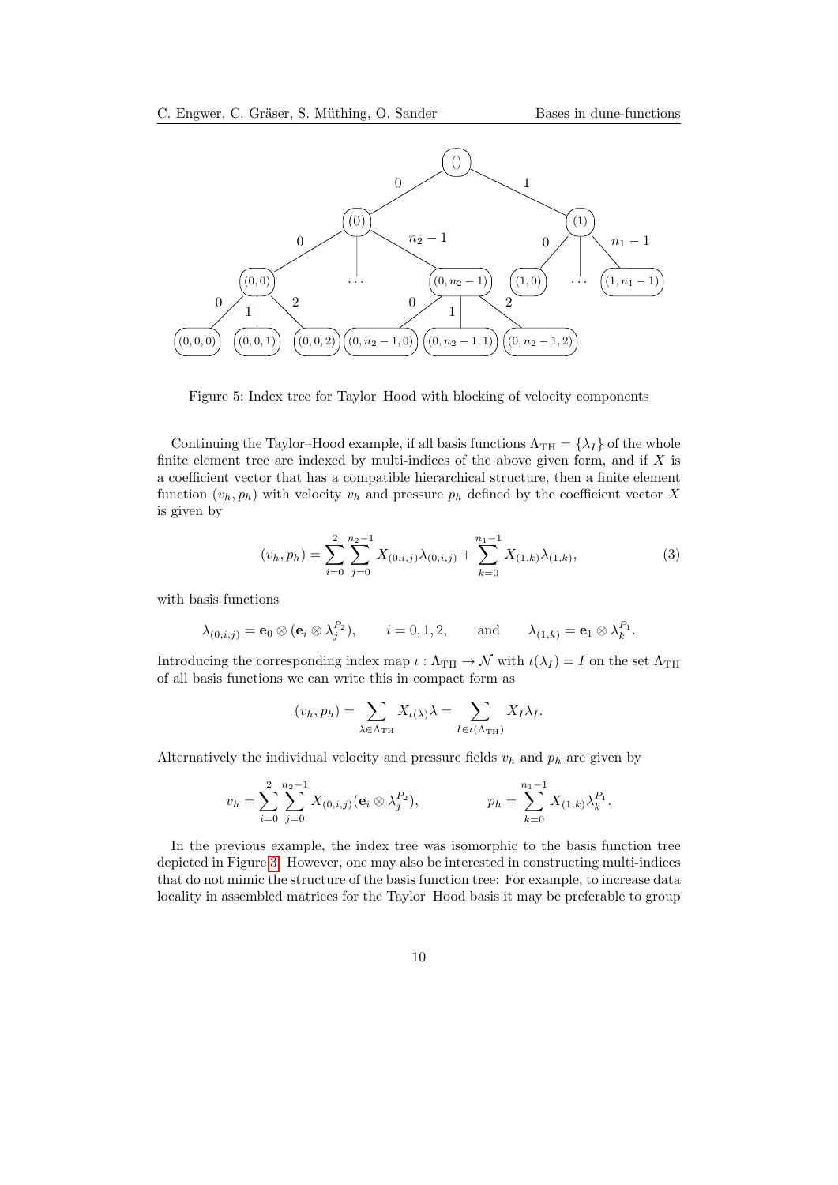Figure 5: Index tree for Taylor–Hood with blocking of velocity components

Continuing the Taylor–Hood example, if all basis functions $\Lambda_{\mathrm{TH}} = \{\lambda_I\}$ of the whole finite element tree are indexed by multi-indices of the above given form, and if $X$ is a coefficient vector that has a compatible hierarchical structure, then a finite element function $(v_h, p_h)$ with velocity $v_h$ and pressure $p_h$ defined by the coefficient vector $X$ is given by

$$(v_h, p_h) = \sum_{i=0}^{2} \sum_{j=0}^{n_2-1} X_{(0,i,j)} \lambda_{(0,i,j)} + \sum_{k=0}^{n_1-1} X_{(1,k)} \lambda_{(1,k)}, \tag{3}$$

with basis functions

$$\lambda_{(0,i,j)} = \mathbf{e}_0 \otimes (\mathbf{e}_i \otimes \lambda_j^{P_2}), \qquad i = 0, 1, 2, \qquad \text{and} \qquad \lambda_{(1,k)} = \mathbf{e}_1 \otimes \lambda_k^{P_1}.$$

Introducing the corresponding index map $\iota : \Lambda_{\mathrm{TH}} \to \mathcal{N}$ with $\iota(\lambda_I) = I$ on the set $\Lambda_{\mathrm{TH}}$ of all basis functions we can write this in compact form as

$$(v_h, p_h) = \sum_{\lambda \in \Lambda_{\mathrm{TH}}} X_{\iota(\lambda)} \lambda = \sum_{I \in \iota(\Lambda_{\mathrm{TH}})} X_I \lambda_I.$$

Alternatively the individual velocity and pressure fields $v_h$ and $p_h$ are given by

$$v_h = \sum_{i=0}^{2} \sum_{j=0}^{n_2-1} X_{(0,i,j)} (\mathbf{e}_i \otimes \lambda_j^{P_2}), \qquad\qquad p_h = \sum_{k=0}^{n_1-1} X_{(1,k)} \lambda_k^{P_1}.$$

In the previous example, the index tree was isomorphic to the basis function tree depicted in Figure 3. However, one may also be interested in constructing multi-indices that do not mimic the structure of the basis function tree: For example, to increase data locality in assembled matrices for the Taylor–Hood basis it may be preferable to group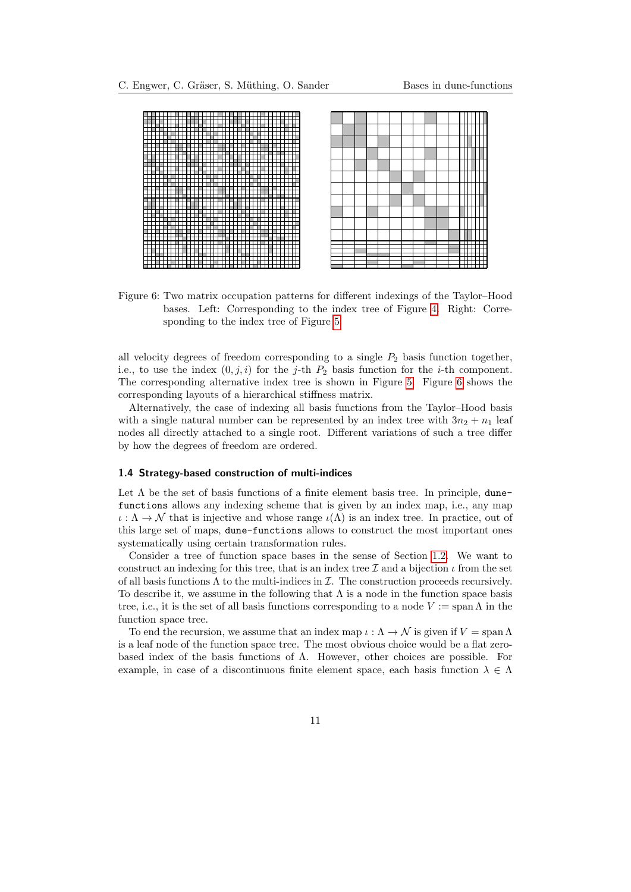Figure 6: Two matrix occupation patterns for different indexings of the Taylor–Hood bases. Left: Corresponding to the index tree of Figure 4. Right: Corresponding to the index tree of Figure 5.

all velocity degrees of freedom corresponding to a single $P_2$ basis function together, i.e., to use the index $(0, j, i)$ for the $j$-th $P_2$ basis function for the $i$-th component. The corresponding alternative index tree is shown in Figure 5. Figure 6 shows the corresponding layouts of a hierarchical stiffness matrix.

Alternatively, the case of indexing all basis functions from the Taylor–Hood basis with a single natural number can be represented by an index tree with $3n_2 + n_1$ leaf nodes all directly attached to a single root. Different variations of such a tree differ by how the degrees of freedom are ordered.

### 1.4 Strategy-based construction of multi-indices

Let $\Lambda$ be the set of basis functions of a finite element basis tree. In principle, `dune-functions` allows any indexing scheme that is given by an index map, i.e., any map $\iota : \Lambda \to \mathcal{N}$ that is injective and whose range $\iota(\Lambda)$ is an index tree. In practice, out of this large set of maps, `dune-functions` allows to construct the most important ones systematically using certain transformation rules.

Consider a tree of function space bases in the sense of Section 1.2. We want to construct an indexing for this tree, that is an index tree $\mathcal{I}$ and a bijection $\iota$ from the set of all basis functions $\Lambda$ to the multi-indices in $\mathcal{I}$. The construction proceeds recursively. To describe it, we assume in the following that $\Lambda$ is a node in the function space basis tree, i.e., it is the set of all basis functions corresponding to a node $V := \operatorname{span} \Lambda$ in the function space tree.

To end the recursion, we assume that an index map $\iota : \Lambda \to \mathcal{N}$ is given if $V = \operatorname{span} \Lambda$ is a leaf node of the function space tree. The most obvious choice would be a flat zero-based index of the basis functions of $\Lambda$. However, other choices are possible. For example, in case of a discontinuous finite element space, each basis function $\lambda \in \Lambda$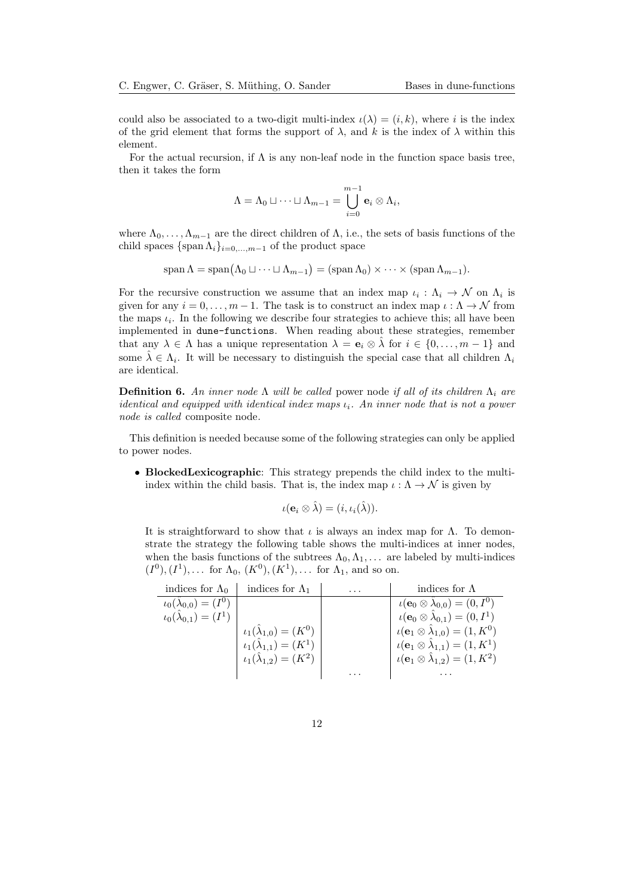could also be associated to a two-digit multi-index $\iota(\lambda) = (i, k)$, where $i$ is the index of the grid element that forms the support of $\lambda$, and $k$ is the index of $\lambda$ within this element.

For the actual recursion, if $\Lambda$ is any non-leaf node in the function space basis tree, then it takes the form

$$\Lambda = \Lambda_0 \sqcup \cdots \sqcup \Lambda_{m-1} = \bigcup_{i=0}^{m-1} \mathbf{e}_i \otimes \Lambda_i,$$

where $\Lambda_0, \ldots, \Lambda_{m-1}$ are the direct children of $\Lambda$, i.e., the sets of basis functions of the child spaces $\{\operatorname{span} \Lambda_i\}_{i=0,\ldots,m-1}$ of the product space

$$\operatorname{span} \Lambda = \operatorname{span}\big(\Lambda_0 \sqcup \cdots \sqcup \Lambda_{m-1}\big) = (\operatorname{span} \Lambda_0) \times \cdots \times (\operatorname{span} \Lambda_{m-1}).$$

For the recursive construction we assume that an index map $\iota_i : \Lambda_i \to \mathcal{N}$ on $\Lambda_i$ is given for any $i = 0, \ldots, m-1$. The task is to construct an index map $\iota : \Lambda \to \mathcal{N}$ from the maps $\iota_i$. In the following we describe four strategies to achieve this; all have been implemented in `dune-functions`. When reading about these strategies, remember that any $\lambda \in \Lambda$ has a unique representation $\lambda = \mathbf{e}_i \otimes \hat{\lambda}$ for $i \in \{0, \ldots, m-1\}$ and some $\hat{\lambda} \in \Lambda_i$. It will be necessary to distinguish the special case that all children $\Lambda_i$ are identical.

**Definition 6.** *An inner node $\Lambda$ will be called* power node *if all of its children $\Lambda_i$ are identical and equipped with identical index maps $\iota_i$. An inner node that is not a power node is called* composite node.

This definition is needed because some of the following strategies can only be applied to power nodes.

- **BlockedLexicographic**: This strategy prepends the child index to the multi-index within the child basis. That is, the index map $\iota : \Lambda \to \mathcal{N}$ is given by

  $$\iota(\mathbf{e}_i \otimes \hat{\lambda}) = (i, \iota_i(\hat{\lambda})).$$

  It is straightforward to show that $\iota$ is always an index map for $\Lambda$. To demonstrate the strategy the following table shows the multi-indices at inner nodes, when the basis functions of the subtrees $\Lambda_0, \Lambda_1, \ldots$ are labeled by multi-indices $(I^0), (I^1), \ldots$ for $\Lambda_0$, $(K^0), (K^1), \ldots$ for $\Lambda_1$, and so on.

| indices for $\Lambda_0$ | indices for $\Lambda_1$ | $\ldots$ | indices for $\Lambda$ |
|---|---|---|---|
| $\iota_0(\hat{\lambda}_{0,0}) = (I^0)$ | | | $\iota(\mathbf{e}_0 \otimes \hat{\lambda}_{0,0}) = (0, I^0)$ |
| $\iota_0(\hat{\lambda}_{0,1}) = (I^1)$ | | | $\iota(\mathbf{e}_0 \otimes \hat{\lambda}_{0,1}) = (0, I^1)$ |
| | $\iota_1(\hat{\lambda}_{1,0}) = (K^0)$ | | $\iota(\mathbf{e}_1 \otimes \hat{\lambda}_{1,0}) = (1, K^0)$ |
| | $\iota_1(\hat{\lambda}_{1,1}) = (K^1)$ | | $\iota(\mathbf{e}_1 \otimes \hat{\lambda}_{1,1}) = (1, K^1)$ |
| | $\iota_1(\hat{\lambda}_{1,2}) = (K^2)$ | | $\iota(\mathbf{e}_1 \otimes \hat{\lambda}_{1,2}) = (1, K^2)$ |
| | | $\ldots$ | $\ldots$ |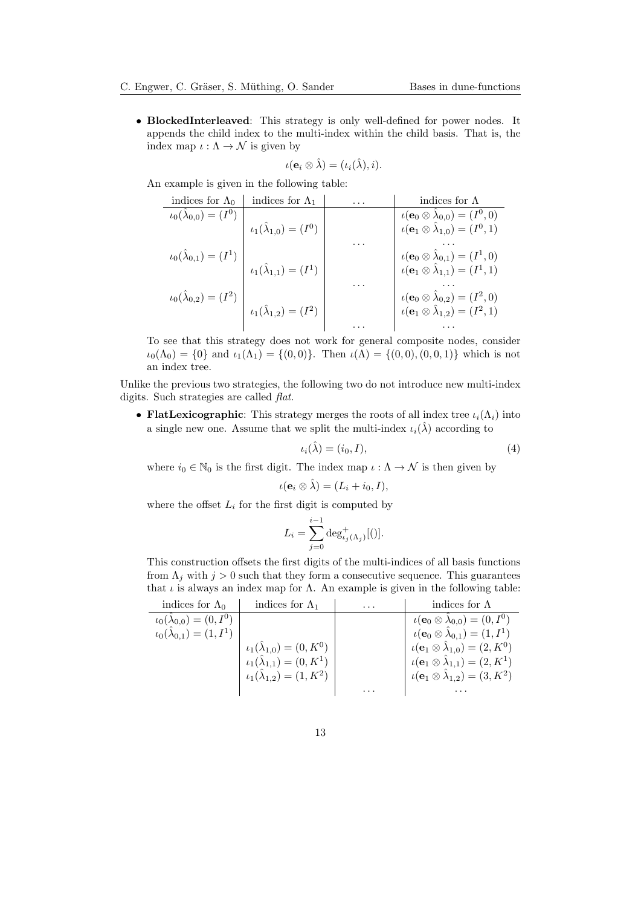- **BlockedInterleaved**: This strategy is only well-defined for power nodes. It appends the child index to the multi-index within the child basis. That is, the index map $\iota : \Lambda \to \mathcal{N}$ is given by

$$\iota(\mathbf{e}_i \otimes \hat{\lambda}) = (\iota_i(\hat{\lambda}), i).$$

An example is given in the following table:

| indices for $\Lambda_0$ | indices for $\Lambda_1$ | $\dots$ | indices for $\Lambda$ |
|---|---|---|---|
| $\iota_0(\hat{\lambda}_{0,0}) = (I^0)$ | | | $\iota(\mathbf{e}_0 \otimes \hat{\lambda}_{0,0}) = (I^0, 0)$ |
| | $\iota_1(\hat{\lambda}_{1,0}) = (I^0)$ | | $\iota(\mathbf{e}_1 \otimes \hat{\lambda}_{1,0}) = (I^0, 1)$ |
| | | $\dots$ | $\dots$ |
| $\iota_0(\hat{\lambda}_{0,1}) = (I^1)$ | | | $\iota(\mathbf{e}_0 \otimes \hat{\lambda}_{0,1}) = (I^1, 0)$ |
| | $\iota_1(\hat{\lambda}_{1,1}) = (I^1)$ | | $\iota(\mathbf{e}_1 \otimes \hat{\lambda}_{1,1}) = (I^1, 1)$ |
| | | $\dots$ | $\dots$ |
| $\iota_0(\hat{\lambda}_{0,2}) = (I^2)$ | | | $\iota(\mathbf{e}_0 \otimes \hat{\lambda}_{0,2}) = (I^2, 0)$ |
| | $\iota_1(\hat{\lambda}_{1,2}) = (I^2)$ | | $\iota(\mathbf{e}_1 \otimes \hat{\lambda}_{1,2}) = (I^2, 1)$ |
| | | $\dots$ | $\dots$ |

To see that this strategy does not work for general composite nodes, consider $\iota_0(\Lambda_0) = \{0\}$ and $\iota_1(\Lambda_1) = \{(0,0)\}$. Then $\iota(\Lambda) = \{(0,0), (0,0,1)\}$ which is not an index tree.

Unlike the previous two strategies, the following two do not introduce new multi-index digits. Such strategies are called *flat*.

- **FlatLexicographic**: This strategy merges the roots of all index tree $\iota_i(\Lambda_i)$ into a single new one. Assume that we split the multi-index $\iota_i(\hat{\lambda})$ according to

$$\iota_i(\hat{\lambda}) = (i_0, I), \tag{4}$$

where $i_0 \in \mathbb{N}_0$ is the first digit. The index map $\iota : \Lambda \to \mathcal{N}$ is then given by

$$\iota(\mathbf{e}_i \otimes \hat{\lambda}) = (L_i + i_0, I),$$

where the offset $L_i$ for the first digit is computed by

$$L_i = \sum_{j=0}^{i-1} \deg^+_{\iota_j(\Lambda_j)}[()].$$

This construction offsets the first digits of the multi-indices of all basis functions from $\Lambda_j$ with $j > 0$ such that they form a consecutive sequence. This guarantees that $\iota$ is always an index map for $\Lambda$. An example is given in the following table:

| indices for $\Lambda_0$ | indices for $\Lambda_1$ | $\dots$ | indices for $\Lambda$ |
|---|---|---|---|
| $\iota_0(\hat{\lambda}_{0,0}) = (0, I^0)$ | | | $\iota(\mathbf{e}_0 \otimes \hat{\lambda}_{0,0}) = (0, I^0)$ |
| $\iota_0(\hat{\lambda}_{0,1}) = (1, I^1)$ | | | $\iota(\mathbf{e}_0 \otimes \hat{\lambda}_{0,1}) = (1, I^1)$ |
| | $\iota_1(\hat{\lambda}_{1,0}) = (0, K^0)$ | | $\iota(\mathbf{e}_1 \otimes \hat{\lambda}_{1,0}) = (2, K^0)$ |
| | $\iota_1(\hat{\lambda}_{1,1}) = (0, K^1)$ | | $\iota(\mathbf{e}_1 \otimes \hat{\lambda}_{1,1}) = (2, K^1)$ |
| | $\iota_1(\hat{\lambda}_{1,2}) = (1, K^2)$ | | $\iota(\mathbf{e}_1 \otimes \hat{\lambda}_{1,2}) = (3, K^2)$ |
| | | $\dots$ | $\dots$ |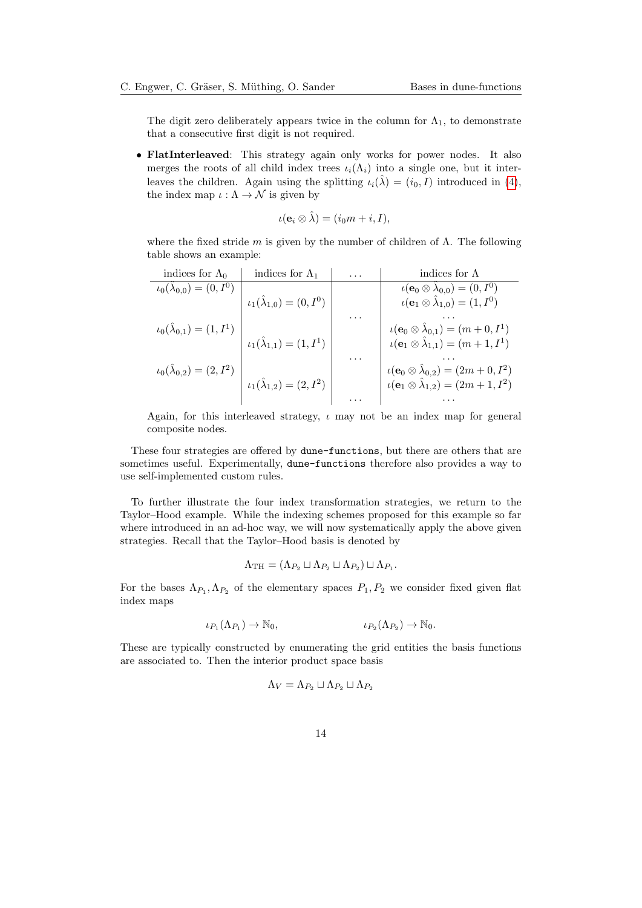The digit zero deliberately appears twice in the column for $\Lambda_1$, to demonstrate that a consecutive first digit is not required.

- **FlatInterleaved**: This strategy again only works for power nodes. It also merges the roots of all child index trees $\iota_i(\Lambda_i)$ into a single one, but it interleaves the children. Again using the splitting $\iota_i(\hat{\lambda}) = (i_0, I)$ introduced in (4), the index map $\iota : \Lambda \to \mathcal{N}$ is given by

$$\iota(\mathbf{e}_i \otimes \hat{\lambda}) = (i_0 m + i, I),$$

where the fixed stride $m$ is given by the number of children of $\Lambda$. The following table shows an example:

| indices for $\Lambda_0$ | indices for $\Lambda_1$ | ... | indices for $\Lambda$ |
|---|---|---|---|
| $\iota_0(\hat{\lambda}_{0,0}) = (0, I^0)$ | | | $\iota(\mathbf{e}_0 \otimes \hat{\lambda}_{0,0}) = (0, I^0)$ |
| | $\iota_1(\hat{\lambda}_{1,0}) = (0, I^0)$ | | $\iota(\mathbf{e}_1 \otimes \hat{\lambda}_{1,0}) = (1, I^0)$ |
| | | ... | ... |
| $\iota_0(\hat{\lambda}_{0,1}) = (1, I^1)$ | | | $\iota(\mathbf{e}_0 \otimes \hat{\lambda}_{0,1}) = (m + 0, I^1)$ |
| | $\iota_1(\hat{\lambda}_{1,1}) = (1, I^1)$ | | $\iota(\mathbf{e}_1 \otimes \hat{\lambda}_{1,1}) = (m + 1, I^1)$ |
| | | ... | ... |
| $\iota_0(\hat{\lambda}_{0,2}) = (2, I^2)$ | | | $\iota(\mathbf{e}_0 \otimes \hat{\lambda}_{0,2}) = (2m + 0, I^2)$ |
| | $\iota_1(\hat{\lambda}_{1,2}) = (2, I^2)$ | | $\iota(\mathbf{e}_1 \otimes \hat{\lambda}_{1,2}) = (2m + 1, I^2)$ |
| | | ... | ... |

Again, for this interleaved strategy, $\iota$ may not be an index map for general composite nodes.

These four strategies are offered by `dune-functions`, but there are others that are sometimes useful. Experimentally, `dune-functions` therefore also provides a way to use self-implemented custom rules.

To further illustrate the four index transformation strategies, we return to the Taylor–Hood example. While the indexing schemes proposed for this example so far where introduced in an ad-hoc way, we will now systematically apply the above given strategies. Recall that the Taylor–Hood basis is denoted by

$$\Lambda_{\mathrm{TH}} = (\Lambda_{P_2} \sqcup \Lambda_{P_2} \sqcup \Lambda_{P_2}) \sqcup \Lambda_{P_1}.$$

For the bases $\Lambda_{P_1}, \Lambda_{P_2}$ of the elementary spaces $P_1, P_2$ we consider fixed given flat index maps

$$\iota_{P_1}(\Lambda_{P_1}) \to \mathbb{N}_0, \qquad\qquad \iota_{P_2}(\Lambda_{P_2}) \to \mathbb{N}_0.$$

These are typically constructed by enumerating the grid entities the basis functions are associated to. Then the interior product space basis

$$\Lambda_V = \Lambda_{P_2} \sqcup \Lambda_{P_2} \sqcup \Lambda_{P_2}$$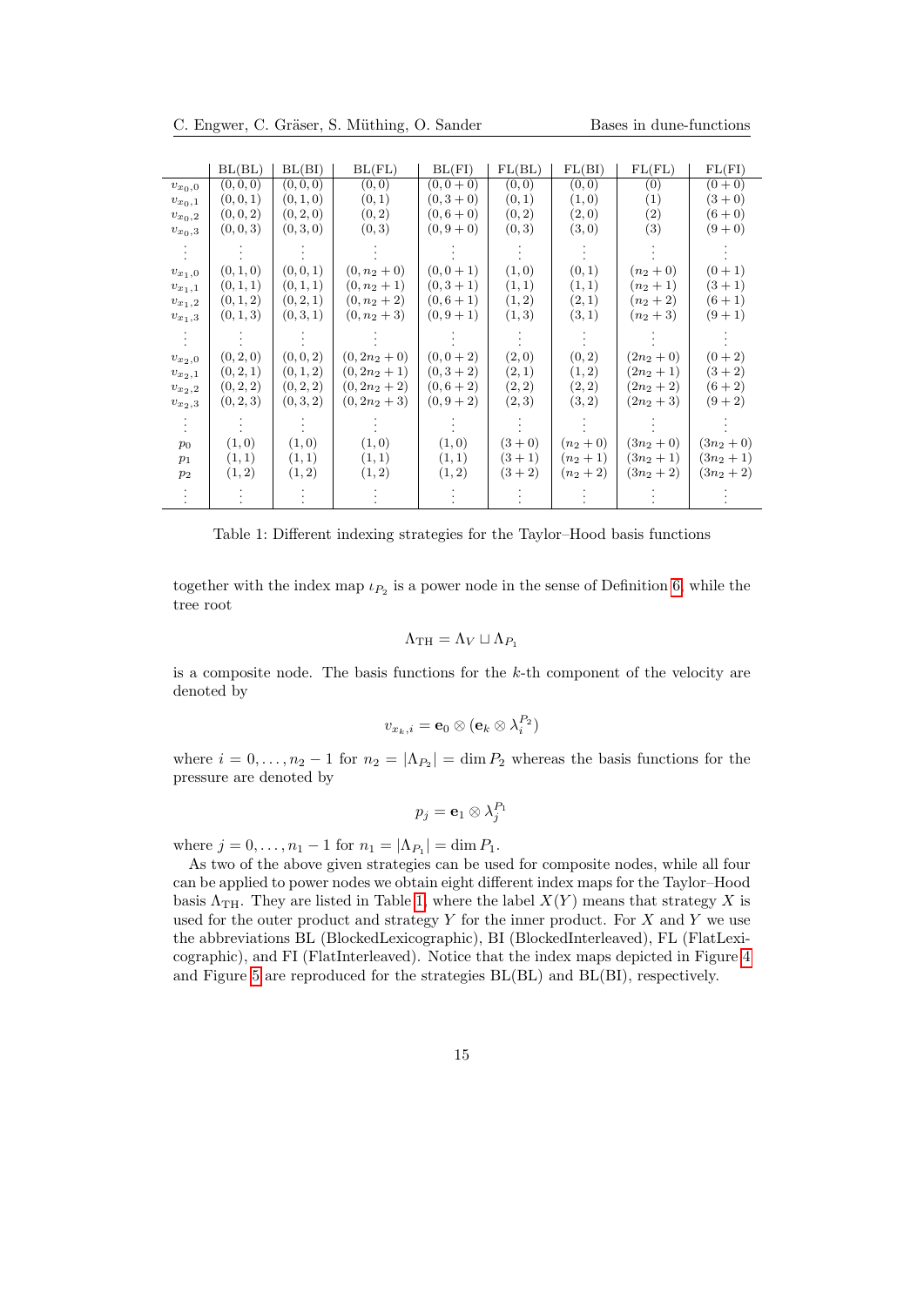|  | BL(BL) | BL(BI) | BL(FL) | BL(FI) | FL(BL) | FL(BI) | FL(FL) | FL(FI) |
|---|---|---|---|---|---|---|---|---|
| $v_{x_0,0}$ | $(0,0,0)$ | $(0,0,0)$ | $(0,0)$ | $(0,0+0)$ | $(0,0)$ | $(0,0)$ | $(0)$ | $(0+0)$ |
| $v_{x_0,1}$ | $(0,0,1)$ | $(0,1,0)$ | $(0,1)$ | $(0,3+0)$ | $(0,1)$ | $(1,0)$ | $(1)$ | $(3+0)$ |
| $v_{x_0,2}$ | $(0,0,2)$ | $(0,2,0)$ | $(0,2)$ | $(0,6+0)$ | $(0,2)$ | $(2,0)$ | $(2)$ | $(6+0)$ |
| $v_{x_0,3}$ | $(0,0,3)$ | $(0,3,0)$ | $(0,3)$ | $(0,9+0)$ | $(0,3)$ | $(3,0)$ | $(3)$ | $(9+0)$ |
| $\vdots$ | $\vdots$ | $\vdots$ | $\vdots$ | $\vdots$ | $\vdots$ | $\vdots$ | $\vdots$ | $\vdots$ |
| $v_{x_1,0}$ | $(0,1,0)$ | $(0,0,1)$ | $(0,n_2+0)$ | $(0,0+1)$ | $(1,0)$ | $(0,1)$ | $(n_2+0)$ | $(0+1)$ |
| $v_{x_1,1}$ | $(0,1,1)$ | $(0,1,1)$ | $(0,n_2+1)$ | $(0,3+1)$ | $(1,1)$ | $(1,1)$ | $(n_2+1)$ | $(3+1)$ |
| $v_{x_1,2}$ | $(0,1,2)$ | $(0,2,1)$ | $(0,n_2+2)$ | $(0,6+1)$ | $(1,2)$ | $(2,1)$ | $(n_2+2)$ | $(6+1)$ |
| $v_{x_1,3}$ | $(0,1,3)$ | $(0,3,1)$ | $(0,n_2+3)$ | $(0,9+1)$ | $(1,3)$ | $(3,1)$ | $(n_2+3)$ | $(9+1)$ |
| $\vdots$ | $\vdots$ | $\vdots$ | $\vdots$ | $\vdots$ | $\vdots$ | $\vdots$ | $\vdots$ | $\vdots$ |
| $v_{x_2,0}$ | $(0,2,0)$ | $(0,0,2)$ | $(0,2n_2+0)$ | $(0,0+2)$ | $(2,0)$ | $(0,2)$ | $(2n_2+0)$ | $(0+2)$ |
| $v_{x_2,1}$ | $(0,2,1)$ | $(0,1,2)$ | $(0,2n_2+1)$ | $(0,3+2)$ | $(2,1)$ | $(1,2)$ | $(2n_2+1)$ | $(3+2)$ |
| $v_{x_2,2}$ | $(0,2,2)$ | $(0,2,2)$ | $(0,2n_2+2)$ | $(0,6+2)$ | $(2,2)$ | $(2,2)$ | $(2n_2+2)$ | $(6+2)$ |
| $v_{x_2,3}$ | $(0,2,3)$ | $(0,3,2)$ | $(0,2n_2+3)$ | $(0,9+2)$ | $(2,3)$ | $(3,2)$ | $(2n_2+3)$ | $(9+2)$ |
| $\vdots$ | $\vdots$ | $\vdots$ | $\vdots$ | $\vdots$ | $\vdots$ | $\vdots$ | $\vdots$ | $\vdots$ |
| $p_0$ | $(1,0)$ | $(1,0)$ | $(1,0)$ | $(1,0)$ | $(3+0)$ | $(n_2+0)$ | $(3n_2+0)$ | $(3n_2+0)$ |
| $p_1$ | $(1,1)$ | $(1,1)$ | $(1,1)$ | $(1,1)$ | $(3+1)$ | $(n_2+1)$ | $(3n_2+1)$ | $(3n_2+1)$ |
| $p_2$ | $(1,2)$ | $(1,2)$ | $(1,2)$ | $(1,2)$ | $(3+2)$ | $(n_2+2)$ | $(3n_2+2)$ | $(3n_2+2)$ |
| $\vdots$ | $\vdots$ | $\vdots$ | $\vdots$ | $\vdots$ | $\vdots$ | $\vdots$ | $\vdots$ | $\vdots$ |

Table 1: Different indexing strategies for the Taylor–Hood basis functions

together with the index map $\iota_{P_2}$ is a power node in the sense of Definition 6, while the tree root

$$\Lambda_{\mathrm{TH}} = \Lambda_V \sqcup \Lambda_{P_1}$$

is a composite node. The basis functions for the $k$-th component of the velocity are denoted by

$$v_{x_k,i} = \mathbf{e}_0 \otimes (\mathbf{e}_k \otimes \lambda_i^{P_2})$$

where $i = 0, \dots, n_2 - 1$ for $n_2 = |\Lambda_{P_2}| = \dim P_2$ whereas the basis functions for the pressure are denoted by

$$p_j = \mathbf{e}_1 \otimes \lambda_j^{P_1}$$

where $j = 0, \dots, n_1 - 1$ for $n_1 = |\Lambda_{P_1}| = \dim P_1$.

As two of the above given strategies can be used for composite nodes, while all four can be applied to power nodes we obtain eight different index maps for the Taylor–Hood basis $\Lambda_{\mathrm{TH}}$. They are listed in Table 1, where the label $X(Y)$ means that strategy $X$ is used for the outer product and strategy $Y$ for the inner product. For $X$ and $Y$ we use the abbreviations BL (BlockedLexicographic), BI (BlockedInterleaved), FL (FlatLexicographic), and FI (FlatInterleaved). Notice that the index maps depicted in Figure 4 and Figure 5 are reproduced for the strategies BL(BL) and BL(BI), respectively.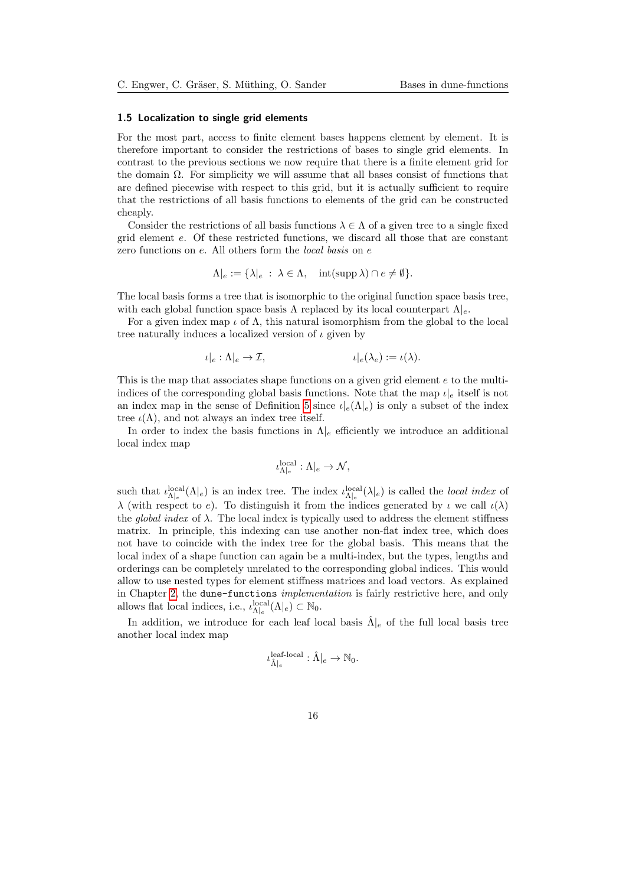### 1.5 Localization to single grid elements

For the most part, access to finite element bases happens element by element. It is therefore important to consider the restrictions of bases to single grid elements. In contrast to the previous sections we now require that there is a finite element grid for the domain $\Omega$. For simplicity we will assume that all bases consist of functions that are defined piecewise with respect to this grid, but it is actually sufficient to require that the restrictions of all basis functions to elements of the grid can be constructed cheaply.

Consider the restrictions of all basis functions $\lambda \in \Lambda$ of a given tree to a single fixed grid element $e$. Of these restricted functions, we discard all those that are constant zero functions on $e$. All others form the *local basis* on $e$

$$\Lambda|_e := \{\lambda|_e \ : \ \lambda \in \Lambda, \quad \operatorname{int}(\operatorname{supp} \lambda) \cap e \neq \emptyset\}.$$

The local basis forms a tree that is isomorphic to the original function space basis tree, with each global function space basis $\Lambda$ replaced by its local counterpart $\Lambda|_e$.

For a given index map $\iota$ of $\Lambda$, this natural isomorphism from the global to the local tree naturally induces a localized version of $\iota$ given by

$$\iota|_e : \Lambda|_e \to \mathcal{I}, \qquad\qquad \iota|_e(\lambda_e) := \iota(\lambda).$$

This is the map that associates shape functions on a given grid element $e$ to the multi-indices of the corresponding global basis functions. Note that the map $\iota|_e$ itself is not an index map in the sense of Definition 5 since $\iota|_e(\Lambda|_e)$ is only a subset of the index tree $\iota(\Lambda)$, and not always an index tree itself.

In order to index the basis functions in $\Lambda|_e$ efficiently we introduce an additional local index map

$$\iota^{\text{local}}_{\Lambda|_e} : \Lambda|_e \to \mathcal{N},$$

such that $\iota^{\text{local}}_{\Lambda|_e}(\Lambda|_e)$ is an index tree. The index $\iota^{\text{local}}_{\Lambda|_e}(\lambda|_e)$ is called the *local index* of $\lambda$ (with respect to $e$). To distinguish it from the indices generated by $\iota$ we call $\iota(\lambda)$ the *global index* of $\lambda$. The local index is typically used to address the element stiffness matrix. In principle, this indexing can use another non-flat index tree, which does not have to coincide with the index tree for the global basis. This means that the local index of a shape function can again be a multi-index, but the types, lengths and orderings can be completely unrelated to the corresponding global indices. This would allow to use nested types for element stiffness matrices and load vectors. As explained in Chapter 2, the `dune-functions` *implementation* is fairly restrictive here, and only allows flat local indices, i.e., $\iota^{\text{local}}_{\Lambda|_e}(\Lambda|_e) \subset \mathbb{N}_0$.

In addition, we introduce for each leaf local basis $\hat{\Lambda}|_e$ of the full local basis tree another local index map

$$\iota^{\text{leaf-local}}_{\hat{\Lambda}|_e} : \hat{\Lambda}|_e \to \mathbb{N}_0.$$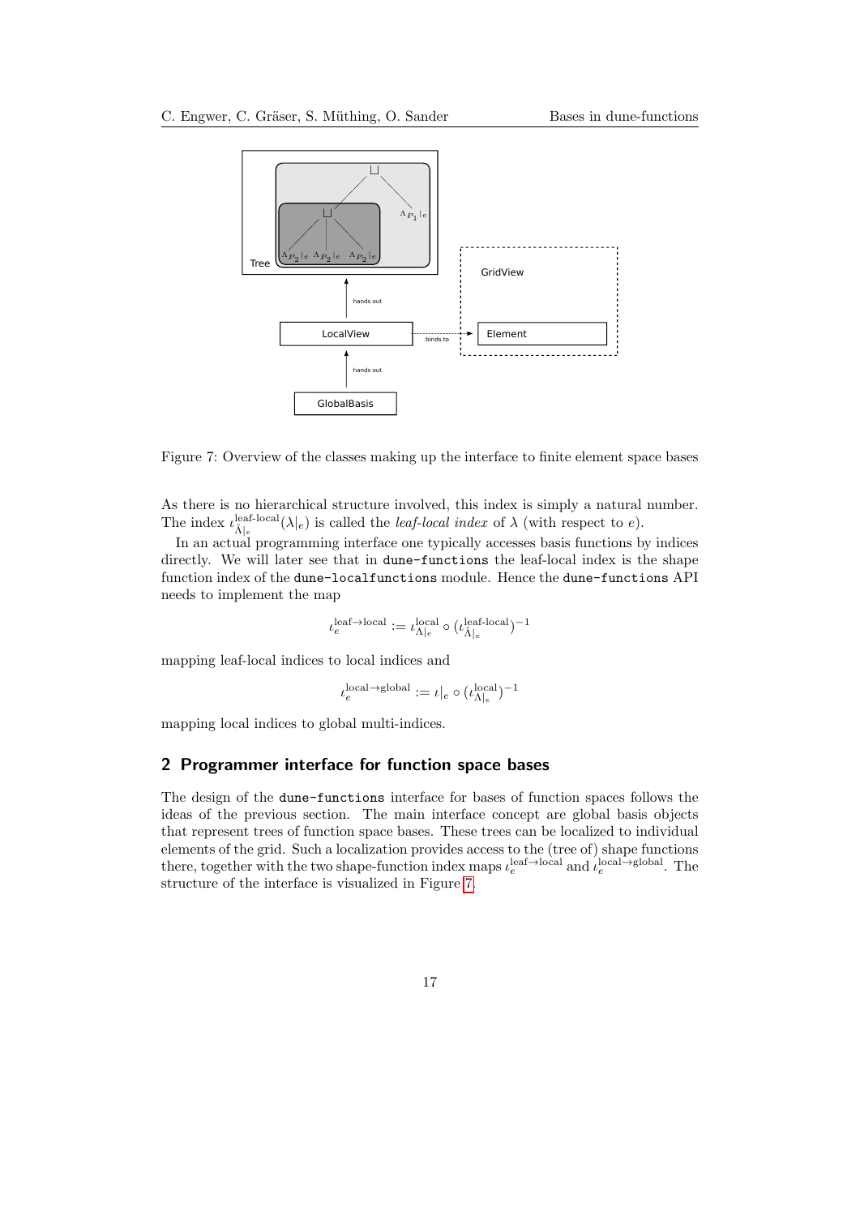Figure 7: Overview of the classes making up the interface to finite element space bases

As there is no hierarchical structure involved, this index is simply a natural number. The index $\iota^{\text{leaf-local}}_{\hat{\Lambda}|_e}(\lambda|_e)$ is called the *leaf-local index* of $\lambda$ (with respect to $e$).

In an actual programming interface one typically accesses basis functions by indices directly. We will later see that in `dune-functions` the leaf-local index is the shape function index of the `dune-localfunctions` module. Hence the `dune-functions` API needs to implement the map

$$\iota_e^{\text{leaf}\to\text{local}} := \iota^{\text{local}}_{\Lambda|_e} \circ (\iota^{\text{leaf-local}}_{\hat{\Lambda}|_e})^{-1}$$

mapping leaf-local indices to local indices and

$$\iota_e^{\text{local}\to\text{global}} := \iota|_e \circ (\iota^{\text{local}}_{\Lambda|_e})^{-1}$$

mapping local indices to global multi-indices.

## 2 Programmer interface for function space bases

The design of the `dune-functions` interface for bases of function spaces follows the ideas of the previous section. The main interface concept are global basis objects that represent trees of function space bases. These trees can be localized to individual elements of the grid. Such a localization provides access to the (tree of) shape functions there, together with the two shape-function index maps $\iota_e^{\text{leaf}\to\text{local}}$ and $\iota_e^{\text{local}\to\text{global}}$. The structure of the interface is visualized in Figure 7.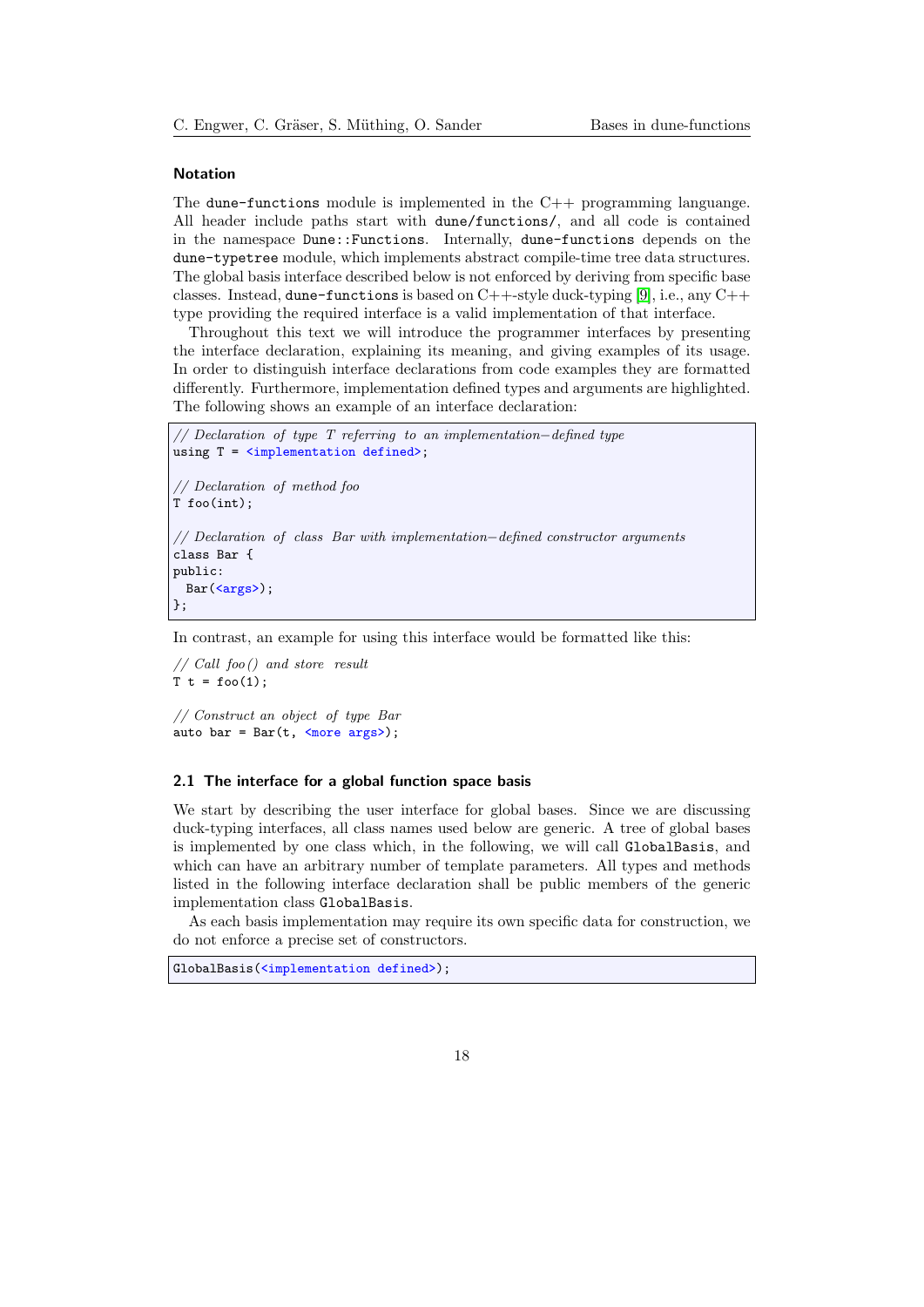#### Notation

The `dune-functions` module is implemented in the C++ programming languange. All header include paths start with `dune/functions/`, and all code is contained in the namespace `Dune::Functions`. Internally, `dune-functions` depends on the `dune-typetree` module, which implements abstract compile-time tree data structures. The global basis interface described below is not enforced by deriving from specific base classes. Instead, `dune-functions` is based on C++-style duck-typing [9], i.e., any C++ type providing the required interface is a valid implementation of that interface.

Throughout this text we will introduce the programmer interfaces by presenting the interface declaration, explaining its meaning, and giving examples of its usage. In order to distinguish interface declarations from code examples they are formatted differently. Furthermore, implementation defined types and arguments are highlighted. The following shows an example of an interface declaration:

```
// Declaration of type T referring to an implementation-defined type
using T = <implementation defined>;

// Declaration of method foo
T foo(int);

// Declaration of class Bar with implementation-defined constructor arguments
class Bar {
public:
  Bar(<args>);
};
```

In contrast, an example for using this interface would be formatted like this:

```
// Call foo() and store result
T t = foo(1);

// Construct an object of type Bar
auto bar = Bar(t, <more args>);
```

### 2.1 The interface for a global function space basis

We start by describing the user interface for global bases. Since we are discussing duck-typing interfaces, all class names used below are generic. A tree of global bases is implemented by one class which, in the following, we will call `GlobalBasis`, and which can have an arbitrary number of template parameters. All types and methods listed in the following interface declaration shall be public members of the generic implementation class `GlobalBasis`.

As each basis implementation may require its own specific data for construction, we do not enforce a precise set of constructors.

```
GlobalBasis(<implementation defined>);
```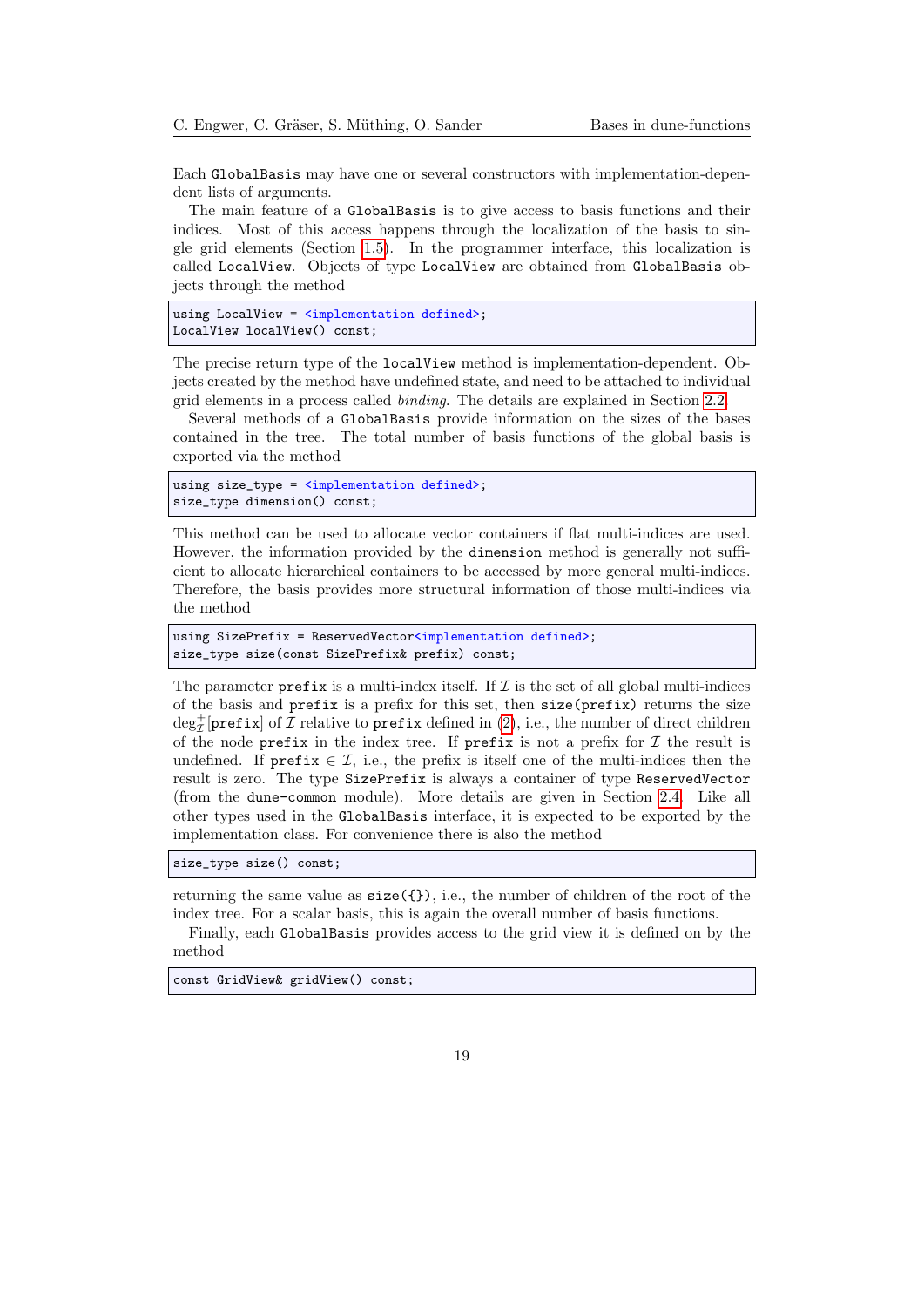Each `GlobalBasis` may have one or several constructors with implementation-dependent lists of arguments.

The main feature of a `GlobalBasis` is to give access to basis functions and their indices. Most of this access happens through the localization of the basis to single grid elements (Section 1.5). In the programmer interface, this localization is called `LocalView`. Objects of type `LocalView` are obtained from `GlobalBasis` objects through the method

```
using LocalView = <implementation defined>;
LocalView localView() const;
```

The precise return type of the `localView` method is implementation-dependent. Objects created by the method have undefined state, and need to be attached to individual grid elements in a process called *binding*. The details are explained in Section 2.2.

Several methods of a `GlobalBasis` provide information on the sizes of the bases contained in the tree. The total number of basis functions of the global basis is exported via the method

```
using size_type = <implementation defined>;
size_type dimension() const;
```

This method can be used to allocate vector containers if flat multi-indices are used. However, the information provided by the `dimension` method is generally not sufficient to allocate hierarchical containers to be accessed by more general multi-indices. Therefore, the basis provides more structural information of those multi-indices via the method

```
using SizePrefix = ReservedVector<implementation defined>;
size_type size(const SizePrefix& prefix) const;
```

The parameter `prefix` is a multi-index itself. If $\mathcal{I}$ is the set of all global multi-indices of the basis and `prefix` is a prefix for this set, then `size(prefix)` returns the size $\deg^{+}_{\mathcal{I}}[\texttt{prefix}]$ of $\mathcal{I}$ relative to `prefix` defined in (2), i.e., the number of direct children of the node `prefix` in the index tree. If `prefix` is not a prefix for $\mathcal{I}$ the result is undefined. If `prefix` $\in \mathcal{I}$, i.e., the prefix is itself one of the multi-indices then the result is zero. The type `SizePrefix` is always a container of type `ReservedVector` (from the `dune-common` module). More details are given in Section 2.4. Like all other types used in the `GlobalBasis` interface, it is expected to be exported by the implementation class. For convenience there is also the method

```
size_type size() const;
```

returning the same value as `size({})`, i.e., the number of children of the root of the index tree. For a scalar basis, this is again the overall number of basis functions.

Finally, each `GlobalBasis` provides access to the grid view it is defined on by the method

```
const GridView& gridView() const;
```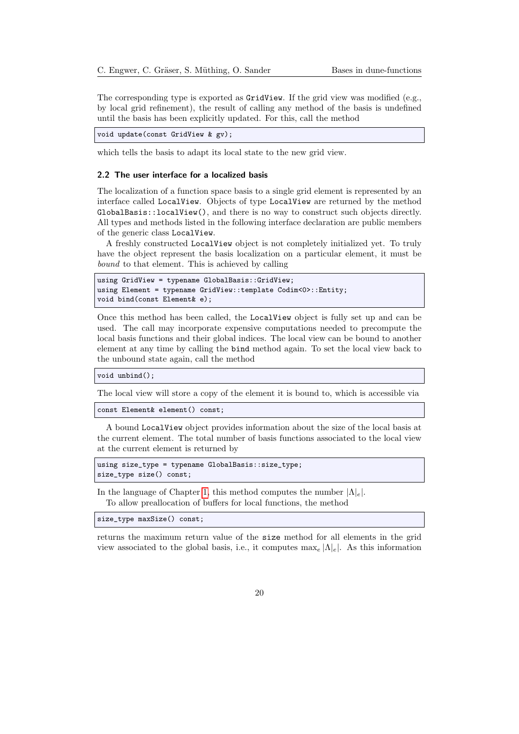The corresponding type is exported as `GridView`. If the grid view was modified (e.g., by local grid refinement), the result of calling any method of the basis is undefined until the basis has been explicitly updated. For this, call the method

```
void update(const GridView & gv);
```

which tells the basis to adapt its local state to the new grid view.

### 2.2 The user interface for a localized basis

The localization of a function space basis to a single grid element is represented by an interface called `LocalView`. Objects of type `LocalView` are returned by the method `GlobalBasis::localView()`, and there is no way to construct such objects directly. All types and methods listed in the following interface declaration are public members of the generic class `LocalView`.

A freshly constructed `LocalView` object is not completely initialized yet. To truly have the object represent the basis localization on a particular element, it must be *bound* to that element. This is achieved by calling

```
using GridView = typename GlobalBasis::GridView;
using Element = typename GridView::template Codim<0>::Entity;
void bind(const Element& e);
```

Once this method has been called, the `LocalView` object is fully set up and can be used. The call may incorporate expensive computations needed to precompute the local basis functions and their global indices. The local view can be bound to another element at any time by calling the `bind` method again. To set the local view back to the unbound state again, call the method

```
void unbind();
```

The local view will store a copy of the element it is bound to, which is accessible via

```
const Element& element() const;
```

A bound `LocalView` object provides information about the size of the local basis at the current element. The total number of basis functions associated to the local view at the current element is returned by

```
using size_type = typename GlobalBasis::size_type;
size_type size() const;
```

In the language of Chapter 1, this method computes the number $|\Lambda|_e|$.

To allow preallocation of buffers for local functions, the method

```
size_type maxSize() const;
```

returns the maximum return value of the `size` method for all elements in the grid view associated to the global basis, i.e., it computes $\max_e |\Lambda|_e|$. As this information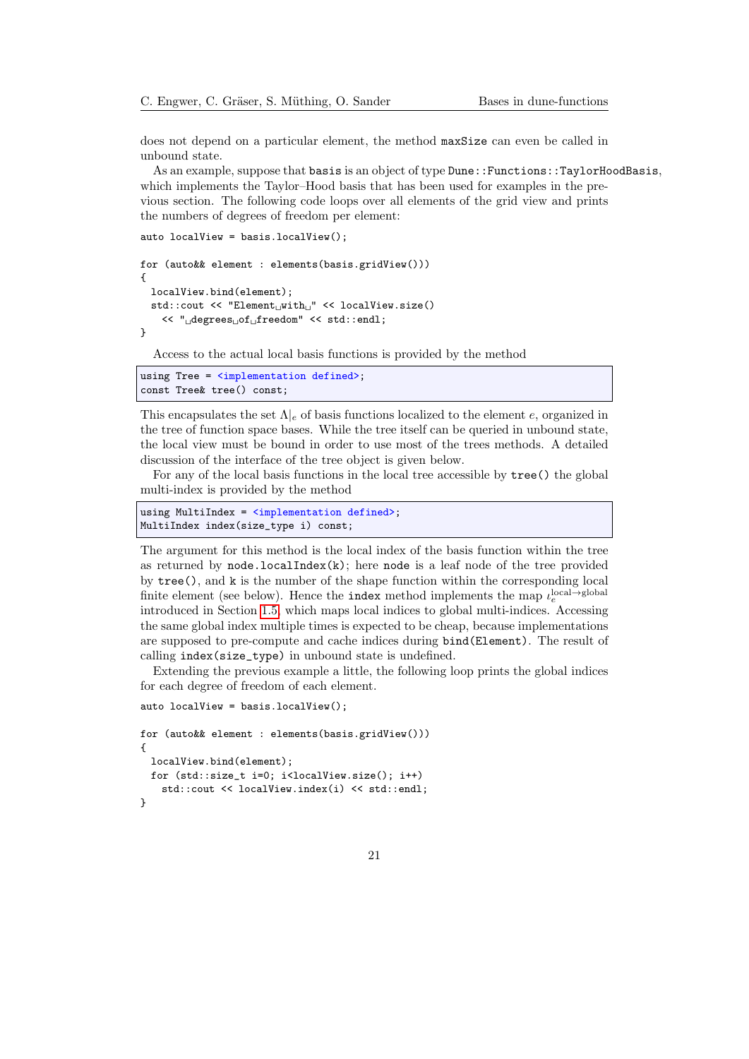does not depend on a particular element, the method `maxSize` can even be called in unbound state.

As an example, suppose that `basis` is an object of type `Dune::Functions::TaylorHoodBasis`, which implements the Taylor–Hood basis that has been used for examples in the previous section. The following code loops over all elements of the grid view and prints the numbers of degrees of freedom per element:

```
auto localView = basis.localView();

for (auto&& element : elements(basis.gridView()))
{
  localView.bind(element);
  std::cout << "Element with " << localView.size()
    << " degrees of freedom" << std::endl;
}
```

Access to the actual local basis functions is provided by the method

```
using Tree = <implementation defined>;
const Tree& tree() const;
```

This encapsulates the set $\Lambda|_e$ of basis functions localized to the element $e$, organized in the tree of function space bases. While the tree itself can be queried in unbound state, the local view must be bound in order to use most of the trees methods. A detailed discussion of the interface of the tree object is given below.

For any of the local basis functions in the local tree accessible by `tree()` the global multi-index is provided by the method

```
using MultiIndex = <implementation defined>;
MultiIndex index(size_type i) const;
```

The argument for this method is the local index of the basis function within the tree as returned by `node.localIndex(k)`; here `node` is a leaf node of the tree provided by `tree()`, and `k` is the number of the shape function within the corresponding local finite element (see below). Hence the `index` method implements the map $\iota_e^{\text{local}\to\text{global}}$ introduced in Section 1.5, which maps local indices to global multi-indices. Accessing the same global index multiple times is expected to be cheap, because implementations are supposed to pre-compute and cache indices during `bind(Element)`. The result of calling `index(size_type)` in unbound state is undefined.

Extending the previous example a little, the following loop prints the global indices for each degree of freedom of each element.

```
auto localView = basis.localView();

for (auto&& element : elements(basis.gridView()))
{
  localView.bind(element);
  for (std::size_t i=0; i<localView.size(); i++)
    std::cout << localView.index(i) << std::endl;
}
```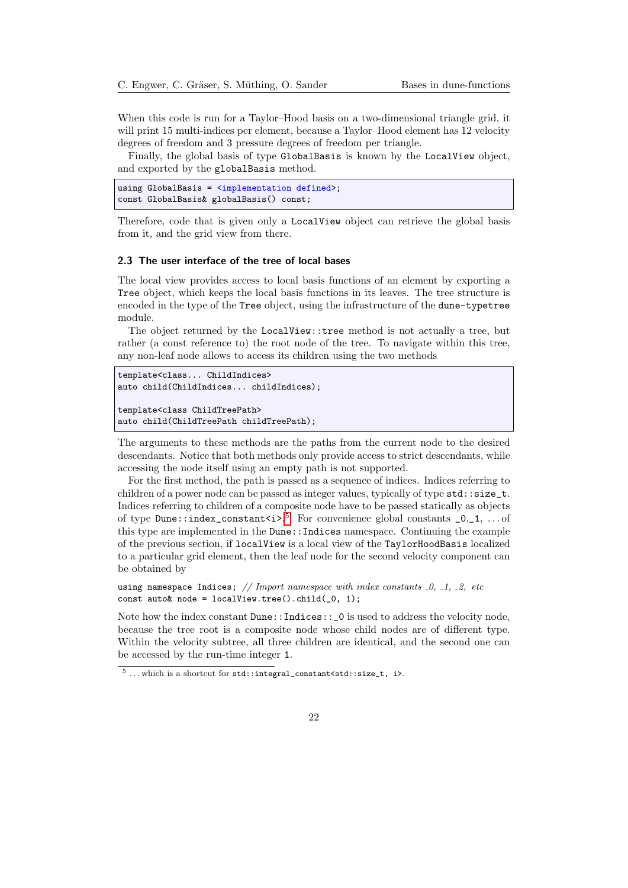When this code is run for a Taylor–Hood basis on a two-dimensional triangle grid, it will print 15 multi-indices per element, because a Taylor–Hood element has 12 velocity degrees of freedom and 3 pressure degrees of freedom per triangle.

Finally, the global basis of type `GlobalBasis` is known by the `LocalView` object, and exported by the `globalBasis` method.

```
using GlobalBasis = <implementation defined>;
const GlobalBasis& globalBasis() const;
```

Therefore, code that is given only a `LocalView` object can retrieve the global basis from it, and the grid view from there.

### 2.3 The user interface of the tree of local bases

The local view provides access to local basis functions of an element by exporting a `Tree` object, which keeps the local basis functions in its leaves. The tree structure is encoded in the type of the `Tree` object, using the infrastructure of the `dune-typetree` module.

The object returned by the `LocalView::tree` method is not actually a tree, but rather (a const reference to) the root node of the tree. To navigate within this tree, any non-leaf node allows to access its children using the two methods

```
template<class... ChildIndices>
auto child(ChildIndices... childIndices);

template<class ChildTreePath>
auto child(ChildTreePath childTreePath);
```

The arguments to these methods are the paths from the current node to the desired descendants. Notice that both methods only provide access to strict descendants, while accessing the node itself using an empty path is not supported.

For the first method, the path is passed as a sequence of indices. Indices referring to children of a power node can be passed as integer values, typically of type `std::size_t`. Indices referring to children of a composite node have to be passed statically as objects of type `Dune::index_constant<i>`.[5] For convenience global constants `_0`, `_1`, …of this type are implemented in the `Dune::Indices` namespace. Continuing the example of the previous section, if `localView` is a local view of the `TaylorHoodBasis` localized to a particular grid element, then the leaf node for the second velocity component can be obtained by

```
using namespace Indices; // Import namespace with index constants _0, _1, _2, etc
const auto& node = localView.tree().child(_0, 1);
```

Note how the index constant `Dune::Indices::_0` is used to address the velocity node, because the tree root is a composite node whose child nodes are of different type. Within the velocity subtree, all three children are identical, and the second one can be accessed by the run-time integer `1`.

[5] …which is a shortcut for `std::integral_constant<std::size_t, i>`.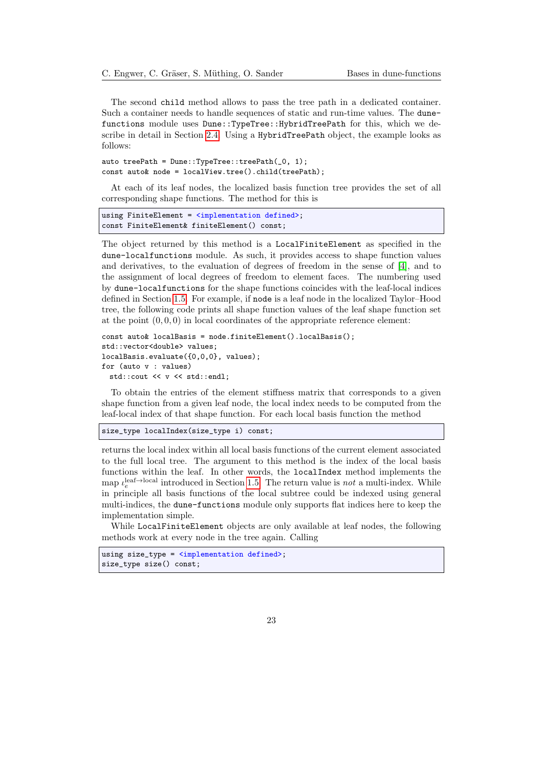The second `child` method allows to pass the tree path in a dedicated container. Such a container needs to handle sequences of static and run-time values. The `dune-functions` module uses `Dune::TypeTree::HybridTreePath` for this, which we describe in detail in Section 2.4. Using a `HybridTreePath` object, the example looks as follows:

```
auto treePath = Dune::TypeTree::treePath(_0, 1);
const auto& node = localView.tree().child(treePath);
```

At each of its leaf nodes, the localized basis function tree provides the set of all corresponding shape functions. The method for this is

```
using FiniteElement = <implementation defined>;
const FiniteElement& finiteElement() const;
```

The object returned by this method is a `LocalFiniteElement` as specified in the `dune-localfunctions` module. As such, it provides access to shape function values and derivatives, to the evaluation of degrees of freedom in the sense of [4], and to the assignment of local degrees of freedom to element faces. The numbering used by `dune-localfunctions` for the shape functions coincides with the leaf-local indices defined in Section 1.5. For example, if `node` is a leaf node in the localized Taylor–Hood tree, the following code prints all shape function values of the leaf shape function set at the point $(0, 0, 0)$ in local coordinates of the appropriate reference element:

```
const auto& localBasis = node.finiteElement().localBasis();
std::vector<double> values;
localBasis.evaluate({0,0,0}, values);
for (auto v : values)
  std::cout << v << std::endl;
```

To obtain the entries of the element stiffness matrix that corresponds to a given shape function from a given leaf node, the local index needs to be computed from the leaf-local index of that shape function. For each local basis function the method

```
size_type localIndex(size_type i) const;
```

returns the local index within all local basis functions of the current element associated to the full local tree. The argument to this method is the index of the local basis functions within the leaf. In other words, the `localIndex` method implements the map $\iota_e^{\text{leaf}\to\text{local}}$ introduced in Section 1.5. The return value is *not* a multi-index. While in principle all basis functions of the local subtree could be indexed using general multi-indices, the `dune-functions` module only supports flat indices here to keep the implementation simple.

While `LocalFiniteElement` objects are only available at leaf nodes, the following methods work at every node in the tree again. Calling

```
using size_type = <implementation defined>;
size_type size() const;
```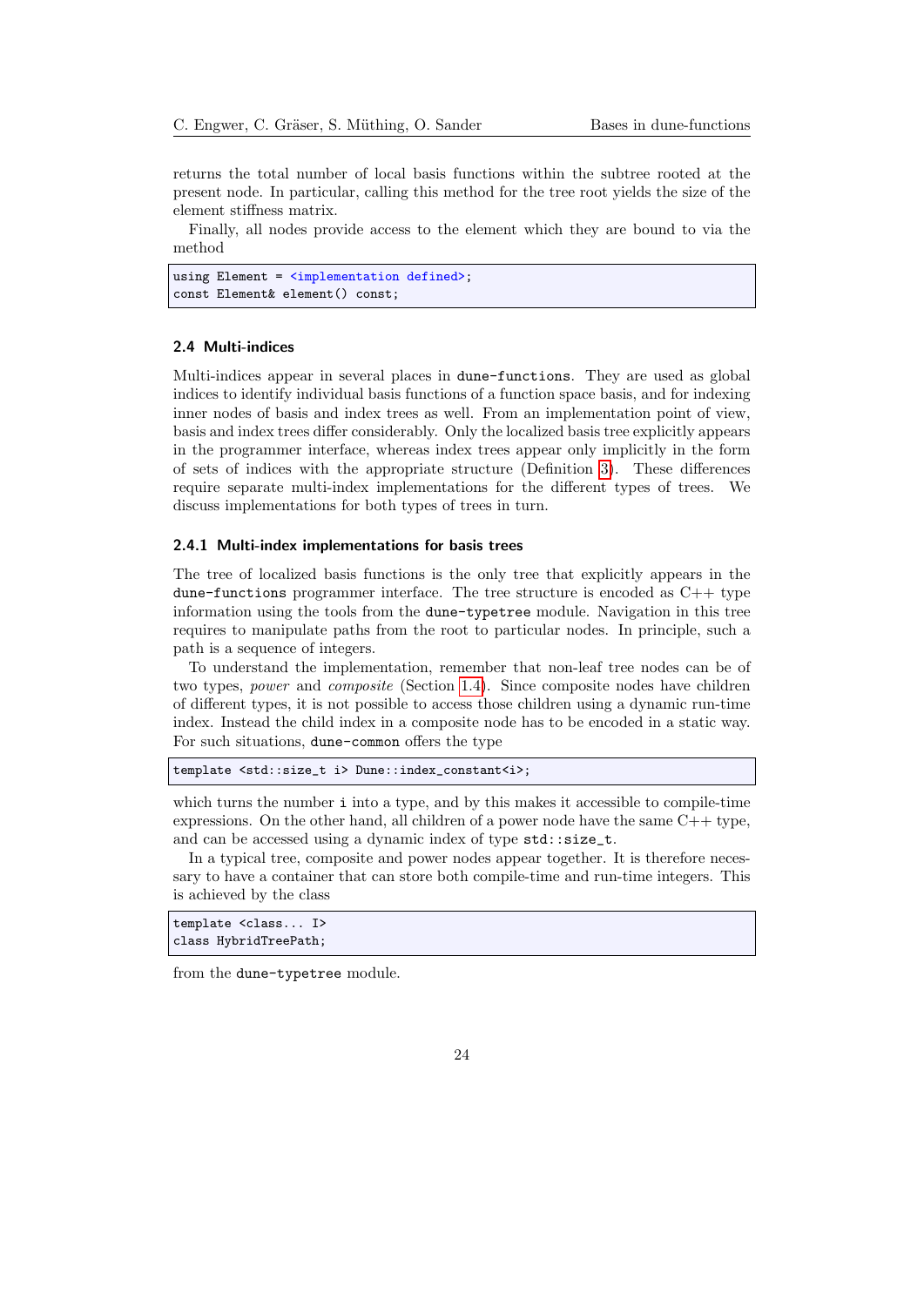returns the total number of local basis functions within the subtree rooted at the present node. In particular, calling this method for the tree root yields the size of the element stiffness matrix.

Finally, all nodes provide access to the element which they are bound to via the method

```
using Element = <implementation defined>;
const Element& element() const;
```

### 2.4 Multi-indices

Multi-indices appear in several places in `dune-functions`. They are used as global indices to identify individual basis functions of a function space basis, and for indexing inner nodes of basis and index trees as well. From an implementation point of view, basis and index trees differ considerably. Only the localized basis tree explicitly appears in the programmer interface, whereas index trees appear only implicitly in the form of sets of indices with the appropriate structure (Definition 3). These differences require separate multi-index implementations for the different types of trees. We discuss implementations for both types of trees in turn.

#### 2.4.1 Multi-index implementations for basis trees

The tree of localized basis functions is the only tree that explicitly appears in the `dune-functions` programmer interface. The tree structure is encoded as C++ type information using the tools from the `dune-typetree` module. Navigation in this tree requires to manipulate paths from the root to particular nodes. In principle, such a path is a sequence of integers.

To understand the implementation, remember that non-leaf tree nodes can be of two types, *power* and *composite* (Section 1.4). Since composite nodes have children of different types, it is not possible to access those children using a dynamic run-time index. Instead the child index in a composite node has to be encoded in a static way. For such situations, `dune-common` offers the type

```
template <std::size_t i> Dune::index_constant<i>;
```

which turns the number `i` into a type, and by this makes it accessible to compile-time expressions. On the other hand, all children of a power node have the same C++ type, and can be accessed using a dynamic index of type `std::size_t`.

In a typical tree, composite and power nodes appear together. It is therefore necessary to have a container that can store both compile-time and run-time integers. This is achieved by the class

```
template <class... I>
class HybridTreePath;
```

from the `dune-typetree` module.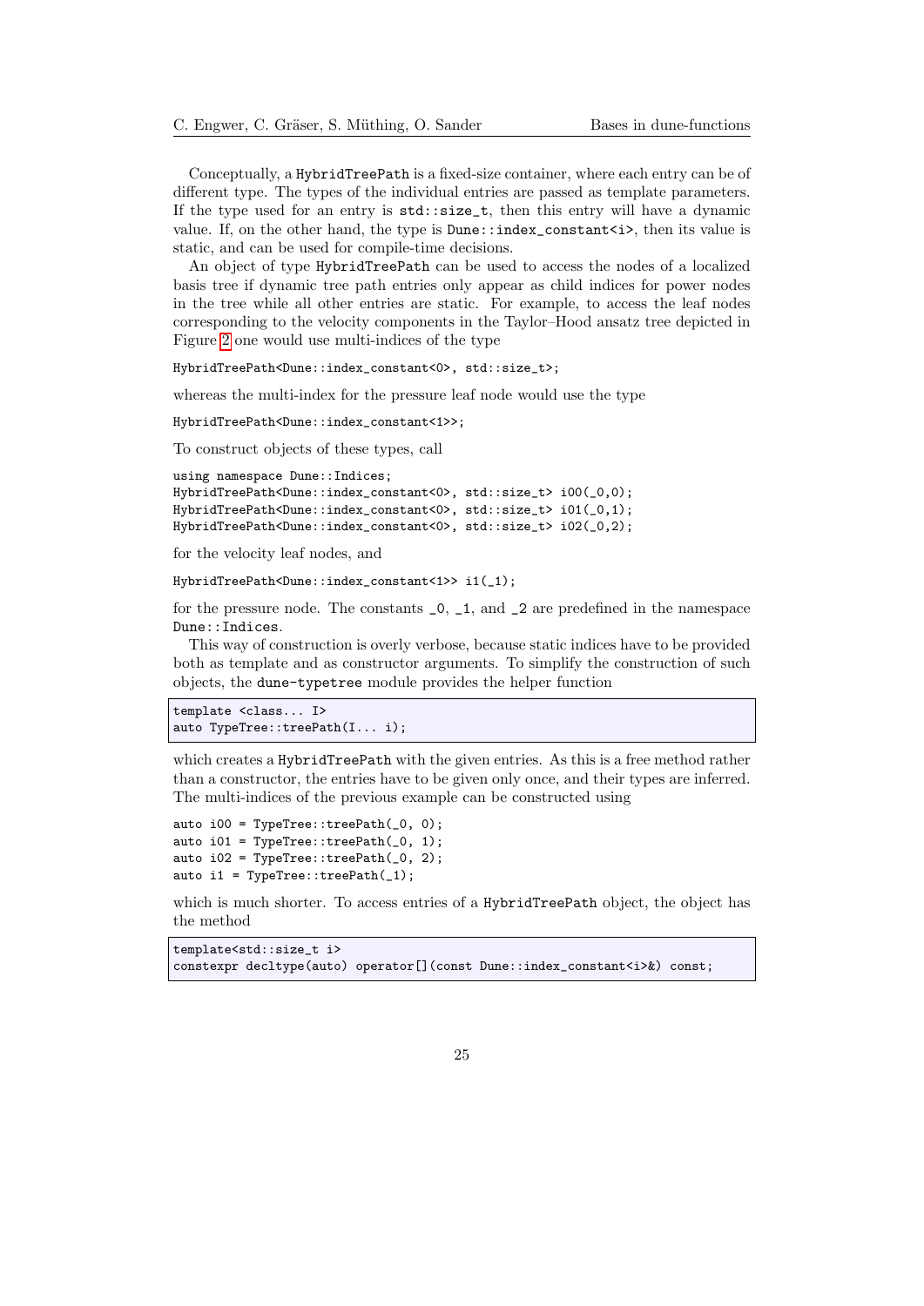Conceptually, a `HybridTreePath` is a fixed-size container, where each entry can be of different type. The types of the individual entries are passed as template parameters. If the type used for an entry is `std::size_t`, then this entry will have a dynamic value. If, on the other hand, the type is `Dune::index_constant<i>`, then its value is static, and can be used for compile-time decisions.

An object of type `HybridTreePath` can be used to access the nodes of a localized basis tree if dynamic tree path entries only appear as child indices for power nodes in the tree while all other entries are static. For example, to access the leaf nodes corresponding to the velocity components in the Taylor–Hood ansatz tree depicted in Figure 2 one would use multi-indices of the type

```
HybridTreePath<Dune::index_constant<0>, std::size_t>;
```

whereas the multi-index for the pressure leaf node would use the type

```
HybridTreePath<Dune::index_constant<1>>;
```

To construct objects of these types, call

```
using namespace Dune::Indices;
HybridTreePath<Dune::index_constant<0>, std::size_t> i00(_0,0);
HybridTreePath<Dune::index_constant<0>, std::size_t> i01(_0,1);
HybridTreePath<Dune::index_constant<0>, std::size_t> i02(_0,2);
```

for the velocity leaf nodes, and

```
HybridTreePath<Dune::index_constant<1>> i1(_1);
```

for the pressure node. The constants `_0`, `_1`, and `_2` are predefined in the namespace `Dune::Indices`.

This way of construction is overly verbose, because static indices have to be provided both as template and as constructor arguments. To simplify the construction of such objects, the `dune-typetree` module provides the helper function

```
template <class... I>
auto TypeTree::treePath(I... i);
```

which creates a `HybridTreePath` with the given entries. As this is a free method rather than a constructor, the entries have to be given only once, and their types are inferred. The multi-indices of the previous example can be constructed using

```
auto i00 = TypeTree::treePath(_0, 0);
auto i01 = TypeTree::treePath(_0, 1);
auto i02 = TypeTree::treePath(_0, 2);
auto i1 = TypeTree::treePath(_1);
```

which is much shorter. To access entries of a `HybridTreePath` object, the object has the method

```
template<std::size_t i>
constexpr decltype(auto) operator[](const Dune::index_constant<i>&) const;
```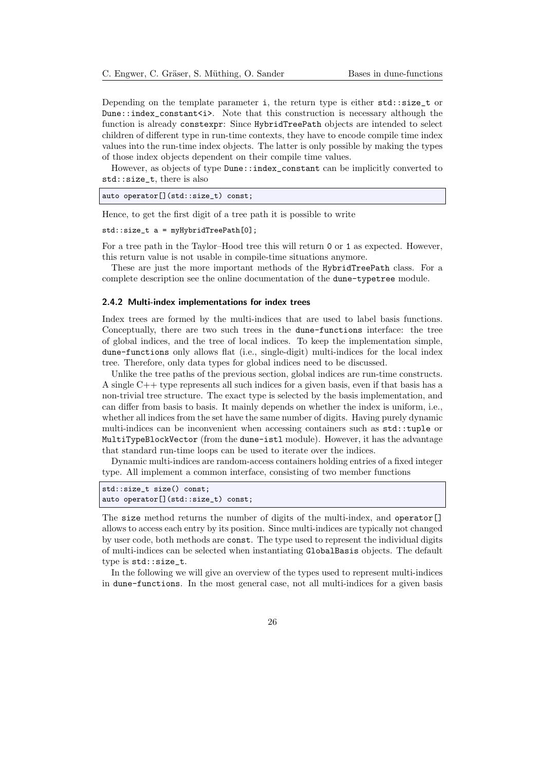Depending on the template parameter `i`, the return type is either `std::size_t` or `Dune::index_constant<i>`. Note that this construction is necessary although the function is already `constexpr`: Since `HybridTreePath` objects are intended to select children of different type in run-time contexts, they have to encode compile time index values into the run-time index objects. The latter is only possible by making the types of those index objects dependent on their compile time values.

However, as objects of type `Dune::index_constant` can be implicitly converted to `std::size_t`, there is also

```
auto operator[](std::size_t) const;
```

Hence, to get the first digit of a tree path it is possible to write

```
std::size_t a = myHybridTreePath[0];
```

For a tree path in the Taylor–Hood tree this will return `0` or `1` as expected. However, this return value is not usable in compile-time situations anymore.

These are just the more important methods of the `HybridTreePath` class. For a complete description see the online documentation of the `dune-typetree` module.

### 2.4.2 Multi-index implementations for index trees

Index trees are formed by the multi-indices that are used to label basis functions. Conceptually, there are two such trees in the `dune-functions` interface: the tree of global indices, and the tree of local indices. To keep the implementation simple, `dune-functions` only allows flat (i.e., single-digit) multi-indices for the local index tree. Therefore, only data types for global indices need to be discussed.

Unlike the tree paths of the previous section, global indices are run-time constructs. A single C++ type represents all such indices for a given basis, even if that basis has a non-trivial tree structure. The exact type is selected by the basis implementation, and can differ from basis to basis. It mainly depends on whether the index is uniform, i.e., whether all indices from the set have the same number of digits. Having purely dynamic multi-indices can be inconvenient when accessing containers such as `std::tuple` or `MultiTypeBlockVector` (from the `dune-istl` module). However, it has the advantage that standard run-time loops can be used to iterate over the indices.

Dynamic multi-indices are random-access containers holding entries of a fixed integer type. All implement a common interface, consisting of two member functions

```
std::size_t size() const;
auto operator[](std::size_t) const;
```

The `size` method returns the number of digits of the multi-index, and `operator[]` allows to access each entry by its position. Since multi-indices are typically not changed by user code, both methods are `const`. The type used to represent the individual digits of multi-indices can be selected when instantiating `GlobalBasis` objects. The default type is `std::size_t`.

In the following we will give an overview of the types used to represent multi-indices in `dune-functions`. In the most general case, not all multi-indices for a given basis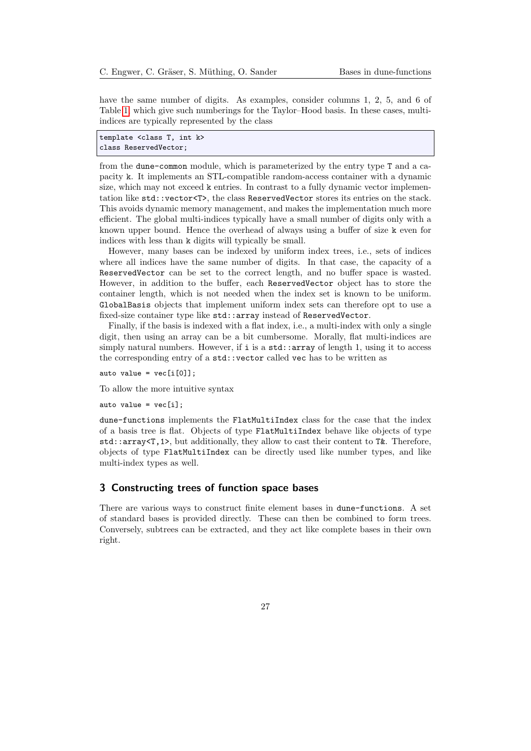have the same number of digits. As examples, consider columns 1, 2, 5, and 6 of Table 1 which give such numberings for the Taylor–Hood basis. In these cases, multi-indices are typically represented by the class

```
template <class T, int k>
class ReservedVector;
```

from the `dune-common` module, which is parameterized by the entry type `T` and a capacity `k`. It implements an STL-compatible random-access container with a dynamic size, which may not exceed `k` entries. In contrast to a fully dynamic vector implementation like `std::vector<T>`, the class `ReservedVector` stores its entries on the stack. This avoids dynamic memory management, and makes the implementation much more efficient. The global multi-indices typically have a small number of digits only with a known upper bound. Hence the overhead of always using a buffer of size `k` even for indices with less than `k` digits will typically be small.

However, many bases can be indexed by uniform index trees, i.e., sets of indices where all indices have the same number of digits. In that case, the capacity of a `ReservedVector` can be set to the correct length, and no buffer space is wasted. However, in addition to the buffer, each `ReservedVector` object has to store the container length, which is not needed when the index set is known to be uniform. `GlobalBasis` objects that implement uniform index sets can therefore opt to use a fixed-size container type like `std::array` instead of `ReservedVector`.

Finally, if the basis is indexed with a flat index, i.e., a multi-index with only a single digit, then using an array can be a bit cumbersome. Morally, flat multi-indices are simply natural numbers. However, if `i` is a `std::array` of length 1, using it to access the corresponding entry of a `std::vector` called `vec` has to be written as

```
auto value = vec[i[0]];
```

To allow the more intuitive syntax

```
auto value = vec[i];
```

`dune-functions` implements the `FlatMultiIndex` class for the case that the index of a basis tree is flat. Objects of type `FlatMultiIndex` behave like objects of type `std::array<T,1>`, but additionally, they allow to cast their content to `T&`. Therefore, objects of type `FlatMultiIndex` can be directly used like number types, and like multi-index types as well.

## 3 Constructing trees of function space bases

There are various ways to construct finite element bases in `dune-functions`. A set of standard bases is provided directly. These can then be combined to form trees. Conversely, subtrees can be extracted, and they act like complete bases in their own right.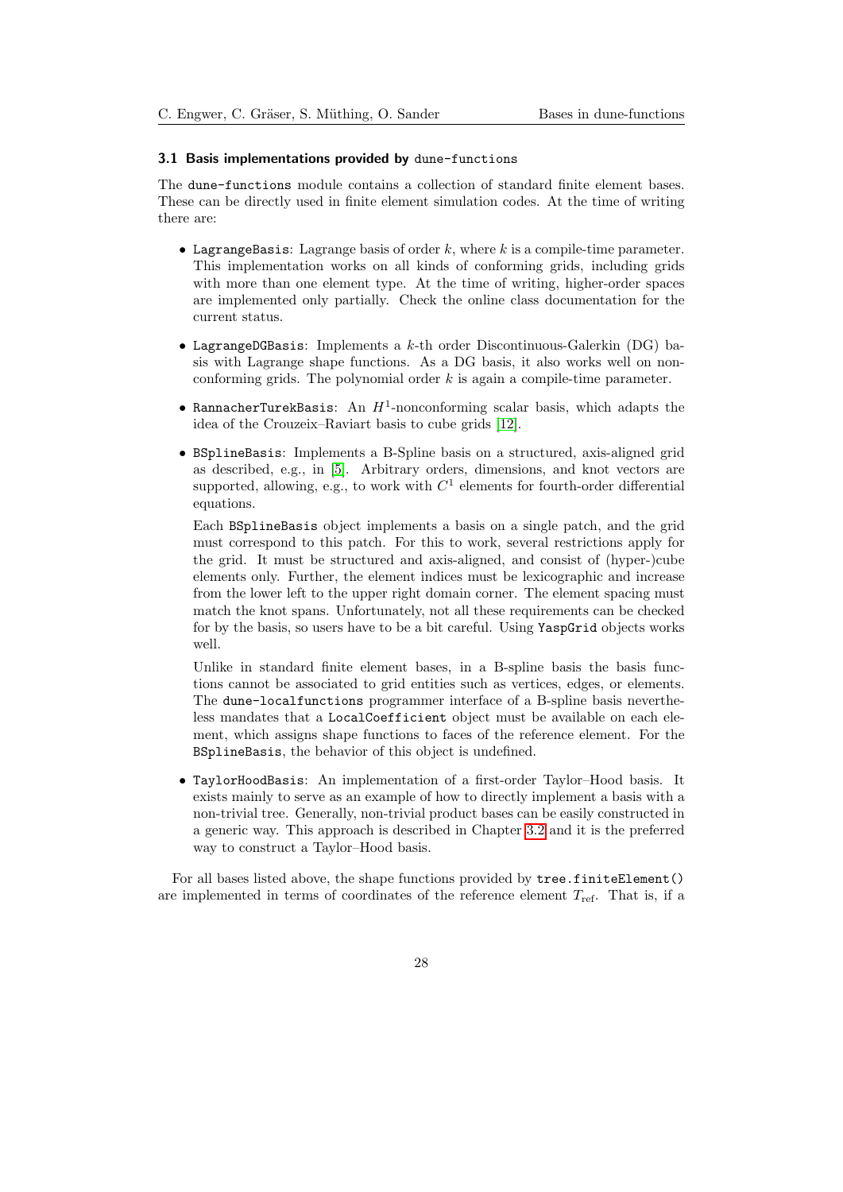### 3.1 Basis implementations provided by `dune-functions`

The `dune-functions` module contains a collection of standard finite element bases. These can be directly used in finite element simulation codes. At the time of writing there are:

- `LagrangeBasis`: Lagrange basis of order $k$, where $k$ is a compile-time parameter. This implementation works on all kinds of conforming grids, including grids with more than one element type. At the time of writing, higher-order spaces are implemented only partially. Check the online class documentation for the current status.

- `LagrangeDGBasis`: Implements a $k$-th order Discontinuous-Galerkin (DG) basis with Lagrange shape functions. As a DG basis, it also works well on nonconforming grids. The polynomial order $k$ is again a compile-time parameter.

- `RannacherTurekBasis`: An $H^1$-nonconforming scalar basis, which adapts the idea of the Crouzeix–Raviart basis to cube grids [12].

- `BSplineBasis`: Implements a B-Spline basis on a structured, axis-aligned grid as described, e.g., in [5]. Arbitrary orders, dimensions, and knot vectors are supported, allowing, e.g., to work with $C^1$ elements for fourth-order differential equations.

  Each `BSplineBasis` object implements a basis on a single patch, and the grid must correspond to this patch. For this to work, several restrictions apply for the grid. It must be structured and axis-aligned, and consist of (hyper-)cube elements only. Further, the element indices must be lexicographic and increase from the lower left to the upper right domain corner. The element spacing must match the knot spans. Unfortunately, not all these requirements can be checked for by the basis, so users have to be a bit careful. Using `YaspGrid` objects works well.

  Unlike in standard finite element bases, in a B-spline basis the basis functions cannot be associated to grid entities such as vertices, edges, or elements. The `dune-localfunctions` programmer interface of a B-spline basis nevertheless mandates that a `LocalCoefficient` object must be available on each element, which assigns shape functions to faces of the reference element. For the `BSplineBasis`, the behavior of this object is undefined.

- `TaylorHoodBasis`: An implementation of a first-order Taylor–Hood basis. It exists mainly to serve as an example of how to directly implement a basis with a non-trivial tree. Generally, non-trivial product bases can be easily constructed in a generic way. This approach is described in Chapter 3.2 and it is the preferred way to construct a Taylor–Hood basis.

For all bases listed above, the shape functions provided by `tree.finiteElement()` are implemented in terms of coordinates of the reference element $T_{\text{ref}}$. That is, if a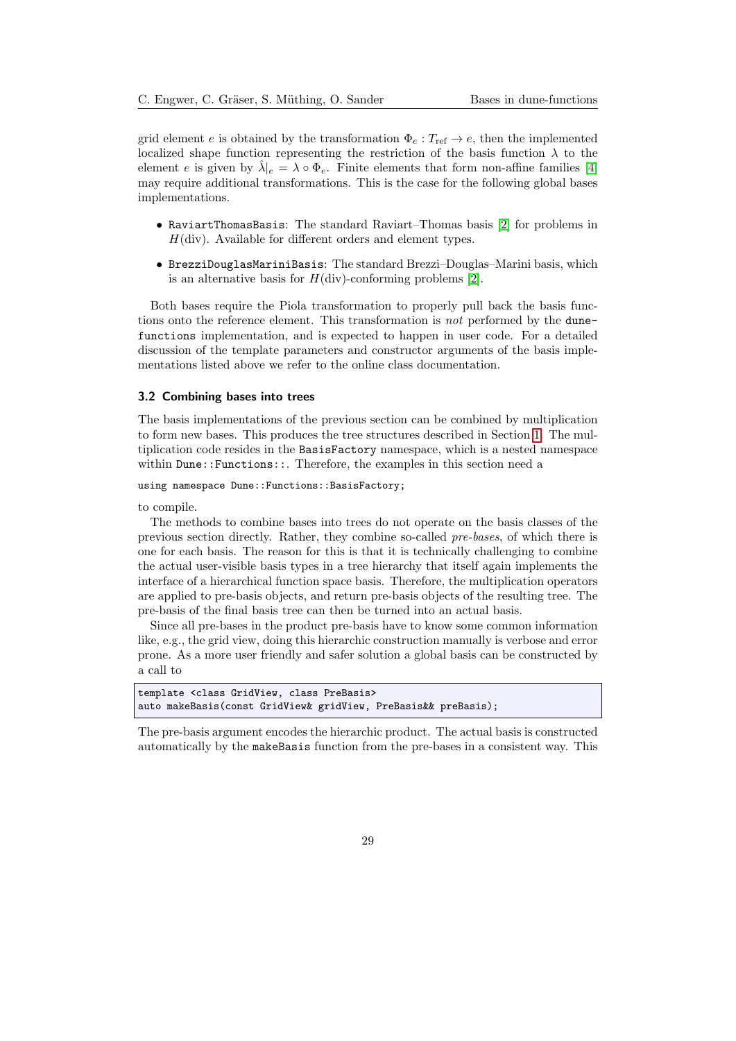grid element $e$ is obtained by the transformation $\Phi_e : T_{\text{ref}} \to e$, then the implemented localized shape function representing the restriction of the basis function $\lambda$ to the element $e$ is given by $\hat{\lambda}|_e = \lambda \circ \Phi_e$. Finite elements that form non-affine families [4] may require additional transformations. This is the case for the following global bases implementations.

- `RaviartThomasBasis`: The standard Raviart–Thomas basis [2] for problems in $H(\text{div})$. Available for different orders and element types.
- `BrezziDouglasMariniBasis`: The standard Brezzi–Douglas–Marini basis, which is an alternative basis for $H(\text{div})$-conforming problems [2].

Both bases require the Piola transformation to properly pull back the basis functions onto the reference element. This transformation is *not* performed by the `dune-functions` implementation, and is expected to happen in user code. For a detailed discussion of the template parameters and constructor arguments of the basis implementations listed above we refer to the online class documentation.

### 3.2 Combining bases into trees

The basis implementations of the previous section can be combined by multiplication to form new bases. This produces the tree structures described in Section 1. The multiplication code resides in the `BasisFactory` namespace, which is a nested namespace within `Dune::Functions::`. Therefore, the examples in this section need a

```
using namespace Dune::Functions::BasisFactory;
```

to compile.

The methods to combine bases into trees do not operate on the basis classes of the previous section directly. Rather, they combine so-called *pre-bases*, of which there is one for each basis. The reason for this is that it is technically challenging to combine the actual user-visible basis types in a tree hierarchy that itself again implements the interface of a hierarchical function space basis. Therefore, the multiplication operators are applied to pre-basis objects, and return pre-basis objects of the resulting tree. The pre-basis of the final basis tree can then be turned into an actual basis.

Since all pre-bases in the product pre-basis have to know some common information like, e.g., the grid view, doing this hierarchic construction manually is verbose and error prone. As a more user friendly and safer solution a global basis can be constructed by a call to

```
template <class GridView, class PreBasis>
auto makeBasis(const GridView& gridView, PreBasis&& preBasis);
```

The pre-basis argument encodes the hierarchic product. The actual basis is constructed automatically by the `makeBasis` function from the pre-bases in a consistent way. This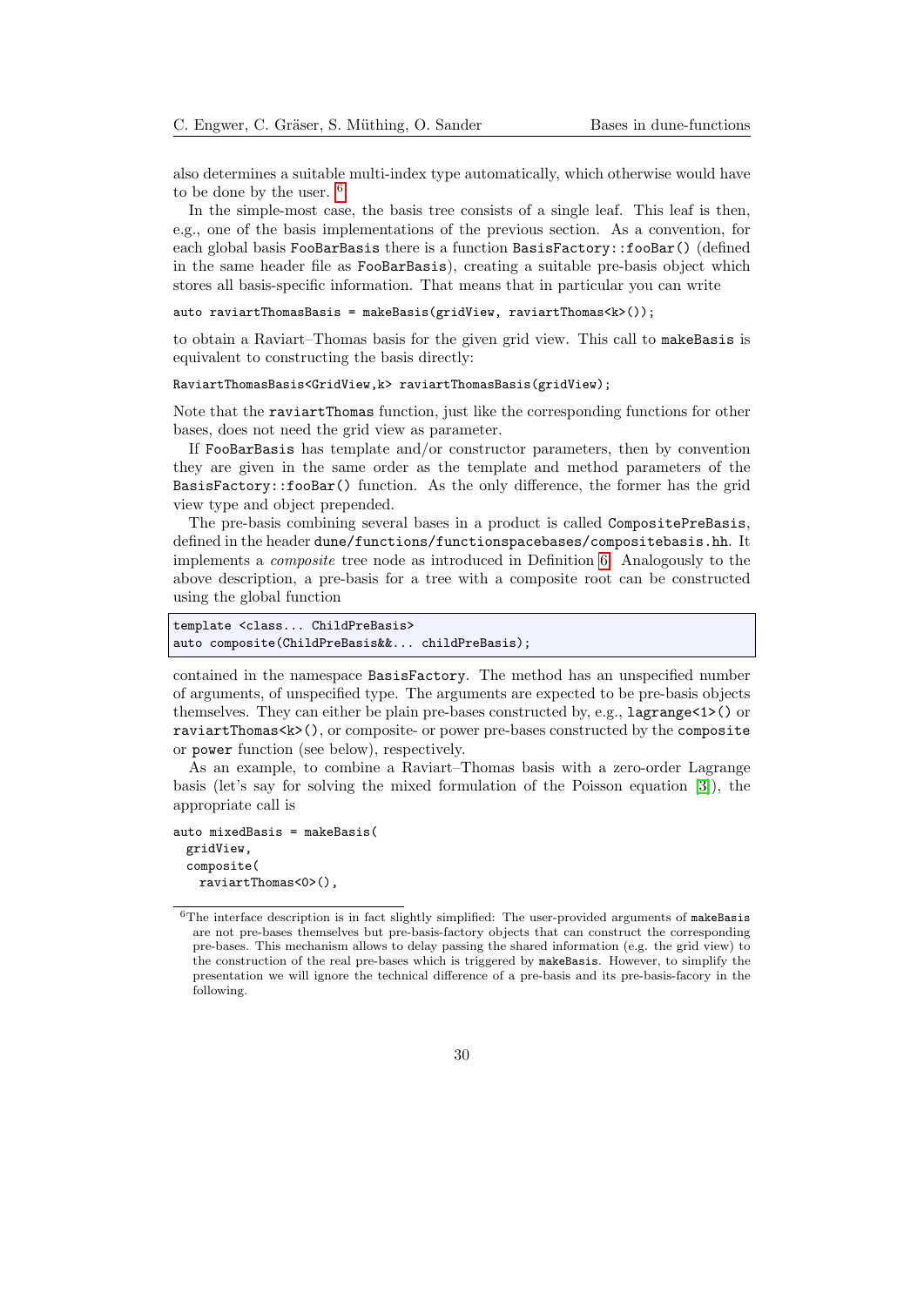also determines a suitable multi-index type automatically, which otherwise would have to be done by the user. [6]

In the simple-most case, the basis tree consists of a single leaf. This leaf is then, e.g., one of the basis implementations of the previous section. As a convention, for each global basis `FooBarBasis` there is a function `BasisFactory::fooBar()` (defined in the same header file as `FooBarBasis`), creating a suitable pre-basis object which stores all basis-specific information. That means that in particular you can write

```
auto raviartThomasBasis = makeBasis(gridView, raviartThomas<k>());
```

to obtain a Raviart–Thomas basis for the given grid view. This call to `makeBasis` is equivalent to constructing the basis directly:

```
RaviartThomasBasis<GridView,k> raviartThomasBasis(gridView);
```

Note that the `raviartThomas` function, just like the corresponding functions for other bases, does not need the grid view as parameter.

If `FooBarBasis` has template and/or constructor parameters, then by convention they are given in the same order as the template and method parameters of the `BasisFactory::fooBar()` function. As the only difference, the former has the grid view type and object prepended.

The pre-basis combining several bases in a product is called `CompositePreBasis`, defined in the header `dune/functions/functionspacebases/compositebasis.hh`. It implements a *composite* tree node as introduced in Definition 6. Analogously to the above description, a pre-basis for a tree with a composite root can be constructed using the global function

```
template <class... ChildPreBasis>
auto composite(ChildPreBasis&&... childPreBasis);
```

contained in the namespace `BasisFactory`. The method has an unspecified number of arguments, of unspecified type. The arguments are expected to be pre-basis objects themselves. They can either be plain pre-bases constructed by, e.g., `lagrange<1>()` or `raviartThomas<k>()`, or composite- or power pre-bases constructed by the `composite` or `power` function (see below), respectively.

As an example, to combine a Raviart–Thomas basis with a zero-order Lagrange basis (let's say for solving the mixed formulation of the Poisson equation [3]), the appropriate call is

```
auto mixedBasis = makeBasis(
  gridView,
  composite(
    raviartThomas<0>(),
```

[6] The interface description is in fact slightly simplified: The user-provided arguments of `makeBasis` are not pre-bases themselves but pre-basis-factory objects that can construct the corresponding pre-bases. This mechanism allows to delay passing the shared information (e.g. the grid view) to the construction of the real pre-bases which is triggered by `makeBasis`. However, to simplify the presentation we will ignore the technical difference of a pre-basis and its pre-basis-facory in the following.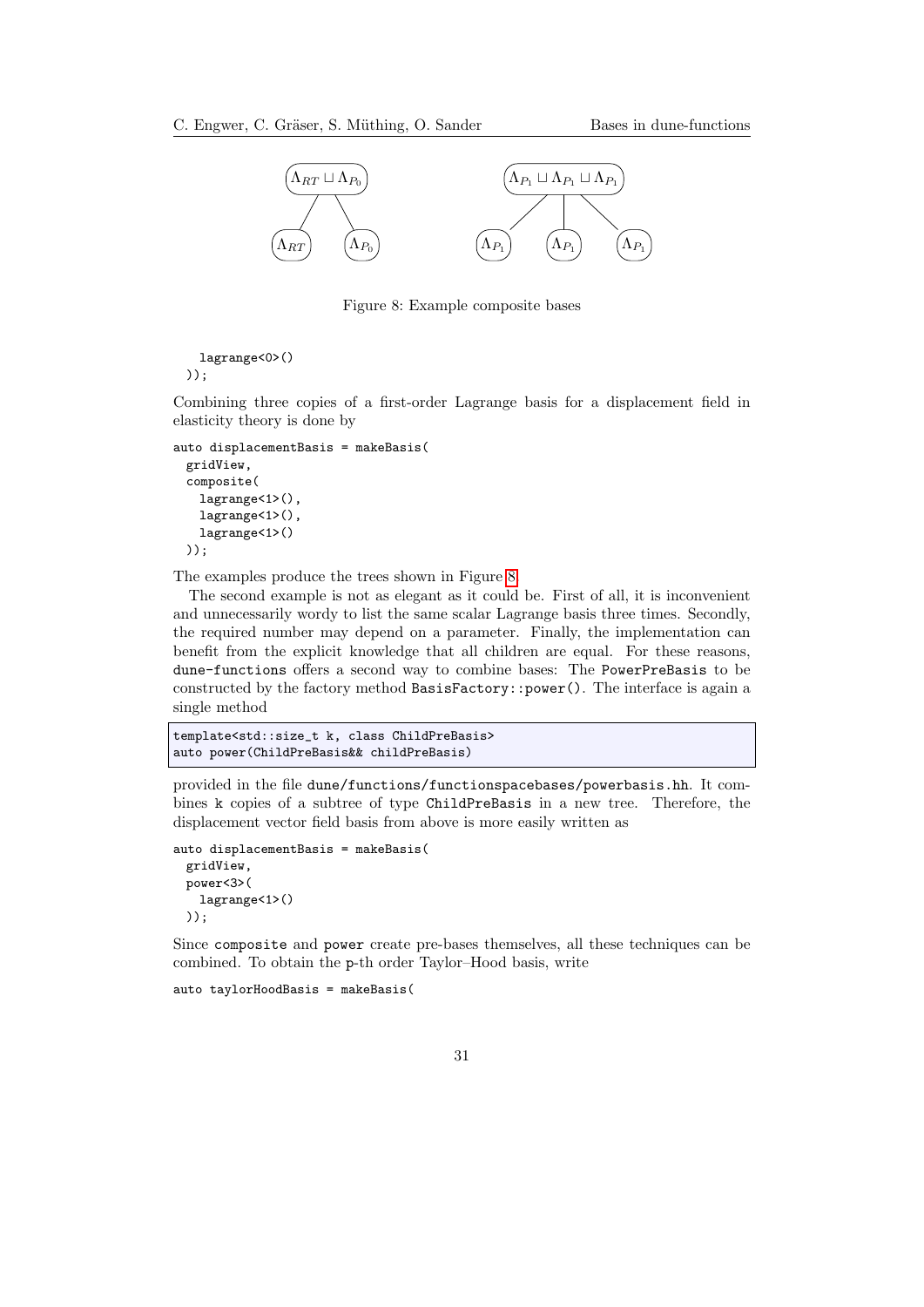$\Lambda_{RT} \sqcup \Lambda_{P_0}$ with children $\Lambda_{RT}$, $\Lambda_{P_0}$; $\Lambda_{P_1} \sqcup \Lambda_{P_1} \sqcup \Lambda_{P_1}$ with children $\Lambda_{P_1}$, $\Lambda_{P_1}$, $\Lambda_{P_1}$

Figure 8: Example composite bases

```
    lagrange<0>()
  ));
```

Combining three copies of a first-order Lagrange basis for a displacement field in elasticity theory is done by

```
auto displacementBasis = makeBasis(
  gridView,
  composite(
    lagrange<1>(),
    lagrange<1>(),
    lagrange<1>()
  ));
```

The examples produce the trees shown in Figure 8.

The second example is not as elegant as it could be. First of all, it is inconvenient and unnecessarily wordy to list the same scalar Lagrange basis three times. Secondly, the required number may depend on a parameter. Finally, the implementation can benefit from the explicit knowledge that all children are equal. For these reasons, `dune-functions` offers a second way to combine bases: The `PowerPreBasis` to be constructed by the factory method `BasisFactory::power()`. The interface is again a single method

```
template<std::size_t k, class ChildPreBasis>
auto power(ChildPreBasis&& childPreBasis)
```

provided in the file `dune/functions/functionspacebases/powerbasis.hh`. It combines `k` copies of a subtree of type `ChildPreBasis` in a new tree. Therefore, the displacement vector field basis from above is more easily written as

```
auto displacementBasis = makeBasis(
  gridView,
  power<3>(
    lagrange<1>()
  ));
```

Since `composite` and `power` create pre-bases themselves, all these techniques can be combined. To obtain the `p`-th order Taylor–Hood basis, write

```
auto taylorHoodBasis = makeBasis(
```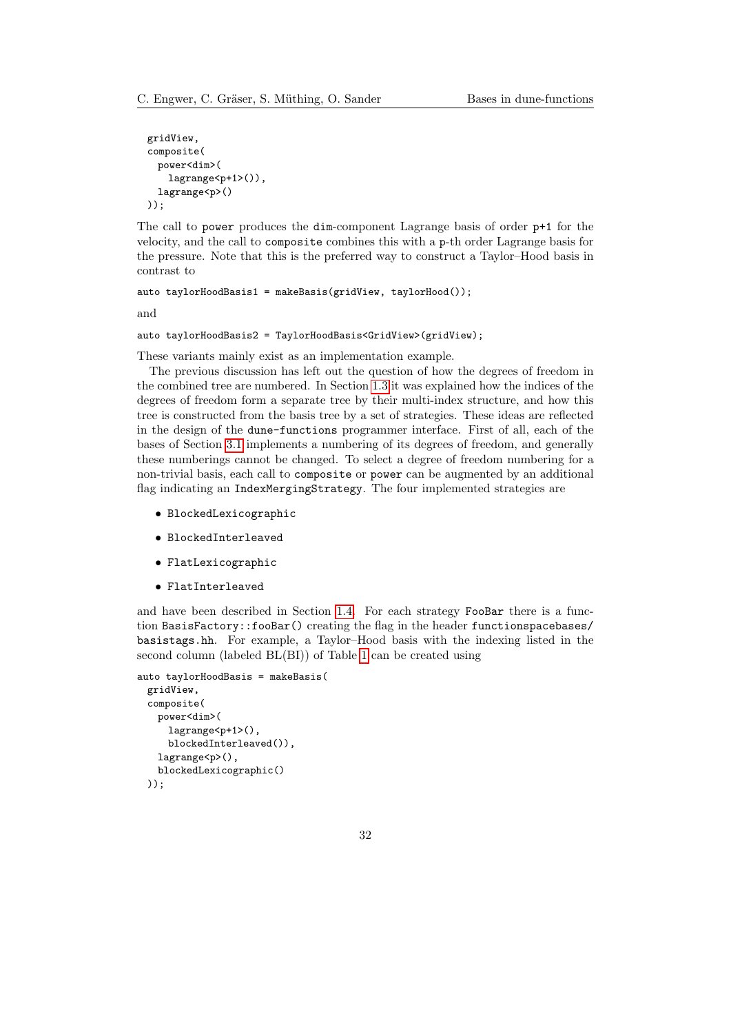```
  gridView,
  composite(
    power<dim>(
      lagrange<p+1>()),
    lagrange<p>()
  ));
```

The call to `power` produces the `dim`-component Lagrange basis of order `p+1` for the velocity, and the call to `composite` combines this with a `p`-th order Lagrange basis for the pressure. Note that this is the preferred way to construct a Taylor–Hood basis in contrast to

```
auto taylorHoodBasis1 = makeBasis(gridView, taylorHood());
```

and

```
auto taylorHoodBasis2 = TaylorHoodBasis<GridView>(gridView);
```

These variants mainly exist as an implementation example.

The previous discussion has left out the question of how the degrees of freedom in the combined tree are numbered. In Section 1.3 it was explained how the indices of the degrees of freedom form a separate tree by their multi-index structure, and how this tree is constructed from the basis tree by a set of strategies. These ideas are reflected in the design of the `dune-functions` programmer interface. First of all, each of the bases of Section 3.1 implements a numbering of its degrees of freedom, and generally these numberings cannot be changed. To select a degree of freedom numbering for a non-trivial basis, each call to `composite` or `power` can be augmented by an additional flag indicating an `IndexMergingStrategy`. The four implemented strategies are

- `BlockedLexicographic`
- `BlockedInterleaved`
- `FlatLexicographic`
- `FlatInterleaved`

and have been described in Section 1.4. For each strategy `FooBar` there is a function `BasisFactory::fooBar()` creating the flag in the header `functionspacebases/basistags.hh`. For example, a Taylor–Hood basis with the indexing listed in the second column (labeled BL(BI)) of Table 1 can be created using

```
auto taylorHoodBasis = makeBasis(
  gridView,
  composite(
    power<dim>(
      lagrange<p+1>(),
      blockedInterleaved()),
    lagrange<p>(),
    blockedLexicographic()
  ));
```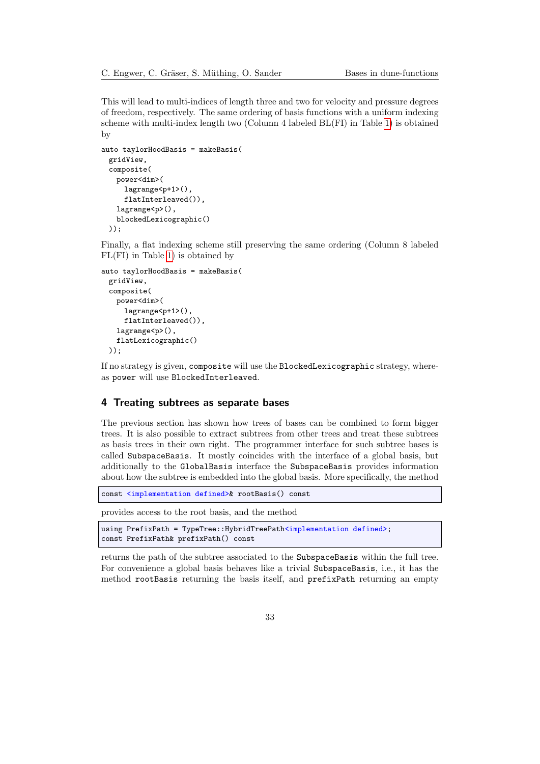This will lead to multi-indices of length three and two for velocity and pressure degrees of freedom, respectively. The same ordering of basis functions with a uniform indexing scheme with multi-index length two (Column 4 labeled BL(FI) in Table 1) is obtained by

```
auto taylorHoodBasis = makeBasis(
  gridView,
  composite(
    power<dim>(
      lagrange<p+1>(),
      flatInterleaved()),
    lagrange<p>(),
    blockedLexicographic()
  ));
```

Finally, a flat indexing scheme still preserving the same ordering (Column 8 labeled FL(FI) in Table 1) is obtained by

```
auto taylorHoodBasis = makeBasis(
  gridView,
  composite(
    power<dim>(
      lagrange<p+1>(),
      flatInterleaved()),
    lagrange<p>(),
    flatLexicographic()
  ));
```

If no strategy is given, `composite` will use the `BlockedLexicographic` strategy, whereas `power` will use `BlockedInterleaved`.

## 4 Treating subtrees as separate bases

The previous section has shown how trees of bases can be combined to form bigger trees. It is also possible to extract subtrees from other trees and treat these subtrees as basis trees in their own right. The programmer interface for such subtree bases is called `SubspaceBasis`. It mostly coincides with the interface of a global basis, but additionally to the `GlobalBasis` interface the `SubspaceBasis` provides information about how the subtree is embedded into the global basis. More specifically, the method

```
const <implementation defined>& rootBasis() const
```

provides access to the root basis, and the method

```
using PrefixPath = TypeTree::HybridTreePath<implementation defined>;
const PrefixPath& prefixPath() const
```

returns the path of the subtree associated to the `SubspaceBasis` within the full tree. For convenience a global basis behaves like a trivial `SubspaceBasis`, i.e., it has the method `rootBasis` returning the basis itself, and `prefixPath` returning an empty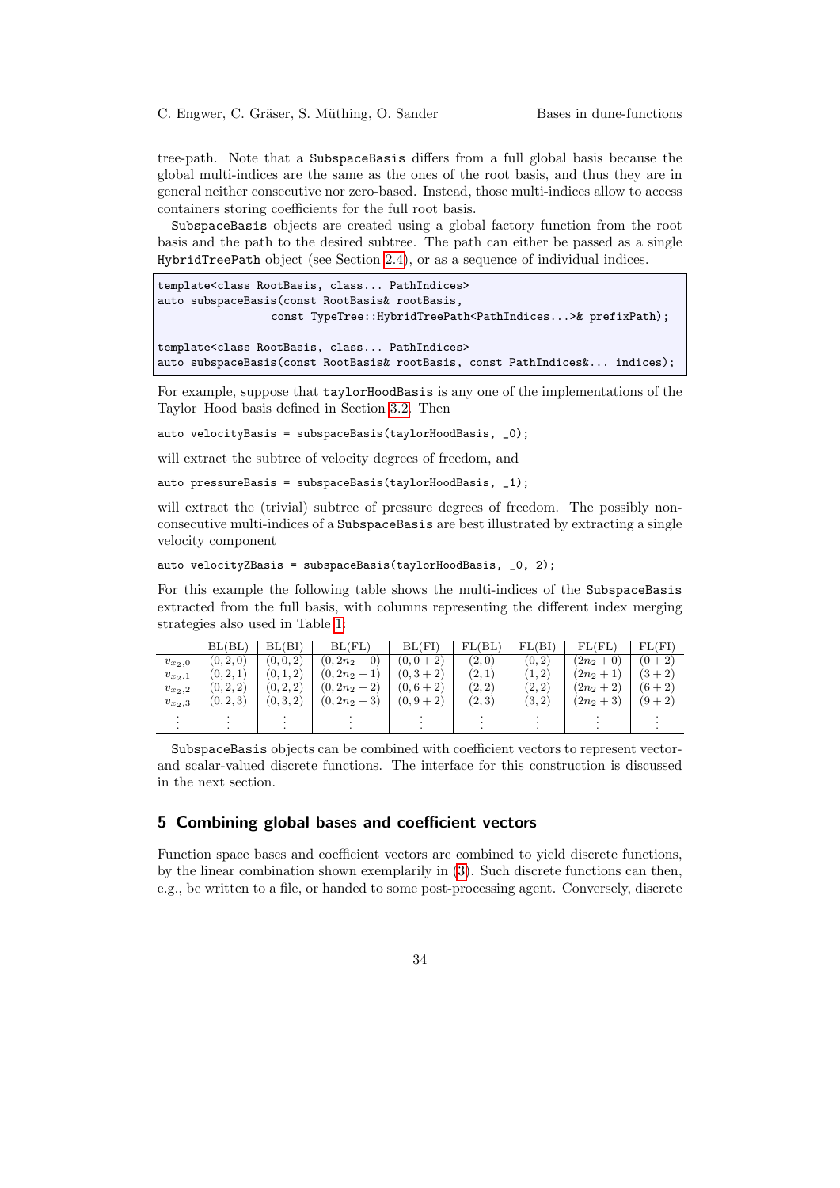tree-path. Note that a SubspaceBasis differs from a full global basis because the global multi-indices are the same as the ones of the root basis, and thus they are in general neither consecutive nor zero-based. Instead, those multi-indices allow to access containers storing coefficients for the full root basis.

SubspaceBasis objects are created using a global factory function from the root basis and the path to the desired subtree. The path can either be passed as a single HybridTreePath object (see Section 2.4), or as a sequence of individual indices.

```
template<class RootBasis, class... PathIndices>
auto subspaceBasis(const RootBasis& rootBasis,
                   const TypeTree::HybridTreePath<PathIndices...>& prefixPath);

template<class RootBasis, class... PathIndices>
auto subspaceBasis(const RootBasis& rootBasis, const PathIndices&... indices);
```

For example, suppose that taylorHoodBasis is any one of the implementations of the Taylor–Hood basis defined in Section 3.2. Then

```
auto velocityBasis = subspaceBasis(taylorHoodBasis, _0);
```

will extract the subtree of velocity degrees of freedom, and

```
auto pressureBasis = subspaceBasis(taylorHoodBasis, _1);
```

will extract the (trivial) subtree of pressure degrees of freedom. The possibly non-consecutive multi-indices of a SubspaceBasis are best illustrated by extracting a single velocity component

```
auto velocityZBasis = subspaceBasis(taylorHoodBasis, _0, 2);
```

For this example the following table shows the multi-indices of the SubspaceBasis extracted from the full basis, with columns representing the different index merging strategies also used in Table 1:

| | BL(BL) | BL(BI) | BL(FL) | BL(FI) | FL(BL) | FL(BI) | FL(FL) | FL(FI) |
|---|---|---|---|---|---|---|---|---|
| $v_{x_2,0}$ | $(0,2,0)$ | $(0,0,2)$ | $(0,2n_2+0)$ | $(0,0+2)$ | $(2,0)$ | $(0,2)$ | $(2n_2+0)$ | $(0+2)$ |
| $v_{x_2,1}$ | $(0,2,1)$ | $(0,1,2)$ | $(0,2n_2+1)$ | $(0,3+2)$ | $(2,1)$ | $(1,2)$ | $(2n_2+1)$ | $(3+2)$ |
| $v_{x_2,2}$ | $(0,2,2)$ | $(0,2,2)$ | $(0,2n_2+2)$ | $(0,6+2)$ | $(2,2)$ | $(2,2)$ | $(2n_2+2)$ | $(6+2)$ |
| $v_{x_2,3}$ | $(0,2,3)$ | $(0,3,2)$ | $(0,2n_2+3)$ | $(0,9+2)$ | $(2,3)$ | $(3,2)$ | $(2n_2+3)$ | $(9+2)$ |
| $\vdots$ | $\vdots$ | $\vdots$ | $\vdots$ | $\vdots$ | $\vdots$ | $\vdots$ | $\vdots$ | $\vdots$ |

SubspaceBasis objects can be combined with coefficient vectors to represent vector- and scalar-valued discrete functions. The interface for this construction is discussed in the next section.

## 5 Combining global bases and coefficient vectors

Function space bases and coefficient vectors are combined to yield discrete functions, by the linear combination shown exemplarily in (3). Such discrete functions can then, e.g., be written to a file, or handed to some post-processing agent. Conversely, discrete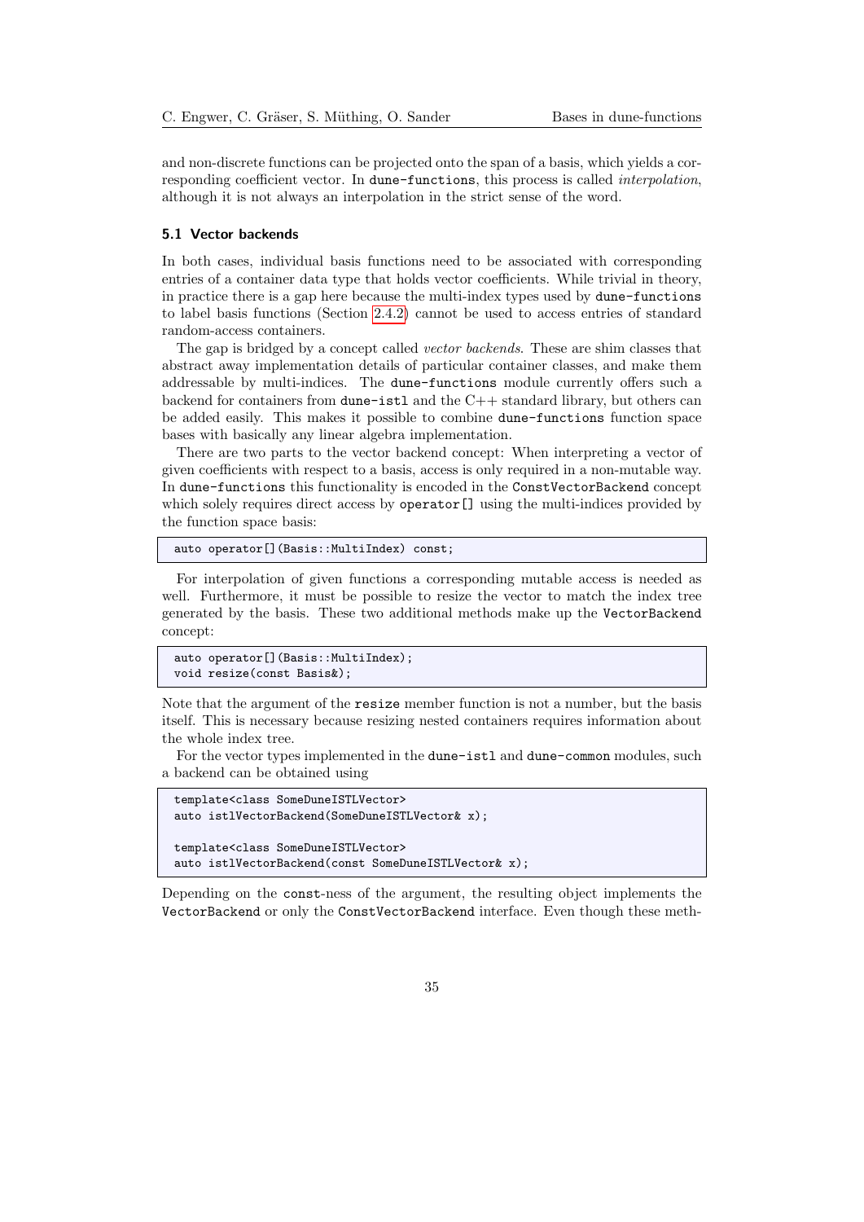and non-discrete functions can be projected onto the span of a basis, which yields a corresponding coefficient vector. In dune-functions, this process is called *interpolation*, although it is not always an interpolation in the strict sense of the word.

### 5.1 Vector backends

In both cases, individual basis functions need to be associated with corresponding entries of a container data type that holds vector coefficients. While trivial in theory, in practice there is a gap here because the multi-index types used by dune-functions to label basis functions (Section 2.4.2) cannot be used to access entries of standard random-access containers.

The gap is bridged by a concept called *vector backends*. These are shim classes that abstract away implementation details of particular container classes, and make them addressable by multi-indices. The dune-functions module currently offers such a backend for containers from dune-istl and the C++ standard library, but others can be added easily. This makes it possible to combine dune-functions function space bases with basically any linear algebra implementation.

There are two parts to the vector backend concept: When interpreting a vector of given coefficients with respect to a basis, access is only required in a non-mutable way. In dune-functions this functionality is encoded in the ConstVectorBackend concept which solely requires direct access by operator[] using the multi-indices provided by the function space basis:

```
auto operator[](Basis::MultiIndex) const;
```

For interpolation of given functions a corresponding mutable access is needed as well. Furthermore, it must be possible to resize the vector to match the index tree generated by the basis. These two additional methods make up the VectorBackend concept:

```
auto operator[](Basis::MultiIndex);
void resize(const Basis&);
```

Note that the argument of the resize member function is not a number, but the basis itself. This is necessary because resizing nested containers requires information about the whole index tree.

For the vector types implemented in the dune-istl and dune-common modules, such a backend can be obtained using

```
template<class SomeDuneISTLVector>
auto istlVectorBackend(SomeDuneISTLVector& x);

template<class SomeDuneISTLVector>
auto istlVectorBackend(const SomeDuneISTLVector& x);
```

Depending on the const-ness of the argument, the resulting object implements the VectorBackend or only the ConstVectorBackend interface. Even though these meth-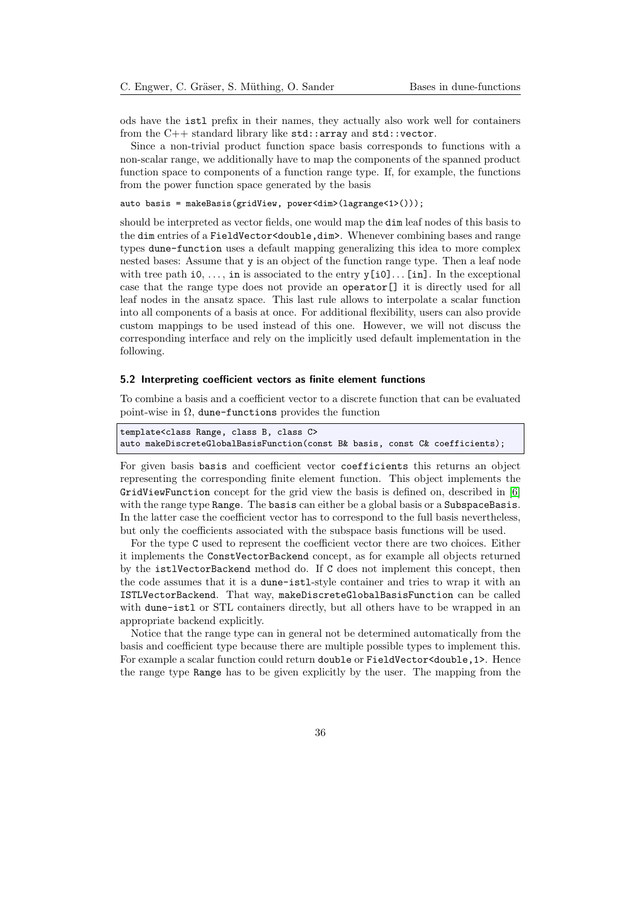ods have the `istl` prefix in their names, they actually also work well for containers from the C++ standard library like `std::array` and `std::vector`.

Since a non-trivial product function space basis corresponds to functions with a non-scalar range, we additionally have to map the components of the spanned product function space to components of a function range type. If, for example, the functions from the power function space generated by the basis

```
auto basis = makeBasis(gridView, power<dim>(lagrange<1>()));
```

should be interpreted as vector fields, one would map the `dim` leaf nodes of this basis to the `dim` entries of a `FieldVector<double,dim>`. Whenever combining bases and range types `dune-function` uses a default mapping generalizing this idea to more complex nested bases: Assume that `y` is an object of the function range type. Then a leaf node with tree path `i0`, ..., `in` is associated to the entry `y[i0]`...`[in]`. In the exceptional case that the range type does not provide an `operator[]` it is directly used for all leaf nodes in the ansatz space. This last rule allows to interpolate a scalar function into all components of a basis at once. For additional flexibility, users can also provide custom mappings to be used instead of this one. However, we will not discuss the corresponding interface and rely on the implicitly used default implementation in the following.

### 5.2 Interpreting coefficient vectors as finite element functions

To combine a basis and a coefficient vector to a discrete function that can be evaluated point-wise in $\Omega$, `dune-functions` provides the function

```
template<class Range, class B, class C>
auto makeDiscreteGlobalBasisFunction(const B& basis, const C& coefficients);
```

For given basis `basis` and coefficient vector `coefficients` this returns an object representing the corresponding finite element function. This object implements the `GridViewFunction` concept for the grid view the basis is defined on, described in [6] with the range type `Range`. The `basis` can either be a global basis or a `SubspaceBasis`. In the latter case the coefficient vector has to correspond to the full basis nevertheless, but only the coefficients associated with the subspace basis functions will be used.

For the type `C` used to represent the coefficient vector there are two choices. Either it implements the `ConstVectorBackend` concept, as for example all objects returned by the `istlVectorBackend` method do. If `C` does not implement this concept, then the code assumes that it is a `dune-istl`-style container and tries to wrap it with an `ISTLVectorBackend`. That way, `makeDiscreteGlobalBasisFunction` can be called with `dune-istl` or STL containers directly, but all others have to be wrapped in an appropriate backend explicitly.

Notice that the range type can in general not be determined automatically from the basis and coefficient type because there are multiple possible types to implement this. For example a scalar function could return `double` or `FieldVector<double,1>`. Hence the range type `Range` has to be given explicitly by the user. The mapping from the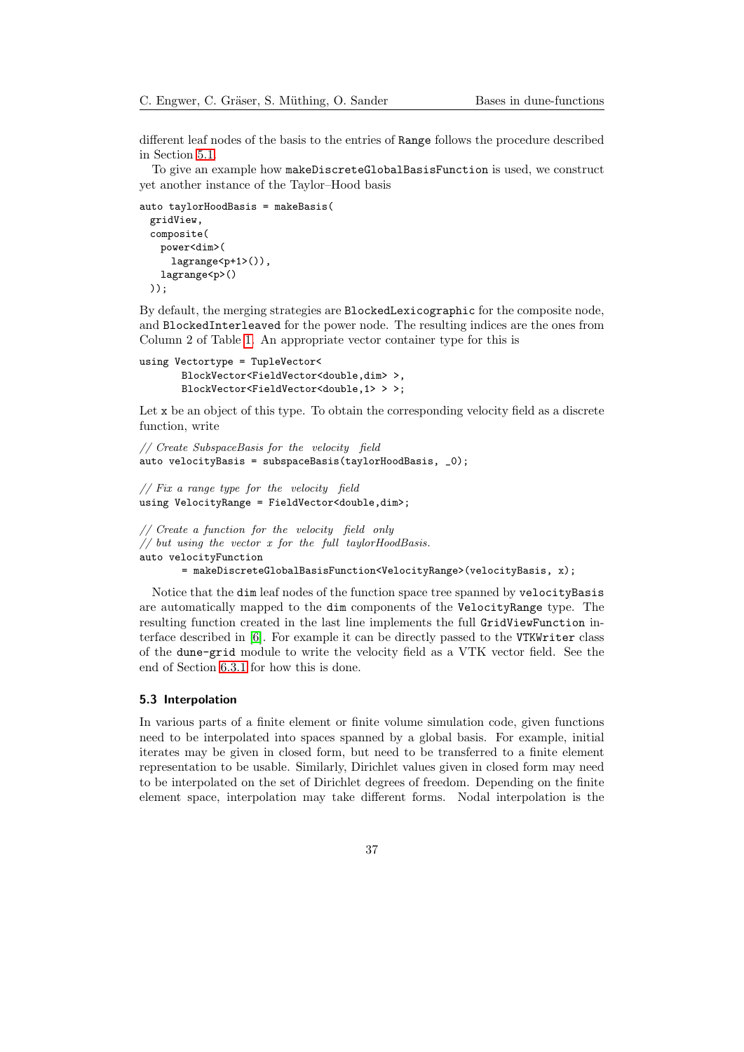different leaf nodes of the basis to the entries of Range follows the procedure described in Section 5.1.

To give an example how makeDiscreteGlobalBasisFunction is used, we construct yet another instance of the Taylor–Hood basis

```
auto taylorHoodBasis = makeBasis(
  gridView,
  composite(
    power<dim>(
      lagrange<p+1>()),
    lagrange<p>()
  ));
```

By default, the merging strategies are BlockedLexicographic for the composite node, and BlockedInterleaved for the power node. The resulting indices are the ones from Column 2 of Table 1. An appropriate vector container type for this is

```
using Vectortype = TupleVector<
        BlockVector<FieldVector<double,dim> >,
        BlockVector<FieldVector<double,1> > >;
```

Let x be an object of this type. To obtain the corresponding velocity field as a discrete function, write

```
// Create SubspaceBasis for the velocity field
auto velocityBasis = subspaceBasis(taylorHoodBasis, _0);

// Fix a range type for the velocity field
using VelocityRange = FieldVector<double,dim>;

// Create a function for the velocity field only
// but using the vector x for the full taylorHoodBasis.
auto velocityFunction
        = makeDiscreteGlobalBasisFunction<VelocityRange>(velocityBasis, x);
```

Notice that the dim leaf nodes of the function space tree spanned by velocityBasis are automatically mapped to the dim components of the VelocityRange type. The resulting function created in the last line implements the full GridViewFunction interface described in [6]. For example it can be directly passed to the VTKWriter class of the dune-grid module to write the velocity field as a VTK vector field. See the end of Section 6.3.1 for how this is done.

### 5.3 Interpolation

In various parts of a finite element or finite volume simulation code, given functions need to be interpolated into spaces spanned by a global basis. For example, initial iterates may be given in closed form, but need to be transferred to a finite element representation to be usable. Similarly, Dirichlet values given in closed form may need to be interpolated on the set of Dirichlet degrees of freedom. Depending on the finite element space, interpolation may take different forms. Nodal interpolation is the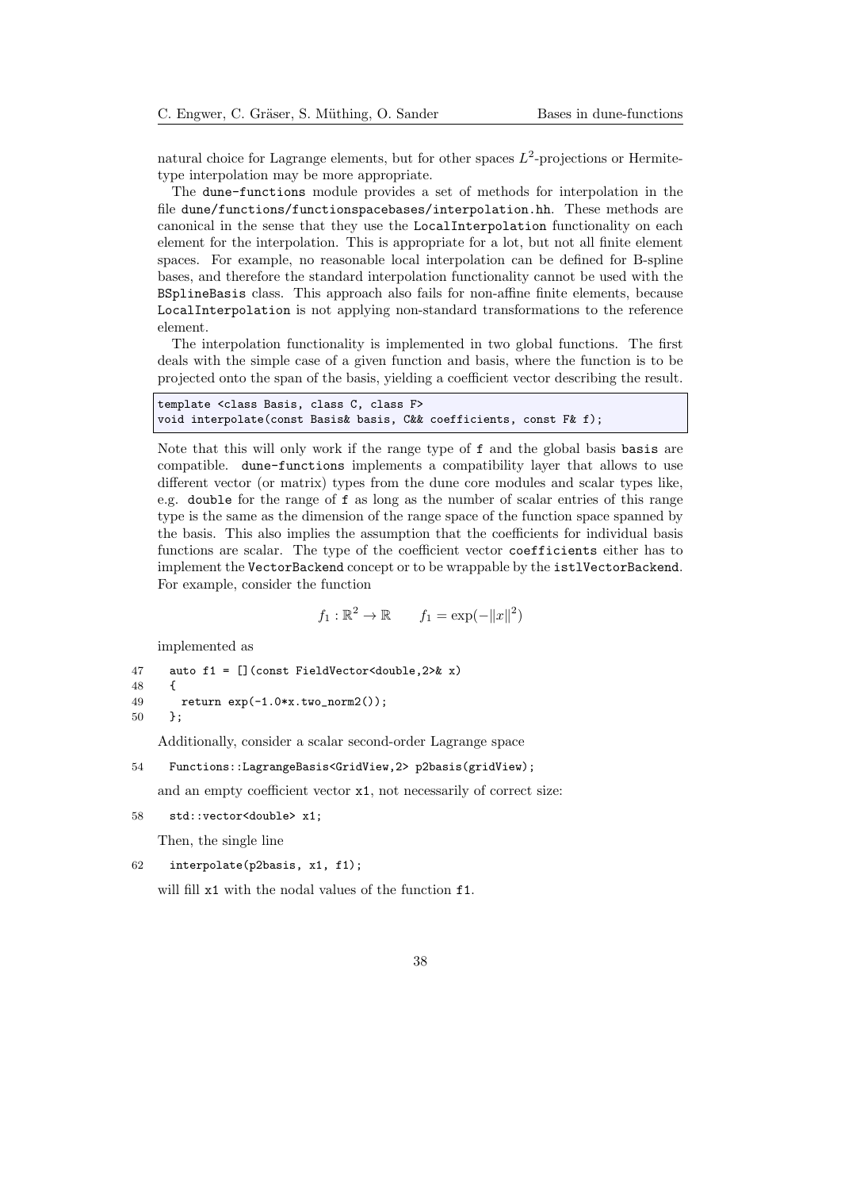natural choice for Lagrange elements, but for other spaces $L^2$-projections or Hermite-type interpolation may be more appropriate.

The dune-functions module provides a set of methods for interpolation in the file dune/functions/functionspacebases/interpolation.hh. These methods are canonical in the sense that they use the LocalInterpolation functionality on each element for the interpolation. This is appropriate for a lot, but not all finite element spaces. For example, no reasonable local interpolation can be defined for B-spline bases, and therefore the standard interpolation functionality cannot be used with the BSplineBasis class. This approach also fails for non-affine finite elements, because LocalInterpolation is not applying non-standard transformations to the reference element.

The interpolation functionality is implemented in two global functions. The first deals with the simple case of a given function and basis, where the function is to be projected onto the span of the basis, yielding a coefficient vector describing the result.

```
template <class Basis, class C, class F>
void interpolate(const Basis& basis, C&& coefficients, const F& f);
```

Note that this will only work if the range type of f and the global basis basis are compatible. dune-functions implements a compatibility layer that allows to use different vector (or matrix) types from the dune core modules and scalar types like, e.g. double for the range of f as long as the number of scalar entries of this range type is the same as the dimension of the range space of the function space spanned by the basis. This also implies the assumption that the coefficients for individual basis functions are scalar. The type of the coefficient vector coefficients either has to implement the VectorBackend concept or to be wrappable by the istlVectorBackend. For example, consider the function

$$f_1 : \mathbb{R}^2 \to \mathbb{R} \qquad f_1 = \exp(-\|x\|^2)$$

implemented as

```
47    auto f1 = [](const FieldVector<double,2>& x)
48    {
49      return exp(-1.0*x.two_norm2());
50    };
```

Additionally, consider a scalar second-order Lagrange space

```
54    Functions::LagrangeBasis<GridView,2> p2basis(gridView);
```

and an empty coefficient vector x1, not necessarily of correct size:

```
58    std::vector<double> x1;
```

Then, the single line

```
62    interpolate(p2basis, x1, f1);
```

will fill x1 with the nodal values of the function f1.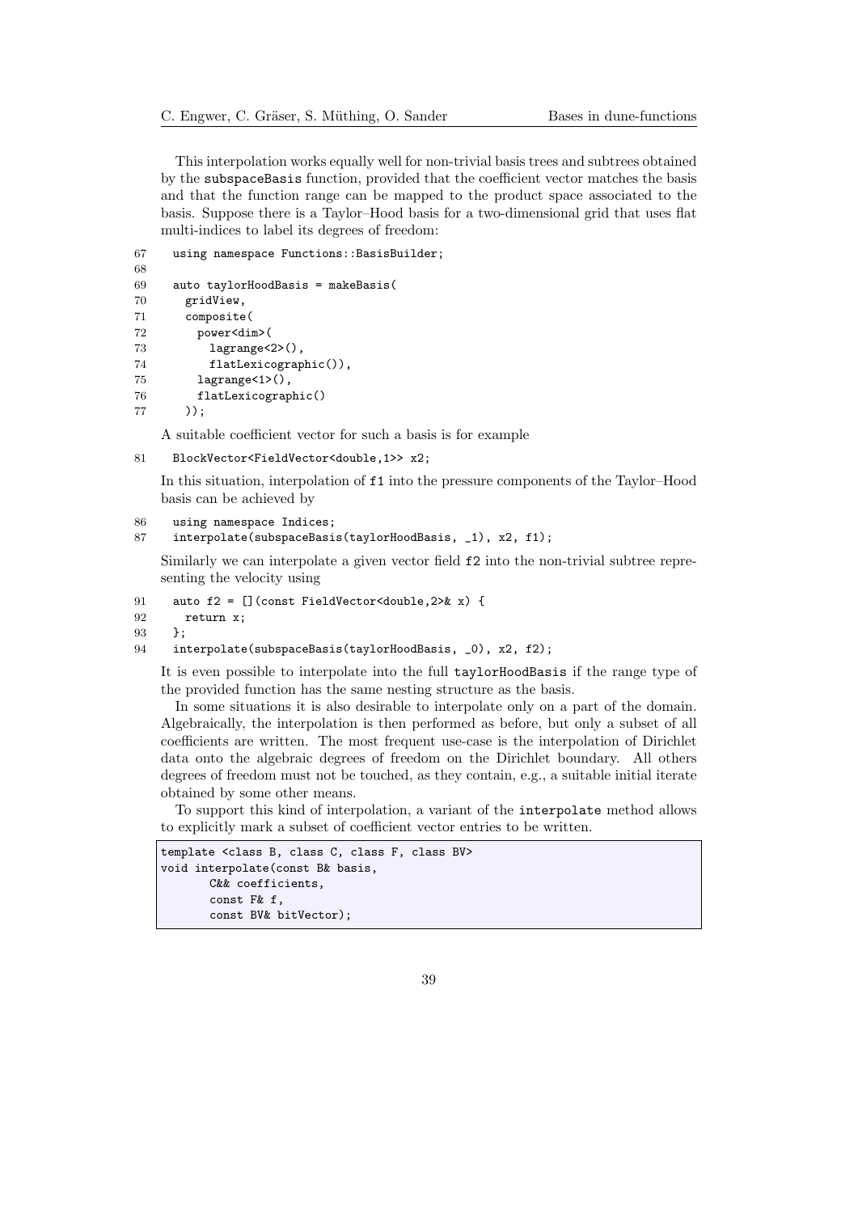This interpolation works equally well for non-trivial basis trees and subtrees obtained by the subspaceBasis function, provided that the coefficient vector matches the basis and that the function range can be mapped to the product space associated to the basis. Suppose there is a Taylor–Hood basis for a two-dimensional grid that uses flat multi-indices to label its degrees of freedom:

```
67   using namespace Functions::BasisBuilder;
68
69   auto taylorHoodBasis = makeBasis(
70     gridView,
71     composite(
72       power<dim>(
73         lagrange<2>(),
74         flatLexicographic()),
75       lagrange<1>(),
76       flatLexicographic()
77     ));
```

A suitable coefficient vector for such a basis is for example

```
81   BlockVector<FieldVector<double,1>> x2;
```

In this situation, interpolation of f1 into the pressure components of the Taylor–Hood basis can be achieved by

```
86   using namespace Indices;
87   interpolate(subspaceBasis(taylorHoodBasis, _1), x2, f1);
```

Similarly we can interpolate a given vector field f2 into the non-trivial subtree representing the velocity using

```
91   auto f2 = [](const FieldVector<double,2>& x) {
92     return x;
93   };
94   interpolate(subspaceBasis(taylorHoodBasis, _0), x2, f2);
```

It is even possible to interpolate into the full taylorHoodBasis if the range type of the provided function has the same nesting structure as the basis.

In some situations it is also desirable to interpolate only on a part of the domain. Algebraically, the interpolation is then performed as before, but only a subset of all coefficients are written. The most frequent use-case is the interpolation of Dirichlet data onto the algebraic degrees of freedom on the Dirichlet boundary. All others degrees of freedom must not be touched, as they contain, e.g., a suitable initial iterate obtained by some other means.

To support this kind of interpolation, a variant of the interpolate method allows to explicitly mark a subset of coefficient vector entries to be written.

```
template <class B, class C, class F, class BV>
void interpolate(const B& basis,
        C&& coefficients,
        const F& f,
        const BV& bitVector);
```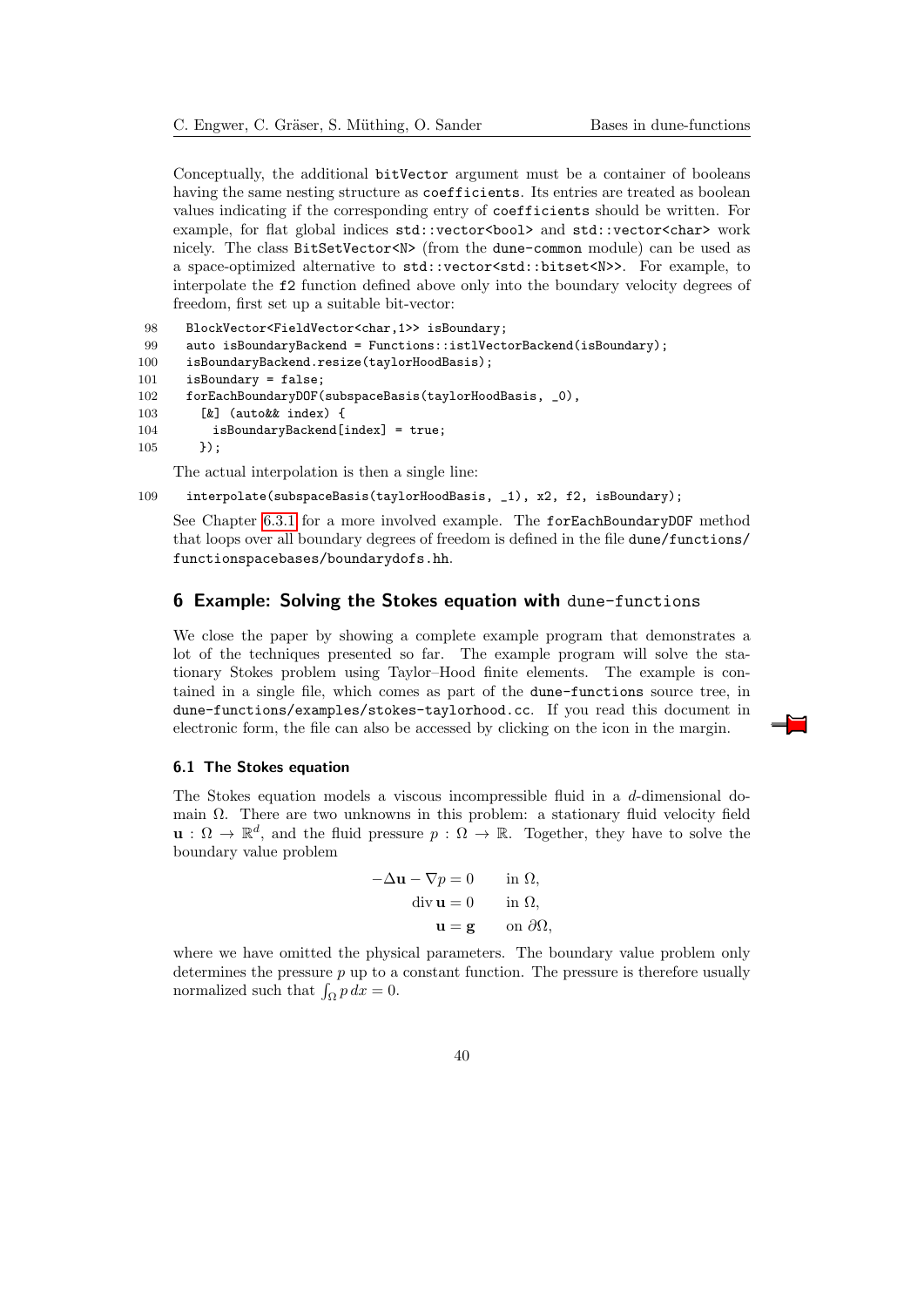Conceptually, the additional `bitVector` argument must be a container of booleans having the same nesting structure as `coefficients`. Its entries are treated as boolean values indicating if the corresponding entry of `coefficients` should be written. For example, for flat global indices `std::vector<bool>` and `std::vector<char>` work nicely. The class `BitSetVector<N>` (from the `dune-common` module) can be used as a space-optimized alternative to `std::vector<std::bitset<N>>`. For example, to interpolate the `f2` function defined above only into the boundary velocity degrees of freedom, first set up a suitable bit-vector:

```
98    BlockVector<FieldVector<char,1>> isBoundary;
99    auto isBoundaryBackend = Functions::istlVectorBackend(isBoundary);
100   isBoundaryBackend.resize(taylorHoodBasis);
101   isBoundary = false;
102   forEachBoundaryDOF(subspaceBasis(taylorHoodBasis, _0),
103     [&] (auto&& index) {
104       isBoundaryBackend[index] = true;
105     });
```

The actual interpolation is then a single line:

```
109   interpolate(subspaceBasis(taylorHoodBasis, _1), x2, f2, isBoundary);
```

See Chapter 6.3.1 for a more involved example. The `forEachBoundaryDOF` method that loops over all boundary degrees of freedom is defined in the file `dune/functions/functionspacebases/boundarydofs.hh`.

## 6 Example: Solving the Stokes equation with dune-functions

We close the paper by showing a complete example program that demonstrates a lot of the techniques presented so far. The example program will solve the stationary Stokes problem using Taylor–Hood finite elements. The example is contained in a single file, which comes as part of the `dune-functions` source tree, in `dune-functions/examples/stokes-taylorhood.cc`. If you read this document in electronic form, the file can also be accessed by clicking on the icon in the margin.

### 6.1 The Stokes equation

The Stokes equation models a viscous incompressible fluid in a $d$-dimensional domain $\Omega$. There are two unknowns in this problem: a stationary fluid velocity field $\mathbf{u} : \Omega \to \mathbb{R}^d$, and the fluid pressure $p : \Omega \to \mathbb{R}$. Together, they have to solve the boundary value problem

$$
\begin{aligned}
-\Delta \mathbf{u} - \nabla p &= 0 \qquad \text{in } \Omega, \\
\operatorname{div} \mathbf{u} &= 0 \qquad \text{in } \Omega, \\
\mathbf{u} &= \mathbf{g} \qquad \text{on } \partial\Omega,
\end{aligned}
$$

where we have omitted the physical parameters. The boundary value problem only determines the pressure $p$ up to a constant function. The pressure is therefore usually normalized such that $\int_\Omega p \, dx = 0$.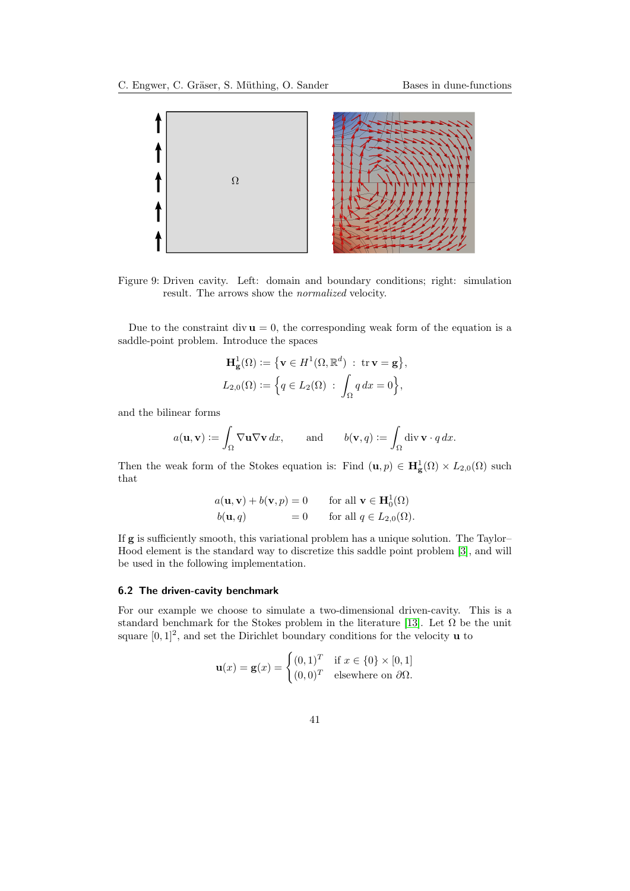Figure 9: Driven cavity. Left: domain and boundary conditions; right: simulation result. The arrows show the *normalized* velocity.

Due to the constraint $\operatorname{div} \mathbf{u} = 0$, the corresponding weak form of the equation is a saddle-point problem. Introduce the spaces

$$\mathbf{H}^1_{\mathbf{g}}(\Omega) := \{ \mathbf{v} \in H^1(\Omega, \mathbb{R}^d) \; : \; \operatorname{tr} \mathbf{v} = \mathbf{g} \},$$
$$L_{2,0}(\Omega) := \Big\{ q \in L_2(\Omega) \; : \; \int_\Omega q \, dx = 0 \Big\},$$

and the bilinear forms

$$a(\mathbf{u}, \mathbf{v}) := \int_\Omega \nabla \mathbf{u} \nabla \mathbf{v} \, dx, \qquad \text{and} \qquad b(\mathbf{v}, q) := \int_\Omega \operatorname{div} \mathbf{v} \cdot q \, dx.$$

Then the weak form of the Stokes equation is: Find $(\mathbf{u}, p) \in \mathbf{H}^1_{\mathbf{g}}(\Omega) \times L_{2,0}(\Omega)$ such that

$$\begin{aligned} a(\mathbf{u}, \mathbf{v}) + b(\mathbf{v}, p) &= 0 \qquad \text{for all } \mathbf{v} \in \mathbf{H}^1_0(\Omega) \\ b(\mathbf{u}, q) &= 0 \qquad \text{for all } q \in L_{2,0}(\Omega). \end{aligned}$$

If $\mathbf{g}$ is sufficiently smooth, this variational problem has a unique solution. The Taylor–Hood element is the standard way to discretize this saddle point problem [3], and will be used in the following implementation.

### 6.2 The driven-cavity benchmark

For our example we choose to simulate a two-dimensional driven-cavity. This is a standard benchmark for the Stokes problem in the literature [13]. Let $\Omega$ be the unit square $[0, 1]^2$, and set the Dirichlet boundary conditions for the velocity $\mathbf{u}$ to

$$\mathbf{u}(x) = \mathbf{g}(x) = \begin{cases} (0, 1)^T & \text{if } x \in \{0\} \times [0, 1] \\ (0, 0)^T & \text{elsewhere on } \partial\Omega. \end{cases}$$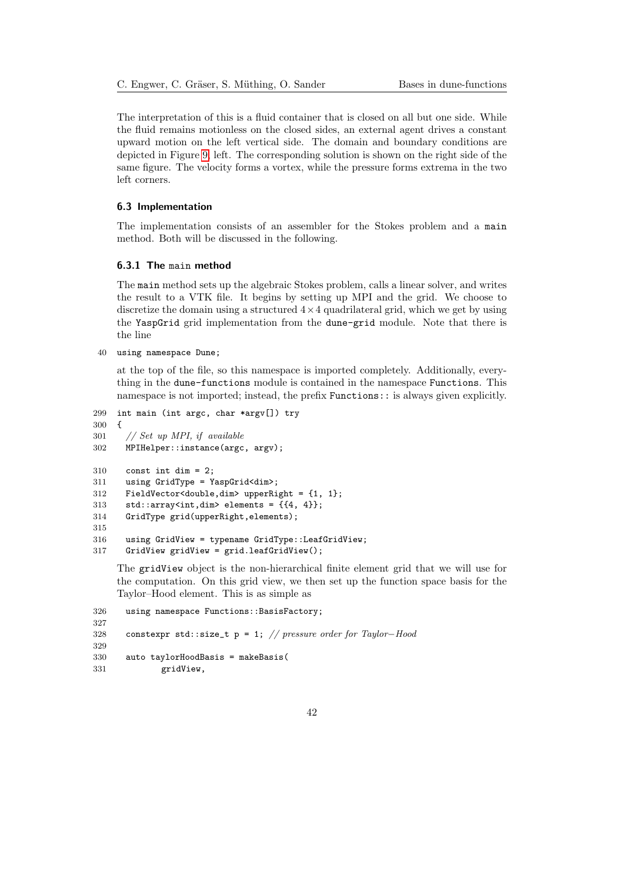The interpretation of this is a fluid container that is closed on all but one side. While the fluid remains motionless on the closed sides, an external agent drives a constant upward motion on the left vertical side. The domain and boundary conditions are depicted in Figure 9, left. The corresponding solution is shown on the right side of the same figure. The velocity forms a vortex, while the pressure forms extrema in the two left corners.

### 6.3 Implementation

The implementation consists of an assembler for the Stokes problem and a `main` method. Both will be discussed in the following.

#### 6.3.1 The `main` method

The `main` method sets up the algebraic Stokes problem, calls a linear solver, and writes the result to a VTK file. It begins by setting up MPI and the grid. We choose to discretize the domain using a structured $4 \times 4$ quadrilateral grid, which we get by using the `YaspGrid` grid implementation from the `dune-grid` module. Note that there is the line

```
40  using namespace Dune;
```

at the top of the file, so this namespace is imported completely. Additionally, everything in the `dune-functions` module is contained in the namespace `Functions`. This namespace is not imported; instead, the prefix `Functions::` is always given explicitly.

```
299 int main (int argc, char *argv[]) try
300 {
301   // Set up MPI, if available
302   MPIHelper::instance(argc, argv);

310   const int dim = 2;
311   using GridType = YaspGrid<dim>;
312   FieldVector<double,dim> upperRight = {1, 1};
313   std::array<int,dim> elements = {{4, 4}};
314   GridType grid(upperRight,elements);
315
316   using GridView = typename GridType::LeafGridView;
317   GridView gridView = grid.leafGridView();
```

The `gridView` object is the non-hierarchical finite element grid that we will use for the computation. On this grid view, we then set up the function space basis for the Taylor–Hood element. This is as simple as

```
326   using namespace Functions::BasisFactory;
327
328   constexpr std::size_t p = 1; // pressure order for Taylor-Hood
329
330   auto taylorHoodBasis = makeBasis(
331         gridView,
```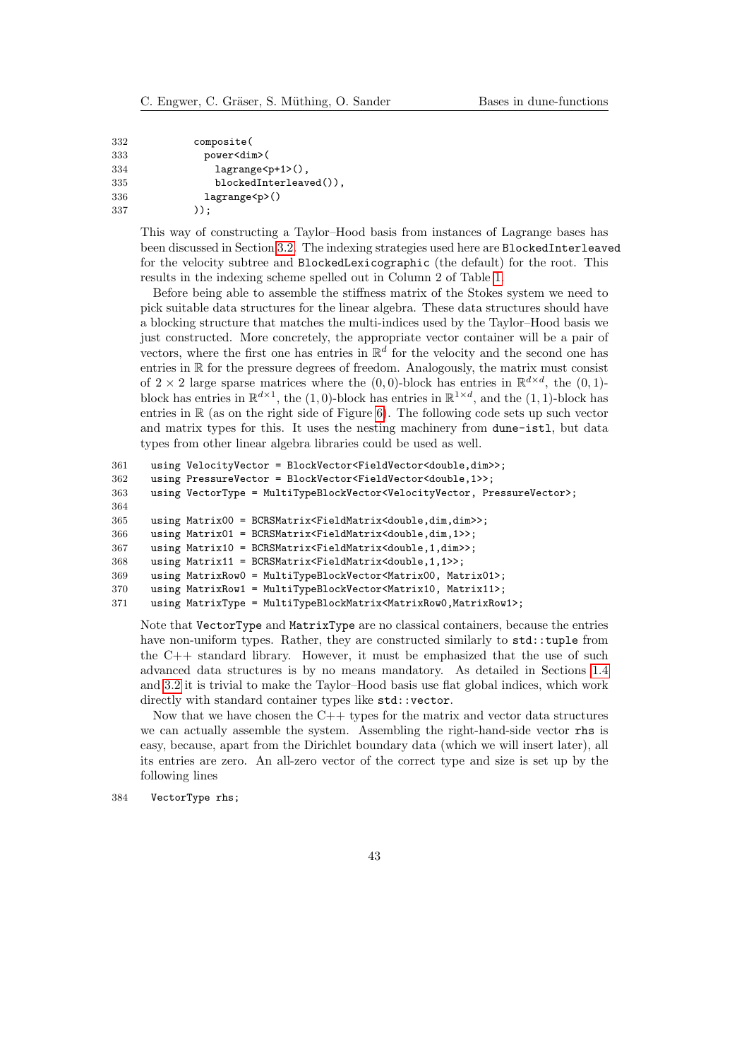```
332          composite(
333            power<dim>(
334              lagrange<p+1>(),
335              blockedInterleaved()),
336            lagrange<p>()
337          ));
```

This way of constructing a Taylor–Hood basis from instances of Lagrange bases has been discussed in Section 3.2. The indexing strategies used here are `BlockedInterleaved` for the velocity subtree and `BlockedLexicographic` (the default) for the root. This results in the indexing scheme spelled out in Column 2 of Table 1.

Before being able to assemble the stiffness matrix of the Stokes system we need to pick suitable data structures for the linear algebra. These data structures should have a blocking structure that matches the multi-indices used by the Taylor–Hood basis we just constructed. More concretely, the appropriate vector container will be a pair of vectors, where the first one has entries in $\mathbb{R}^d$ for the velocity and the second one has entries in $\mathbb{R}$ for the pressure degrees of freedom. Analogously, the matrix must consist of $2 \times 2$ large sparse matrices where the $(0,0)$-block has entries in $\mathbb{R}^{d\times d}$, the $(0,1)$-block has entries in $\mathbb{R}^{d\times 1}$, the $(1,0)$-block has entries in $\mathbb{R}^{1\times d}$, and the $(1,1)$-block has entries in $\mathbb{R}$ (as on the right side of Figure 6). The following code sets up such vector and matrix types for this. It uses the nesting machinery from `dune-istl`, but data types from other linear algebra libraries could be used as well.

```
361    using VelocityVector = BlockVector<FieldVector<double,dim>>;
362    using PressureVector = BlockVector<FieldVector<double,1>>;
363    using VectorType = MultiTypeBlockVector<VelocityVector, PressureVector>;
364
365    using Matrix00 = BCRSMatrix<FieldMatrix<double,dim,dim>>;
366    using Matrix01 = BCRSMatrix<FieldMatrix<double,dim,1>>;
367    using Matrix10 = BCRSMatrix<FieldMatrix<double,1,dim>>;
368    using Matrix11 = BCRSMatrix<FieldMatrix<double,1,1>>;
369    using MatrixRow0 = MultiTypeBlockVector<Matrix00, Matrix01>;
370    using MatrixRow1 = MultiTypeBlockVector<Matrix10, Matrix11>;
371    using MatrixType = MultiTypeBlockMatrix<MatrixRow0,MatrixRow1>;
```

Note that `VectorType` and `MatrixType` are no classical containers, because the entries have non-uniform types. Rather, they are constructed similarly to `std::tuple` from the C++ standard library. However, it must be emphasized that the use of such advanced data structures is by no means mandatory. As detailed in Sections 1.4 and 3.2 it is trivial to make the Taylor–Hood basis use flat global indices, which work directly with standard container types like `std::vector`.

Now that we have chosen the C++ types for the matrix and vector data structures we can actually assemble the system. Assembling the right-hand-side vector `rhs` is easy, because, apart from the Dirichlet boundary data (which we will insert later), all its entries are zero. An all-zero vector of the correct type and size is set up by the following lines

```
384    VectorType rhs;
```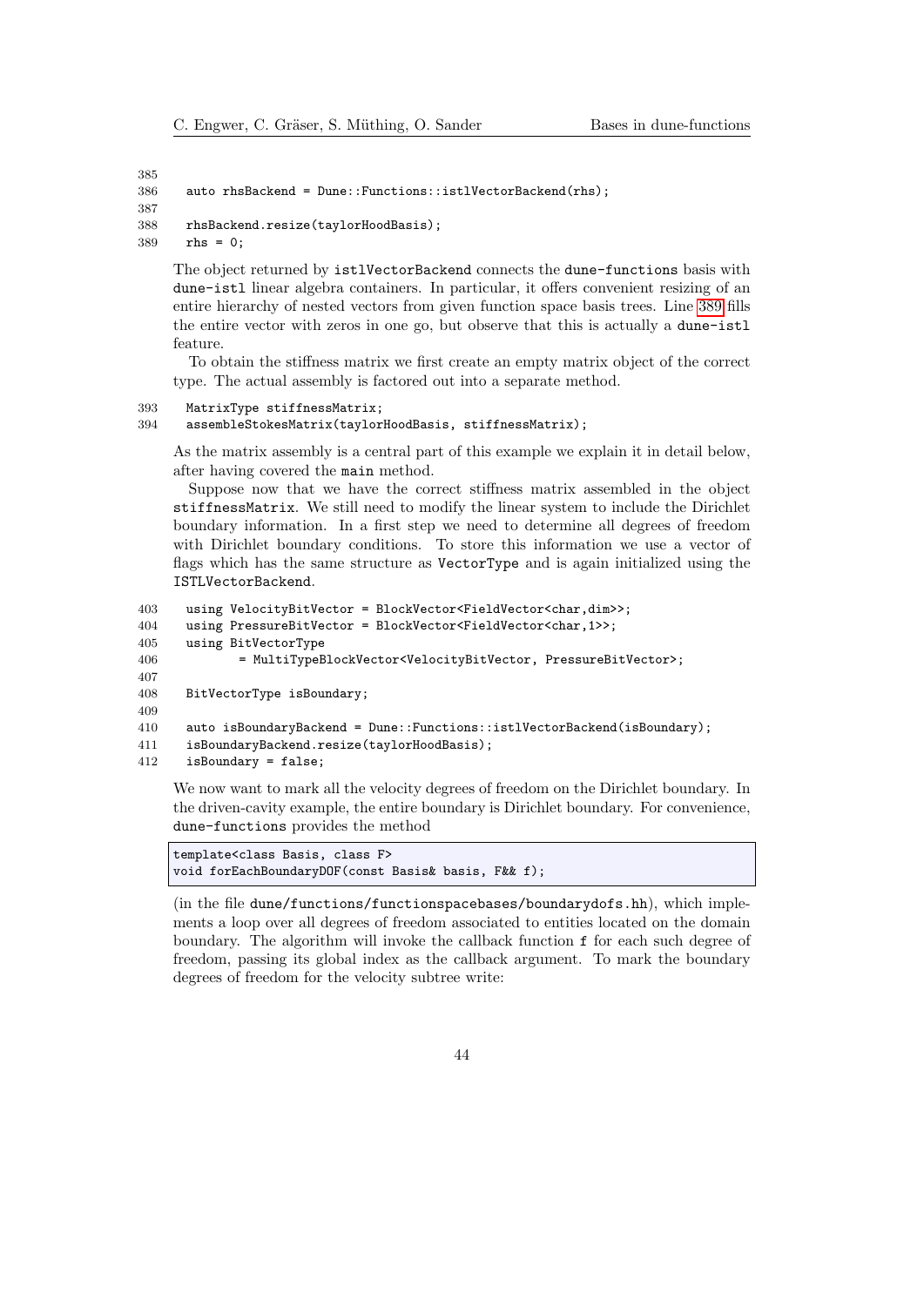```
385
386   auto rhsBackend = Dune::Functions::istlVectorBackend(rhs);
387
388   rhsBackend.resize(taylorHoodBasis);
389   rhs = 0;
```

The object returned by `istlVectorBackend` connects the `dune-functions` basis with `dune-istl` linear algebra containers. In particular, it offers convenient resizing of an entire hierarchy of nested vectors from given function space basis trees. Line 389 fills the entire vector with zeros in one go, but observe that this is actually a `dune-istl` feature.

To obtain the stiffness matrix we first create an empty matrix object of the correct type. The actual assembly is factored out into a separate method.

```
393   MatrixType stiffnessMatrix;
394   assembleStokesMatrix(taylorHoodBasis, stiffnessMatrix);
```

As the matrix assembly is a central part of this example we explain it in detail below, after having covered the `main` method.

Suppose now that we have the correct stiffness matrix assembled in the object `stiffnessMatrix`. We still need to modify the linear system to include the Dirichlet boundary information. In a first step we need to determine all degrees of freedom with Dirichlet boundary conditions. To store this information we use a vector of flags which has the same structure as `VectorType` and is again initialized using the `ISTLVectorBackend`.

```
403   using VelocityBitVector = BlockVector<FieldVector<char,dim>>;
404   using PressureBitVector = BlockVector<FieldVector<char,1>>;
405   using BitVectorType
406           = MultiTypeBlockVector<VelocityBitVector, PressureBitVector>;
407
408   BitVectorType isBoundary;
409
410   auto isBoundaryBackend = Dune::Functions::istlVectorBackend(isBoundary);
411   isBoundaryBackend.resize(taylorHoodBasis);
412   isBoundary = false;
```

We now want to mark all the velocity degrees of freedom on the Dirichlet boundary. In the driven-cavity example, the entire boundary is Dirichlet boundary. For convenience, `dune-functions` provides the method

```
template<class Basis, class F>
void forEachBoundaryDOF(const Basis& basis, F&& f);
```

(in the file `dune/functions/functionspacebases/boundarydofs.hh`), which implements a loop over all degrees of freedom associated to entities located on the domain boundary. The algorithm will invoke the callback function `f` for each such degree of freedom, passing its global index as the callback argument. To mark the boundary degrees of freedom for the velocity subtree write: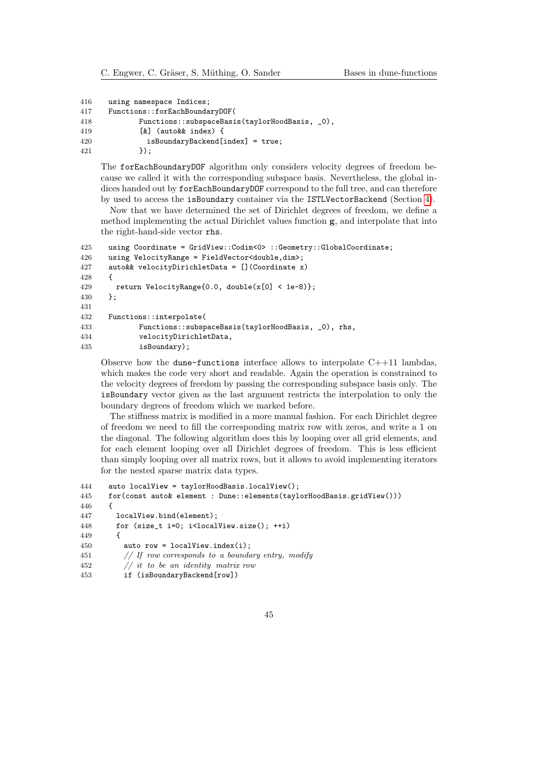```
416    using namespace Indices;
417    Functions::forEachBoundaryDOF(
418            Functions::subspaceBasis(taylorHoodBasis, _0),
419            [&] (auto&& index) {
420              isBoundaryBackend[index] = true;
421            });
```

The forEachBoundaryDOF algorithm only considers velocity degrees of freedom because we called it with the corresponding subspace basis. Nevertheless, the global indices handed out by forEachBoundaryDOF correspond to the full tree, and can therefore by used to access the isBoundary container via the ISTLVectorBackend (Section 4).

Now that we have determined the set of Dirichlet degrees of freedom, we define a method implementing the actual Dirichlet values function **g**, and interpolate that into the right-hand-side vector rhs.

```
425    using Coordinate = GridView::Codim<0> ::Geometry::GlobalCoordinate;
426    using VelocityRange = FieldVector<double,dim>;
427    auto&& velocityDirichletData = [](Coordinate x)
428    {
429      return VelocityRange{0.0, double(x[0] < 1e-8)};
430    };
431
432    Functions::interpolate(
433            Functions::subspaceBasis(taylorHoodBasis, _0), rhs,
434            velocityDirichletData,
435            isBoundary);
```

Observe how the dune-functions interface allows to interpolate C++11 lambdas, which makes the code very short and readable. Again the operation is constrained to the velocity degrees of freedom by passing the corresponding subspace basis only. The isBoundary vector given as the last argument restricts the interpolation to only the boundary degrees of freedom which we marked before.

The stiffness matrix is modified in a more manual fashion. For each Dirichlet degree of freedom we need to fill the corresponding matrix row with zeros, and write a 1 on the diagonal. The following algorithm does this by looping over all grid elements, and for each element looping over all Dirichlet degrees of freedom. This is less efficient than simply looping over all matrix rows, but it allows to avoid implementing iterators for the nested sparse matrix data types.

```
444    auto localView = taylorHoodBasis.localView();
445    for(const auto& element : Dune::elements(taylorHoodBasis.gridView()))
446    {
447      localView.bind(element);
448      for (size_t i=0; i<localView.size(); ++i)
449      {
450        auto row = localView.index(i);
451        // If row corresponds to a boundary entry, modify
452        // it to be an identity matrix row
453        if (isBoundaryBackend[row])
```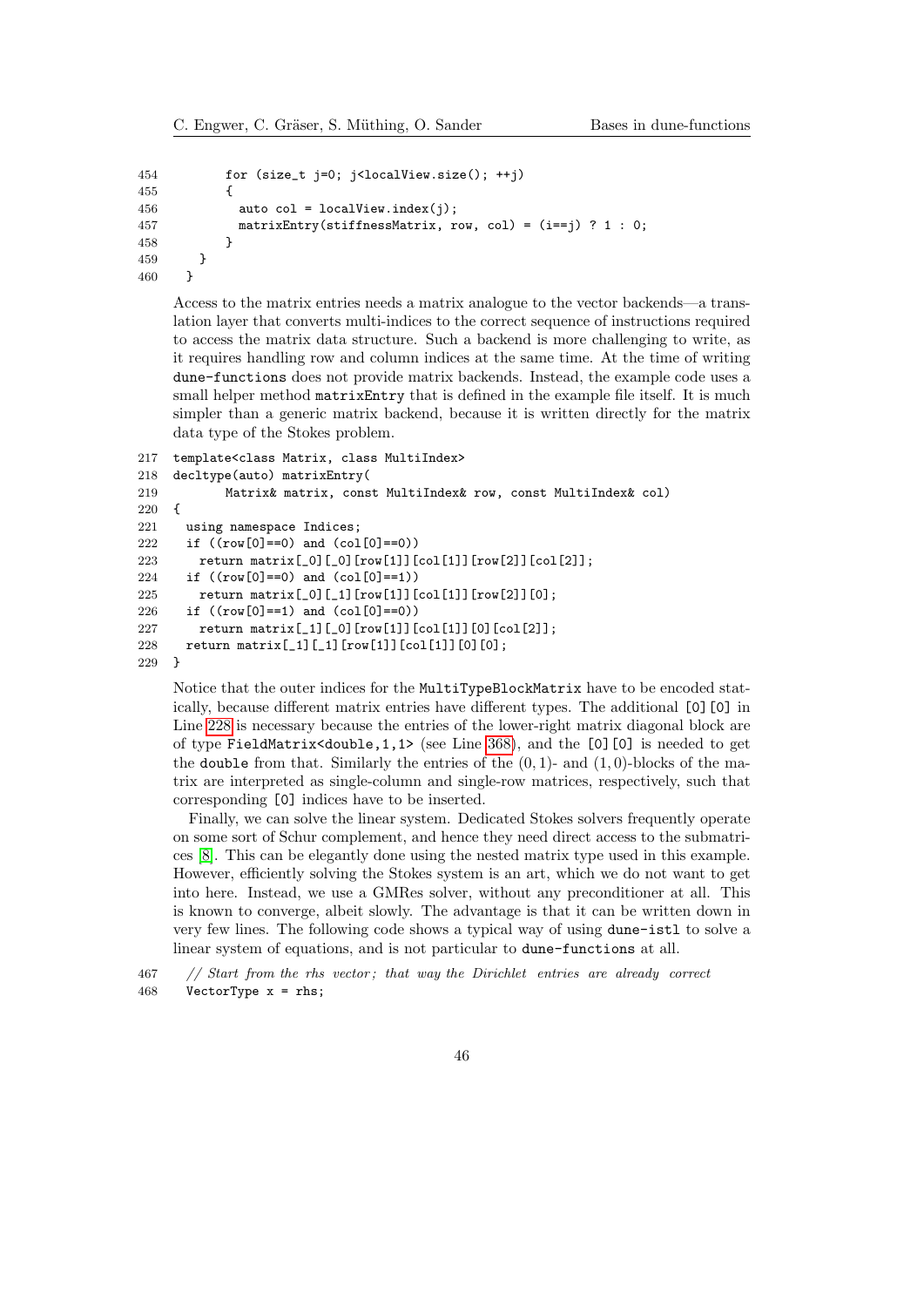```
454         for (size_t j=0; j<localView.size(); ++j)
455         {
456           auto col = localView.index(j);
457           matrixEntry(stiffnessMatrix, row, col) = (i==j) ? 1 : 0;
458         }
459     }
460   }
```

Access to the matrix entries needs a matrix analogue to the vector backends—a translation layer that converts multi-indices to the correct sequence of instructions required to access the matrix data structure. Such a backend is more challenging to write, as it requires handling row and column indices at the same time. At the time of writing `dune-functions` does not provide matrix backends. Instead, the example code uses a small helper method `matrixEntry` that is defined in the example file itself. It is much simpler than a generic matrix backend, because it is written directly for the matrix data type of the Stokes problem.

```
217 template<class Matrix, class MultiIndex>
218 decltype(auto) matrixEntry(
219         Matrix& matrix, const MultiIndex& row, const MultiIndex& col)
220 {
221   using namespace Indices;
222   if ((row[0]==0) and (col[0]==0))
223     return matrix[_0][_0][row[1]][col[1]][row[2]][col[2]];
224   if ((row[0]==0) and (col[0]==1))
225     return matrix[_0][_1][row[1]][col[1]][row[2]][0];
226   if ((row[0]==1) and (col[0]==0))
227     return matrix[_1][_0][row[1]][col[1]][0][col[2]];
228   return matrix[_1][_1][row[1]][col[1]][0][0];
229 }
```

Notice that the outer indices for the `MultiTypeBlockMatrix` have to be encoded statically, because different matrix entries have different types. The additional `[0][0]` in Line 228 is necessary because the entries of the lower-right matrix diagonal block are of type `FieldMatrix<double,1,1>` (see Line 368), and the `[0][0]` is needed to get the `double` from that. Similarly the entries of the $(0,1)$- and $(1,0)$-blocks of the matrix are interpreted as single-column and single-row matrices, respectively, such that corresponding `[0]` indices have to be inserted.

Finally, we can solve the linear system. Dedicated Stokes solvers frequently operate on some sort of Schur complement, and hence they need direct access to the submatrices [8]. This can be elegantly done using the nested matrix type used in this example. However, efficiently solving the Stokes system is an art, which we do not want to get into here. Instead, we use a GMRes solver, without any preconditioner at all. This is known to converge, albeit slowly. The advantage is that it can be written down in very few lines. The following code shows a typical way of using `dune-istl` to solve a linear system of equations, and is not particular to `dune-functions` at all.

```
467   // Start from the rhs vector; that way the Dirichlet entries are already correct
468   VectorType x = rhs;
```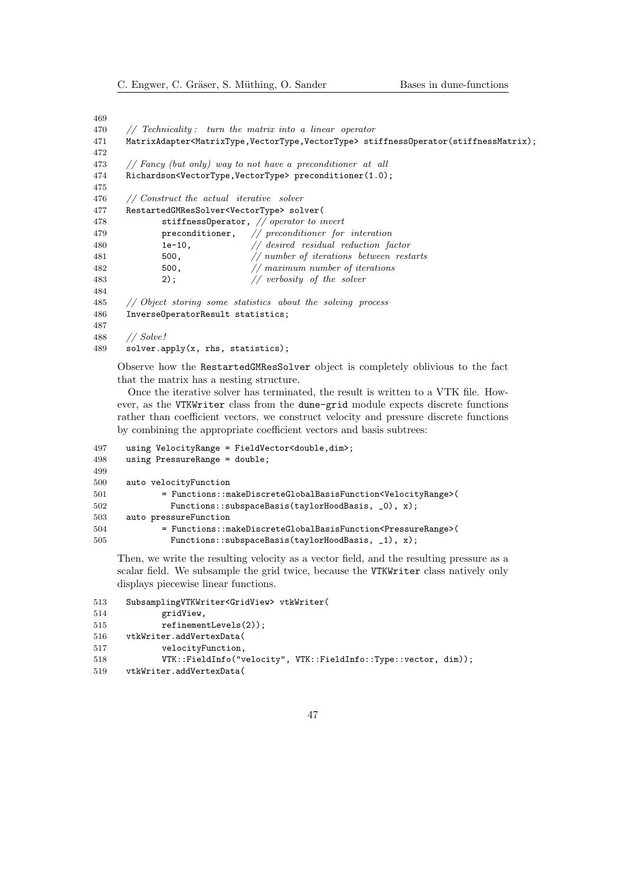```
469
470   // Technicality:  turn the matrix into a linear operator
471   MatrixAdapter<MatrixType,VectorType,VectorType> stiffnessOperator(stiffnessMatrix);
472
473   // Fancy (but only) way to not have a preconditioner at all
474   Richardson<VectorType,VectorType> preconditioner(1.0);
475
476   // Construct the actual iterative solver
477   RestartedGMResSolver<VectorType> solver(
478           stiffnessOperator, // operator to invert
479           preconditioner,    // preconditioner for interation
480           1e-10,             // desired residual reduction factor
481           500,               // number of iterations between restarts
482           500,               // maximum number of iterations
483           2);                // verbosity of the solver
484
485   // Object storing some statistics about the solving process
486   InverseOperatorResult statistics;
487
488   // Solve!
489   solver.apply(x, rhs, statistics);
```

Observe how the RestartedGMResSolver object is completely oblivious to the fact that the matrix has a nesting structure.

Once the iterative solver has terminated, the result is written to a VTK file. However, as the VTKWriter class from the dune-grid module expects discrete functions rather than coefficient vectors, we construct velocity and pressure discrete functions by combining the appropriate coefficient vectors and basis subtrees:

```
497   using VelocityRange = FieldVector<double,dim>;
498   using PressureRange = double;
499
500   auto velocityFunction
501           = Functions::makeDiscreteGlobalBasisFunction<VelocityRange>(
502             Functions::subspaceBasis(taylorHoodBasis, _0), x);
503   auto pressureFunction
504           = Functions::makeDiscreteGlobalBasisFunction<PressureRange>(
505             Functions::subspaceBasis(taylorHoodBasis, _1), x);
```

Then, we write the resulting velocity as a vector field, and the resulting pressure as a scalar field. We subsample the grid twice, because the VTKWriter class natively only displays piecewise linear functions.

```
513   SubsamplingVTKWriter<GridView> vtkWriter(
514           gridView,
515           refinementLevels(2));
516   vtkWriter.addVertexData(
517           velocityFunction,
518           VTK::FieldInfo("velocity", VTK::FieldInfo::Type::vector, dim));
519   vtkWriter.addVertexData(
```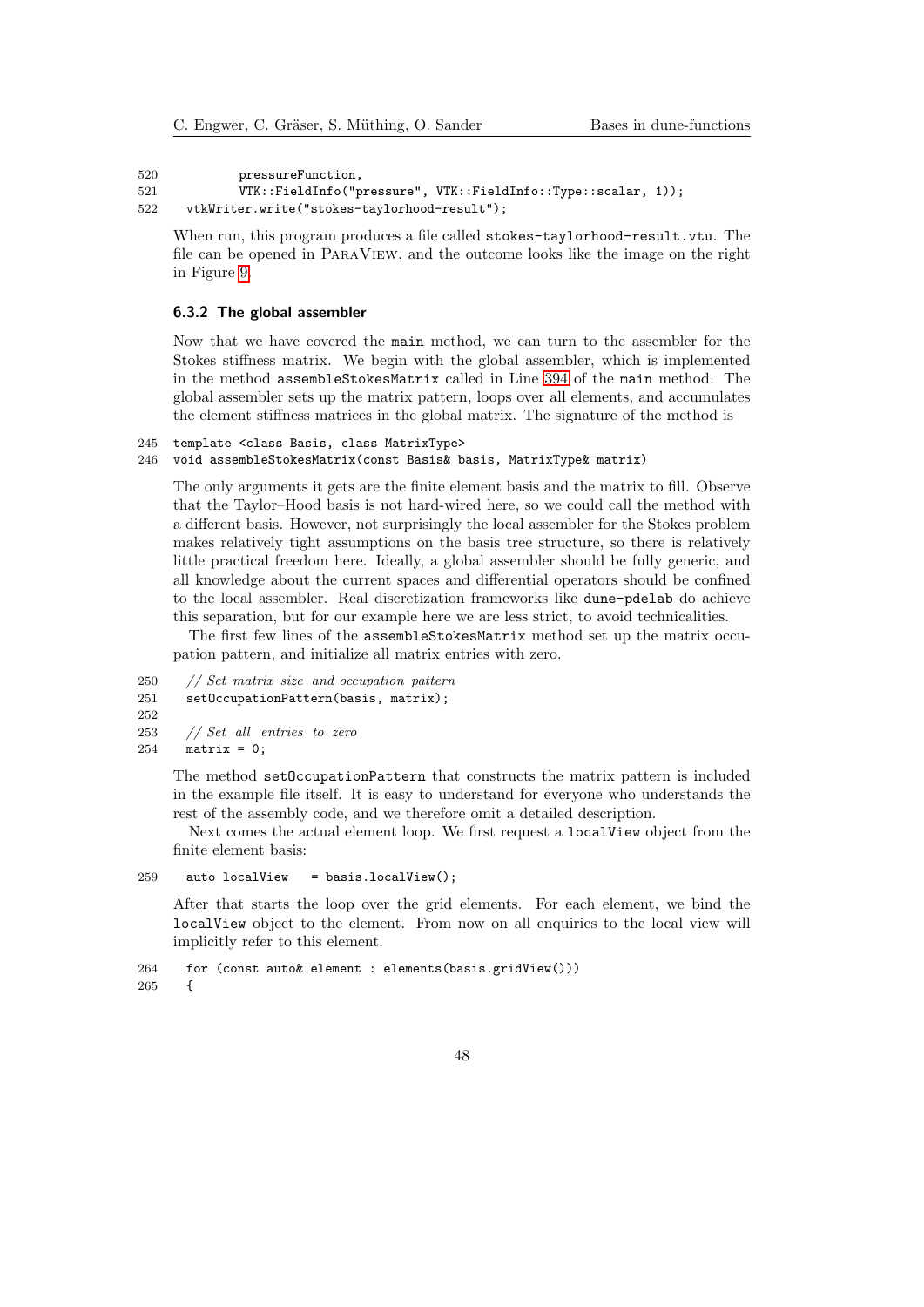```
520         pressureFunction,
521         VTK::FieldInfo("pressure", VTK::FieldInfo::Type::scalar, 1));
522   vtkWriter.write("stokes-taylorhood-result");
```

When run, this program produces a file called `stokes-taylorhood-result.vtu`. The file can be opened in ParaView, and the outcome looks like the image on the right in Figure 9.

### 6.3.2 The global assembler

Now that we have covered the `main` method, we can turn to the assembler for the Stokes stiffness matrix. We begin with the global assembler, which is implemented in the method `assembleStokesMatrix` called in Line 394 of the `main` method. The global assembler sets up the matrix pattern, loops over all elements, and accumulates the element stiffness matrices in the global matrix. The signature of the method is

```
245 template <class Basis, class MatrixType>
246 void assembleStokesMatrix(const Basis& basis, MatrixType& matrix)
```

The only arguments it gets are the finite element basis and the matrix to fill. Observe that the Taylor–Hood basis is not hard-wired here, so we could call the method with a different basis. However, not surprisingly the local assembler for the Stokes problem makes relatively tight assumptions on the basis tree structure, so there is relatively little practical freedom here. Ideally, a global assembler should be fully generic, and all knowledge about the current spaces and differential operators should be confined to the local assembler. Real discretization frameworks like `dune-pdelab` do achieve this separation, but for our example here we are less strict, to avoid technicalities.

The first few lines of the `assembleStokesMatrix` method set up the matrix occupation pattern, and initialize all matrix entries with zero.

```
250   // Set matrix size and occupation pattern
251   setOccupationPattern(basis, matrix);
252
253   // Set all entries to zero
254   matrix = 0;
```

The method `setOccupationPattern` that constructs the matrix pattern is included in the example file itself. It is easy to understand for everyone who understands the rest of the assembly code, and we therefore omit a detailed description.

Next comes the actual element loop. We first request a `localView` object from the finite element basis:

```
259   auto localView    = basis.localView();
```

After that starts the loop over the grid elements. For each element, we bind the `localView` object to the element. From now on all enquiries to the local view will implicitly refer to this element.

```
264   for (const auto& element : elements(basis.gridView()))
265   {
```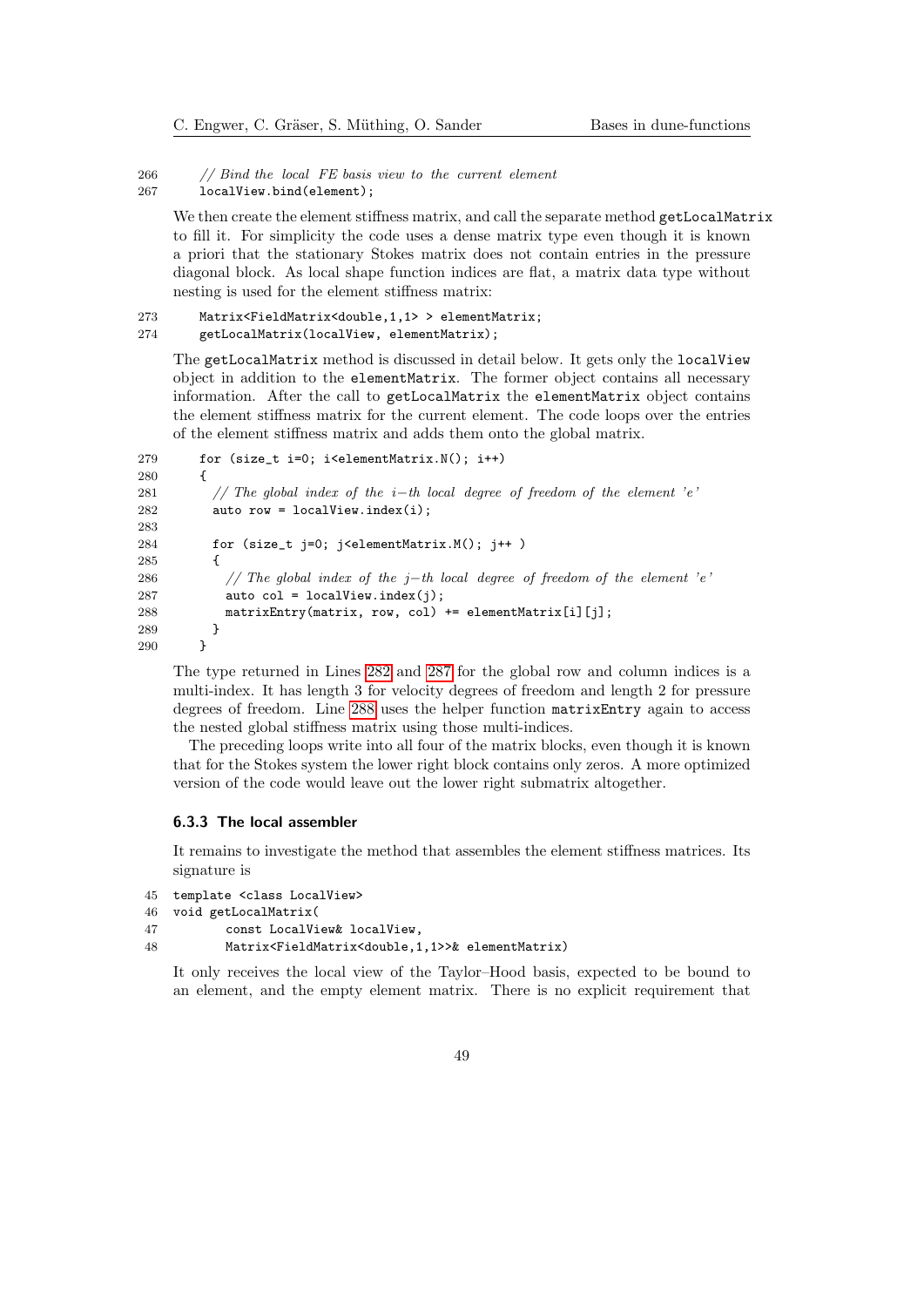```
266      // Bind the local FE basis view to the current element
267      localView.bind(element);
```

We then create the element stiffness matrix, and call the separate method `getLocalMatrix` to fill it. For simplicity the code uses a dense matrix type even though it is known a priori that the stationary Stokes matrix does not contain entries in the pressure diagonal block. As local shape function indices are flat, a matrix data type without nesting is used for the element stiffness matrix:

```
273      Matrix<FieldMatrix<double,1,1> > elementMatrix;
274      getLocalMatrix(localView, elementMatrix);
```

The `getLocalMatrix` method is discussed in detail below. It gets only the `localView` object in addition to the `elementMatrix`. The former object contains all necessary information. After the call to `getLocalMatrix` the `elementMatrix` object contains the element stiffness matrix for the current element. The code loops over the entries of the element stiffness matrix and adds them onto the global matrix.

```
279      for (size_t i=0; i<elementMatrix.N(); i++)
280      {
281        // The global index of the i-th local degree of freedom of the element 'e'
282        auto row = localView.index(i);
283
284        for (size_t j=0; j<elementMatrix.M(); j++ )
285        {
286          // The global index of the j-th local degree of freedom of the element 'e'
287          auto col = localView.index(j);
288          matrixEntry(matrix, row, col) += elementMatrix[i][j];
289        }
290      }
```

The type returned in Lines 282 and 287 for the global row and column indices is a multi-index. It has length 3 for velocity degrees of freedom and length 2 for pressure degrees of freedom. Line 288 uses the helper function `matrixEntry` again to access the nested global stiffness matrix using those multi-indices.

The preceding loops write into all four of the matrix blocks, even though it is known that for the Stokes system the lower right block contains only zeros. A more optimized version of the code would leave out the lower right submatrix altogether.

### 6.3.3 The local assembler

It remains to investigate the method that assembles the element stiffness matrices. Its signature is

```
45  template <class LocalView>
46  void getLocalMatrix(
47          const LocalView& localView,
48          Matrix<FieldMatrix<double,1,1>>& elementMatrix)
```

It only receives the local view of the Taylor–Hood basis, expected to be bound to an element, and the empty element matrix. There is no explicit requirement that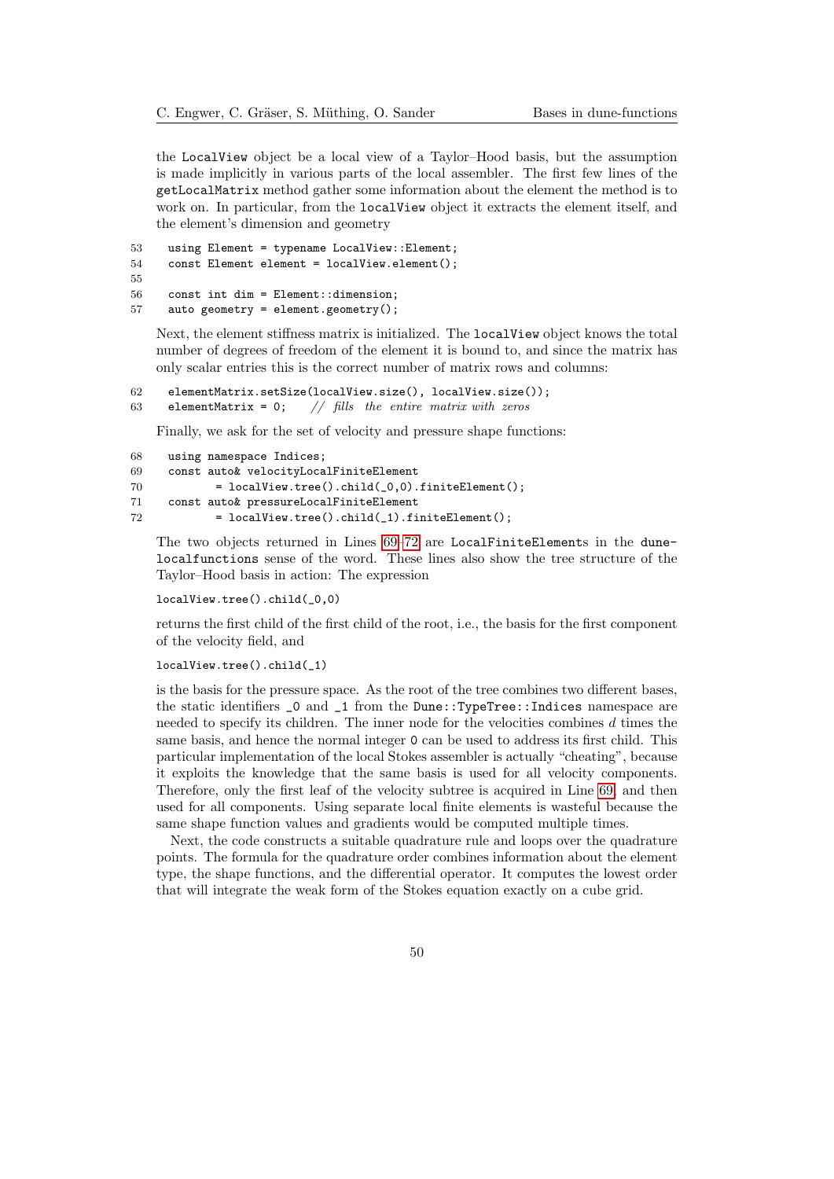the LocalView object be a local view of a Taylor–Hood basis, but the assumption is made implicitly in various parts of the local assembler. The first few lines of the getLocalMatrix method gather some information about the element the method is to work on. In particular, from the localView object it extracts the element itself, and the element's dimension and geometry

```
53   using Element = typename LocalView::Element;
54   const Element element = localView.element();
55
56   const int dim = Element::dimension;
57   auto geometry = element.geometry();
```

Next, the element stiffness matrix is initialized. The localView object knows the total number of degrees of freedom of the element it is bound to, and since the matrix has only scalar entries this is the correct number of matrix rows and columns:

```
62   elementMatrix.setSize(localView.size(), localView.size());
63   elementMatrix = 0;    // fills the entire matrix with zeros
```

Finally, we ask for the set of velocity and pressure shape functions:

```
68   using namespace Indices;
69   const auto& velocityLocalFiniteElement
70           = localView.tree().child(_0,0).finiteElement();
71   const auto& pressureLocalFiniteElement
72           = localView.tree().child(_1).finiteElement();
```

The two objects returned in Lines 69–72 are LocalFiniteElements in the dune-localfunctions sense of the word. These lines also show the tree structure of the Taylor–Hood basis in action: The expression

```
localView.tree().child(_0,0)
```

returns the first child of the first child of the root, i.e., the basis for the first component of the velocity field, and

```
localView.tree().child(_1)
```

is the basis for the pressure space. As the root of the tree combines two different bases, the static identifiers _0 and _1 from the Dune::TypeTree::Indices namespace are needed to specify its children. The inner node for the velocities combines $d$ times the same basis, and hence the normal integer 0 can be used to address its first child. This particular implementation of the local Stokes assembler is actually "cheating", because it exploits the knowledge that the same basis is used for all velocity components. Therefore, only the first leaf of the velocity subtree is acquired in Line 69, and then used for all components. Using separate local finite elements is wasteful because the same shape function values and gradients would be computed multiple times.

Next, the code constructs a suitable quadrature rule and loops over the quadrature points. The formula for the quadrature order combines information about the element type, the shape functions, and the differential operator. It computes the lowest order that will integrate the weak form of the Stokes equation exactly on a cube grid.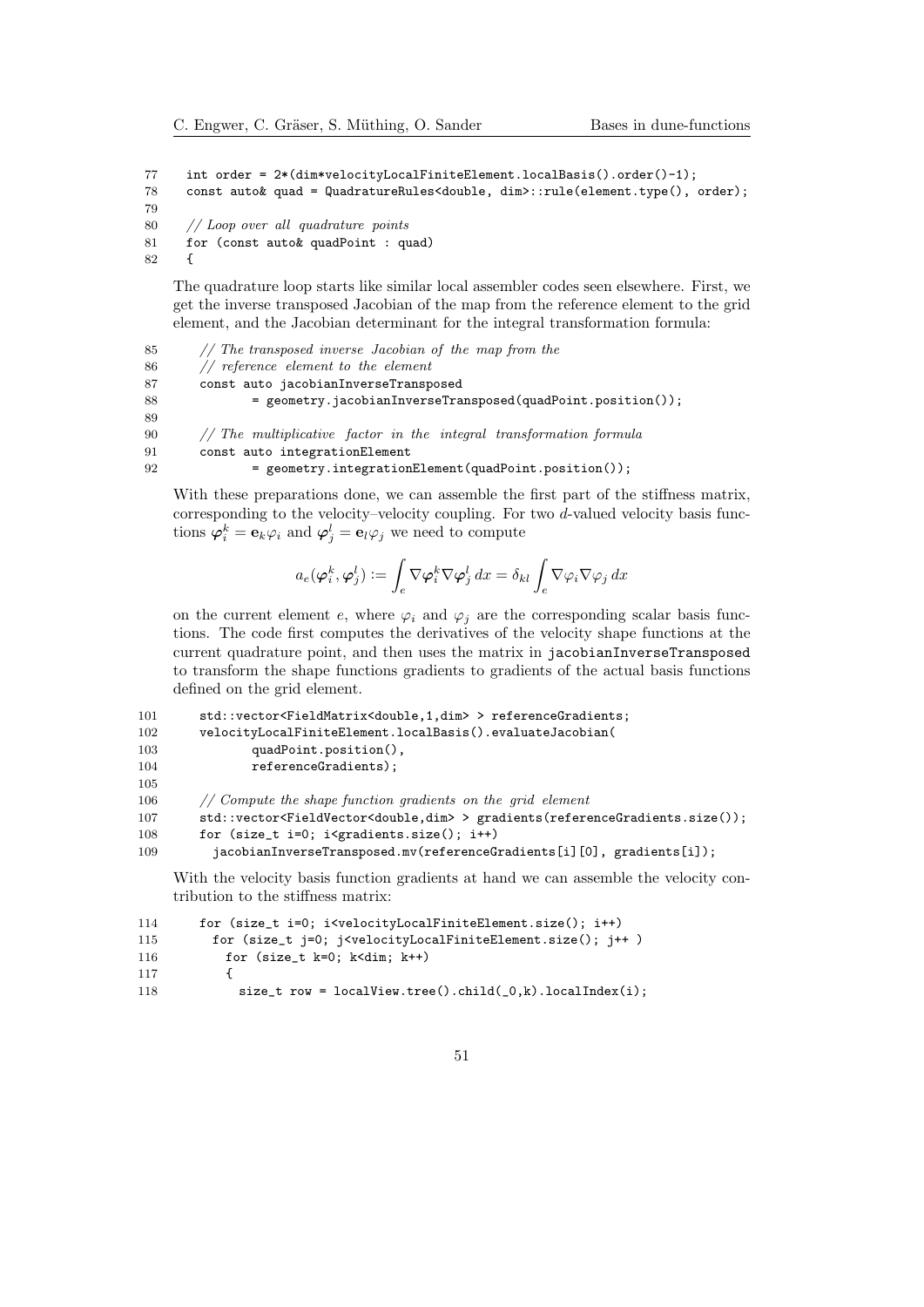```
77    int order = 2*(dim*velocityLocalFiniteElement.localBasis().order()-1);
78    const auto& quad = QuadratureRules<double, dim>::rule(element.type(), order);
79
80    // Loop over all quadrature points
81    for (const auto& quadPoint : quad)
82    {
```

The quadrature loop starts like similar local assembler codes seen elsewhere. First, we get the inverse transposed Jacobian of the map from the reference element to the grid element, and the Jacobian determinant for the integral transformation formula:

```
85      // The transposed inverse Jacobian of the map from the
86      // reference element to the element
87      const auto jacobianInverseTransposed
88              = geometry.jacobianInverseTransposed(quadPoint.position());
89
90      // The multiplicative factor in the integral transformation formula
91      const auto integrationElement
92              = geometry.integrationElement(quadPoint.position());
```

With these preparations done, we can assemble the first part of the stiffness matrix, corresponding to the velocity–velocity coupling. For two $d$-valued velocity basis functions $\boldsymbol{\varphi}_i^k = \mathbf{e}_k \varphi_i$ and $\boldsymbol{\varphi}_j^l = \mathbf{e}_l \varphi_j$ we need to compute

$$a_e(\boldsymbol{\varphi}_i^k, \boldsymbol{\varphi}_j^l) := \int_e \nabla \boldsymbol{\varphi}_i^k \nabla \boldsymbol{\varphi}_j^l \, dx = \delta_{kl} \int_e \nabla \varphi_i \nabla \varphi_j \, dx$$

on the current element $e$, where $\varphi_i$ and $\varphi_j$ are the corresponding scalar basis functions. The code first computes the derivatives of the velocity shape functions at the current quadrature point, and then uses the matrix in `jacobianInverseTransposed` to transform the shape functions gradients to gradients of the actual basis functions defined on the grid element.

```
101     std::vector<FieldMatrix<double,1,dim> > referenceGradients;
102     velocityLocalFiniteElement.localBasis().evaluateJacobian(
103             quadPoint.position(),
104             referenceGradients);
105
106     // Compute the shape function gradients on the grid element
107     std::vector<FieldVector<double,dim> > gradients(referenceGradients.size());
108     for (size_t i=0; i<gradients.size(); i++)
109       jacobianInverseTransposed.mv(referenceGradients[i][0], gradients[i]);
```

With the velocity basis function gradients at hand we can assemble the velocity contribution to the stiffness matrix:

```
114     for (size_t i=0; i<velocityLocalFiniteElement.size(); i++)
115       for (size_t j=0; j<velocityLocalFiniteElement.size(); j++ )
116         for (size_t k=0; k<dim; k++)
117         {
118           size_t row = localView.tree().child(_0,k).localIndex(i);
```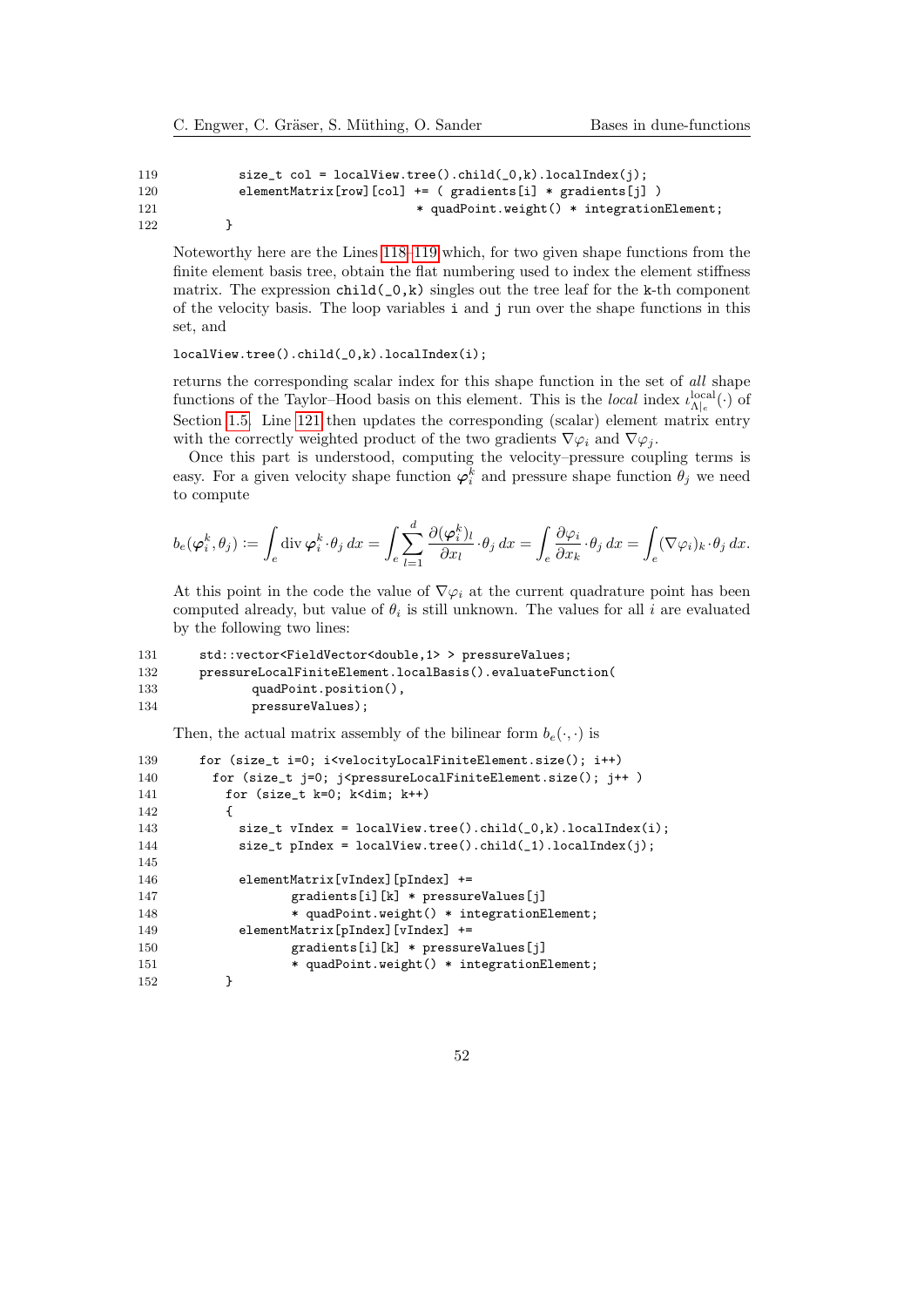```
119          size_t col = localView.tree().child(_0,k).localIndex(j);
120          elementMatrix[row][col] += ( gradients[i] * gradients[j] )
121                                   * quadPoint.weight() * integrationElement;
122        }
```

Noteworthy here are the Lines 118–119 which, for two given shape functions from the finite element basis tree, obtain the flat numbering used to index the element stiffness matrix. The expression `child(_0,k)` singles out the tree leaf for the `k`-th component of the velocity basis. The loop variables `i` and `j` run over the shape functions in this set, and

```
localView.tree().child(_0,k).localIndex(i);
```

returns the corresponding scalar index for this shape function in the set of *all* shape functions of the Taylor–Hood basis on this element. This is the *local* index $\iota^{\text{local}}_{\Lambda|_e}(\cdot)$ of Section 1.5. Line 121 then updates the corresponding (scalar) element matrix entry with the correctly weighted product of the two gradients $\nabla\varphi_i$ and $\nabla\varphi_j$.

Once this part is understood, computing the velocity–pressure coupling terms is easy. For a given velocity shape function $\boldsymbol{\varphi}_i^k$ and pressure shape function $\theta_j$ we need to compute

$$b_e(\boldsymbol{\varphi}_i^k, \theta_j) := \int_e \operatorname{div} \boldsymbol{\varphi}_i^k \cdot \theta_j \, dx = \int_e \sum_{l=1}^{d} \frac{\partial (\boldsymbol{\varphi}_i^k)_l}{\partial x_l} \cdot \theta_j \, dx = \int_e \frac{\partial \varphi_i}{\partial x_k} \cdot \theta_j \, dx = \int_e (\nabla \varphi_i)_k \cdot \theta_j \, dx.$$

At this point in the code the value of $\nabla\varphi_i$ at the current quadrature point has been computed already, but value of $\theta_i$ is still unknown. The values for all $i$ are evaluated by the following two lines:

```
131      std::vector<FieldVector<double,1> > pressureValues;
132      pressureLocalFiniteElement.localBasis().evaluateFunction(
133              quadPoint.position(),
134              pressureValues);
```

Then, the actual matrix assembly of the bilinear form $b_e(\cdot,\cdot)$ is

```
139      for (size_t i=0; i<velocityLocalFiniteElement.size(); i++)
140        for (size_t j=0; j<pressureLocalFiniteElement.size(); j++ )
141          for (size_t k=0; k<dim; k++)
142          {
143            size_t vIndex = localView.tree().child(_0,k).localIndex(i);
144            size_t pIndex = localView.tree().child(_1).localIndex(j);
145
146            elementMatrix[vIndex][pIndex] +=
147                    gradients[i][k] * pressureValues[j]
148                    * quadPoint.weight() * integrationElement;
149            elementMatrix[pIndex][vIndex] +=
150                    gradients[i][k] * pressureValues[j]
151                    * quadPoint.weight() * integrationElement;
152          }
```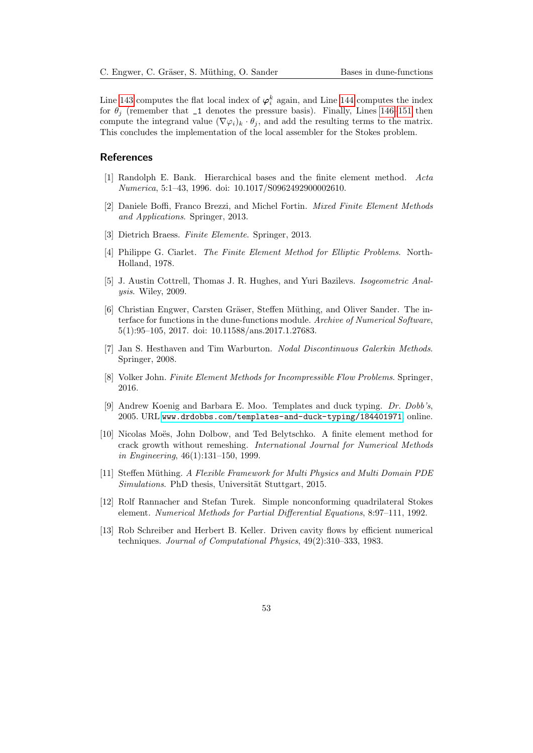Line 143 computes the flat local index of $\boldsymbol{\varphi}_i^k$ again, and Line 144 computes the index for $\theta_j$ (remember that `_1` denotes the pressure basis). Finally, Lines 146–151 then compute the integrand value $(\nabla\varphi_i)_k \cdot \theta_j$, and add the resulting terms to the matrix. This concludes the implementation of the local assembler for the Stokes problem.

## References

[1] Randolph E. Bank. Hierarchical bases and the finite element method. *Acta Numerica*, 5:1–43, 1996. doi: 10.1017/S0962492900002610.

[2] Daniele Boffi, Franco Brezzi, and Michel Fortin. *Mixed Finite Element Methods and Applications*. Springer, 2013.

[3] Dietrich Braess. *Finite Elemente*. Springer, 2013.

[4] Philippe G. Ciarlet. *The Finite Element Method for Elliptic Problems*. North-Holland, 1978.

[5] J. Austin Cottrell, Thomas J. R. Hughes, and Yuri Bazilevs. *Isogeometric Analysis*. Wiley, 2009.

[6] Christian Engwer, Carsten Gräser, Steffen Müthing, and Oliver Sander. The interface for functions in the dune-functions module. *Archive of Numerical Software*, 5(1):95–105, 2017. doi: 10.11588/ans.2017.1.27683.

[7] Jan S. Hesthaven and Tim Warburton. *Nodal Discontinuous Galerkin Methods*. Springer, 2008.

[8] Volker John. *Finite Element Methods for Incompressible Flow Problems*. Springer, 2016.

[9] Andrew Koenig and Barbara E. Moo. Templates and duck typing. *Dr. Dobb's*, 2005. URL www.drdobbs.com/templates-and-duck-typing/184401971, online.

[10] Nicolas Moës, John Dolbow, and Ted Belytschko. A finite element method for crack growth without remeshing. *International Journal for Numerical Methods in Engineering*, 46(1):131–150, 1999.

[11] Steffen Müthing. *A Flexible Framework for Multi Physics and Multi Domain PDE Simulations*. PhD thesis, Universität Stuttgart, 2015.

[12] Rolf Rannacher and Stefan Turek. Simple nonconforming quadrilateral Stokes element. *Numerical Methods for Partial Differential Equations*, 8:97–111, 1992.

[13] Rob Schreiber and Herbert B. Keller. Driven cavity flows by efficient numerical techniques. *Journal of Computational Physics*, 49(2):310–333, 1983.